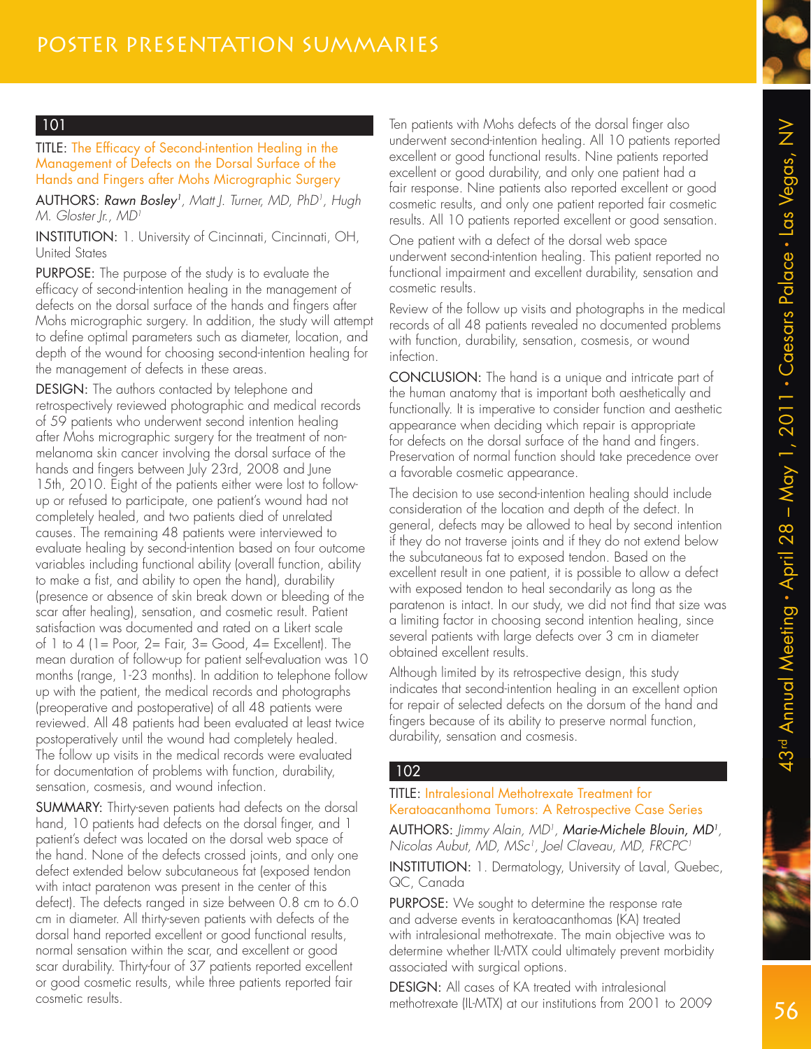## POSTER PRESENTATION SUMMARIES

### 101

**TITLE:** The Efficacy of Second-intention Healing in the Management of Defects on the Dorsal Surface of the Hands and Fingers after Mohs Micrographic Surgery

**AUTHORS:** ***Rawn Bosley***[1], *Matt J. Turner, MD, PhD*[1], *Hugh M. Gloster Jr., MD*[1]

**INSTITUTION:** 1. University of Cincinnati, Cincinnati, OH, United States

**PURPOSE:** The purpose of the study is to evaluate the efficacy of second-intention healing in the management of defects on the dorsal surface of the hands and fingers after Mohs micrographic surgery. In addition, the study will attempt to define optimal parameters such as diameter, location, and depth of the wound for choosing second-intention healing for the management of defects in these areas.

**DESIGN:** The authors contacted by telephone and retrospectively reviewed photographic and medical records of 59 patients who underwent second intention healing after Mohs micrographic surgery for the treatment of non-melanoma skin cancer involving the dorsal surface of the hands and fingers between July 23rd, 2008 and June 15th, 2010. Eight of the patients either were lost to follow-up or refused to participate, one patient's wound had not completely healed, and two patients died of unrelated causes. The remaining 48 patients were interviewed to evaluate healing by second-intention based on four outcome variables including functional ability (overall function, ability to make a fist, and ability to open the hand), durability (presence or absence of skin break down or bleeding of the scar after healing), sensation, and cosmetic result. Patient satisfaction was documented and rated on a Likert scale of 1 to 4 (1= Poor, 2= Fair, 3= Good, 4= Excellent). The mean duration of follow-up for patient self-evaluation was 10 months (range, 1-23 months). In addition to telephone follow up with the patient, the medical records and photographs (preoperative and postoperative) of all 48 patients were reviewed. All 48 patients had been evaluated at least twice postoperatively until the wound had completely healed. The follow up visits in the medical records were evaluated for documentation of problems with function, durability, sensation, cosmesis, and wound infection.

**SUMMARY:** Thirty-seven patients had defects on the dorsal hand, 10 patients had defects on the dorsal finger, and 1 patient's defect was located on the dorsal web space of the hand. None of the defects crossed joints, and only one defect extended below subcutaneous fat (exposed tendon with intact paratenon was present in the center of this defect). The defects ranged in size between 0.8 cm to 6.0 cm in diameter. All thirty-seven patients with defects of the dorsal hand reported excellent or good functional results, normal sensation within the scar, and excellent or good scar durability. Thirty-four of 37 patients reported excellent or good cosmetic results, while three patients reported fair cosmetic results.

Ten patients with Mohs defects of the dorsal finger also underwent second-intention healing. All 10 patients reported excellent or good functional results. Nine patients reported excellent or good durability, and only one patient had a fair response. Nine patients also reported excellent or good cosmetic results, and only one patient reported fair cosmetic results. All 10 patients reported excellent or good sensation.

One patient with a defect of the dorsal web space underwent second-intention healing. This patient reported no functional impairment and excellent durability, sensation and cosmetic results.

Review of the follow up visits and photographs in the medical records of all 48 patients revealed no documented problems with function, durability, sensation, cosmesis, or wound infection.

**CONCLUSION:** The hand is a unique and intricate part of the human anatomy that is important both aesthetically and functionally. It is imperative to consider function and aesthetic appearance when deciding which repair is appropriate for defects on the dorsal surface of the hand and fingers. Preservation of normal function should take precedence over a favorable cosmetic appearance.

The decision to use second-intention healing should include consideration of the location and depth of the defect. In general, defects may be allowed to heal by second intention if they do not traverse joints and if they do not extend below the subcutaneous fat to exposed tendon. Based on the excellent result in one patient, it is possible to allow a defect with exposed tendon to heal secondarily as long as the paratenon is intact. In our study, we did not find that size was a limiting factor in choosing second intention healing, since several patients with large defects over 3 cm in diameter obtained excellent results.

Although limited by its retrospective design, this study indicates that second-intention healing in an excellent option for repair of selected defects on the dorsum of the hand and fingers because of its ability to preserve normal function, durability, sensation and cosmesis.

### 102

**TITLE:** Intralesional Methotrexate Treatment for Keratoacanthoma Tumors: A Retrospective Case Series

**AUTHORS:** *Jimmy Alain, MD*[1], ***Marie-Michele Blouin, MD***[1], *Nicolas Aubut, MD, MSc*[1], *Joel Claveau, MD, FRCPC*[1]

**INSTITUTION:** 1. Dermatology, University of Laval, Quebec, QC, Canada

**PURPOSE:** We sought to determine the response rate and adverse events in keratoacanthomas (KA) treated with intralesional methotrexate. The main objective was to determine whether IL-MTX could ultimately prevent morbidity associated with surgical options.

**DESIGN:** All cases of KA treated with intralesional methotrexate (IL-MTX) at our institutions from 2001 to 2009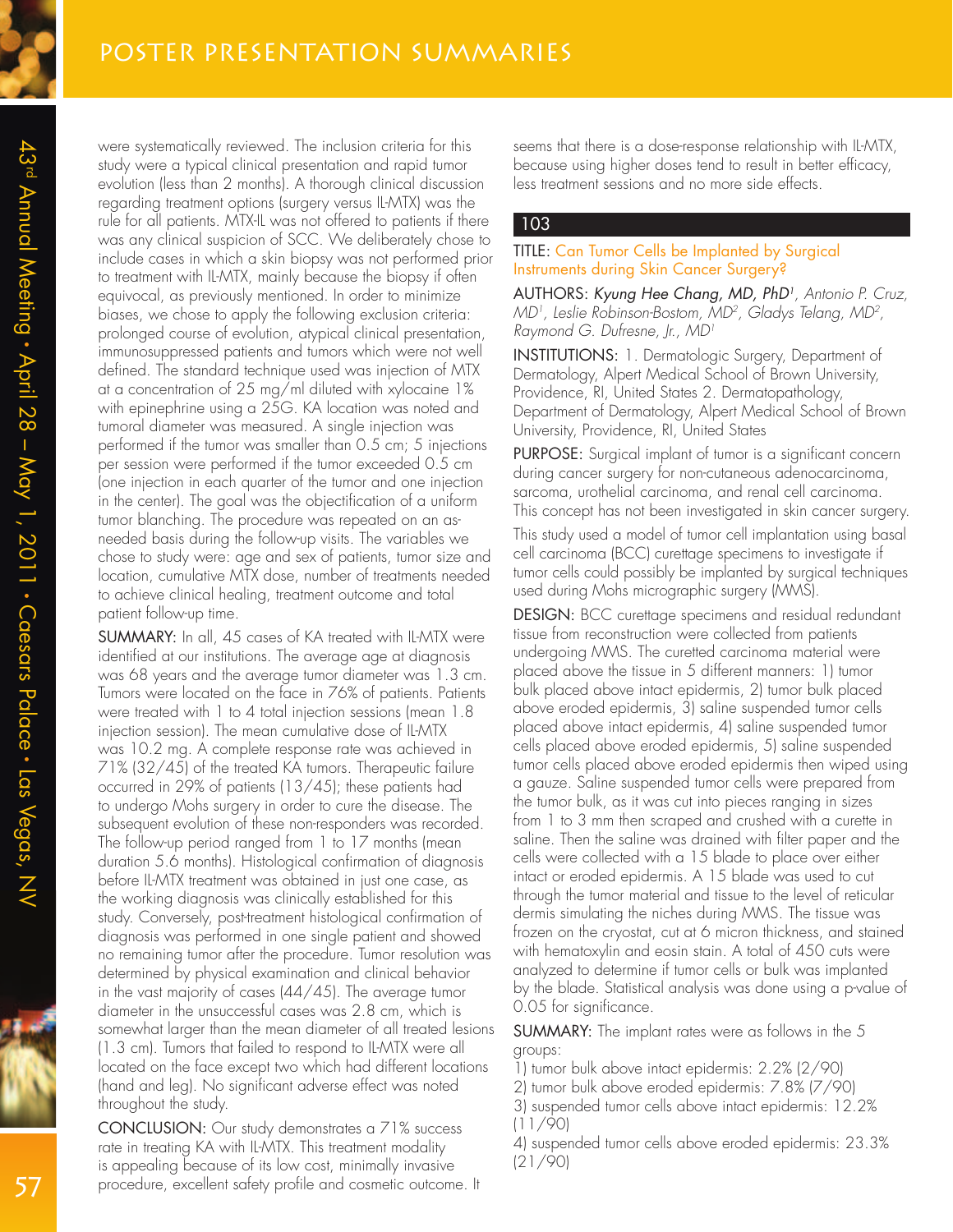were systematically reviewed. The inclusion criteria for this study were a typical clinical presentation and rapid tumor evolution (less than 2 months). A thorough clinical discussion regarding treatment options (surgery versus IL-MTX) was the rule for all patients. MTX-IL was not offered to patients if there was any clinical suspicion of SCC. We deliberately chose to include cases in which a skin biopsy was not performed prior to treatment with IL-MTX, mainly because the biopsy if often equivocal, as previously mentioned. In order to minimize biases, we chose to apply the following exclusion criteria: prolonged course of evolution, atypical clinical presentation, immunosuppressed patients and tumors which were not well defined. The standard technique used was injection of MTX at a concentration of 25 mg/ml diluted with xylocaine 1% with epinephrine using a 25G. KA location was noted and tumoral diameter was measured. A single injection was performed if the tumor was smaller than 0.5 cm; 5 injections per session were performed if the tumor exceeded 0.5 cm (one injection in each quarter of the tumor and one injection in the center). The goal was the objectification of a uniform tumor blanching. The procedure was repeated on an as-needed basis during the follow-up visits. The variables we chose to study were: age and sex of patients, tumor size and location, cumulative MTX dose, number of treatments needed to achieve clinical healing, treatment outcome and total patient follow-up time.

**SUMMARY:** In all, 45 cases of KA treated with IL-MTX were identified at our institutions. The average age at diagnosis was 68 years and the average tumor diameter was 1.3 cm. Tumors were located on the face in 76% of patients. Patients were treated with 1 to 4 total injection sessions (mean 1.8 injection session). The mean cumulative dose of IL-MTX was 10.2 mg. A complete response rate was achieved in 71% (32/45) of the treated KA tumors. Therapeutic failure occurred in 29% of patients (13/45); these patients had to undergo Mohs surgery in order to cure the disease. The subsequent evolution of these non-responders was recorded. The follow-up period ranged from 1 to 17 months (mean duration 5.6 months). Histological confirmation of diagnosis before IL-MTX treatment was obtained in just one case, as the working diagnosis was clinically established for this study. Conversely, post-treatment histological confirmation of diagnosis was performed in one single patient and showed no remaining tumor after the procedure. Tumor resolution was determined by physical examination and clinical behavior in the vast majority of cases (44/45). The average tumor diameter in the unsuccessful cases was 2.8 cm, which is somewhat larger than the mean diameter of all treated lesions (1.3 cm). Tumors that failed to respond to IL-MTX were all located on the face except two which had different locations (hand and leg). No significant adverse effect was noted throughout the study.

**CONCLUSION:** Our study demonstrates a 71% success rate in treating KA with IL-MTX. This treatment modality is appealing because of its low cost, minimally invasive procedure, excellent safety profile and cosmetic outcome. It seems that there is a dose-response relationship with IL-MTX, because using higher doses tend to result in better efficacy, less treatment sessions and no more side effects.

## 103

**TITLE:** Can Tumor Cells be Implanted by Surgical Instruments during Skin Cancer Surgery?

**AUTHORS:** *Kyung Hee Chang, MD, PhD*[1], *Antonio P. Cruz, MD*[1], *Leslie Robinson-Bostom, MD*[2], *Gladys Telang, MD*[2], *Raymond G. Dufresne, Jr., MD*[1]

**INSTITUTIONS:** 1. Dermatologic Surgery, Department of Dermatology, Alpert Medical School of Brown University, Providence, RI, United States 2. Dermatopathology, Department of Dermatology, Alpert Medical School of Brown University, Providence, RI, United States

**PURPOSE:** Surgical implant of tumor is a significant concern during cancer surgery for non-cutaneous adenocarcinoma, sarcoma, urothelial carcinoma, and renal cell carcinoma. This concept has not been investigated in skin cancer surgery.

This study used a model of tumor cell implantation using basal cell carcinoma (BCC) curettage specimens to investigate if tumor cells could possibly be implanted by surgical techniques used during Mohs micrographic surgery (MMS).

**DESIGN:** BCC curettage specimens and residual redundant tissue from reconstruction were collected from patients undergoing MMS. The curetted carcinoma material were placed above the tissue in 5 different manners: 1) tumor bulk placed above intact epidermis, 2) tumor bulk placed above eroded epidermis, 3) saline suspended tumor cells placed above intact epidermis, 4) saline suspended tumor cells placed above eroded epidermis, 5) saline suspended tumor cells placed above eroded epidermis then wiped using a gauze. Saline suspended tumor cells were prepared from the tumor bulk, as it was cut into pieces ranging in sizes from 1 to 3 mm then scraped and crushed with a curette in saline. Then the saline was drained with filter paper and the cells were collected with a 15 blade to place over either intact or eroded epidermis. A 15 blade was used to cut through the tumor material and tissue to the level of reticular dermis simulating the niches during MMS. The tissue was frozen on the cryostat, cut at 6 micron thickness, and stained with hematoxylin and eosin stain. A total of 450 cuts were analyzed to determine if tumor cells or bulk was implanted by the blade. Statistical analysis was done using a p-value of 0.05 for significance.

**SUMMARY:** The implant rates were as follows in the 5 groups:

1) tumor bulk above intact epidermis: 2.2% (2/90)
2) tumor bulk above eroded epidermis: 7.8% (7/90)
3) suspended tumor cells above intact epidermis: 12.2% (11/90)
4) suspended tumor cells above eroded epidermis: 23.3% (21/90)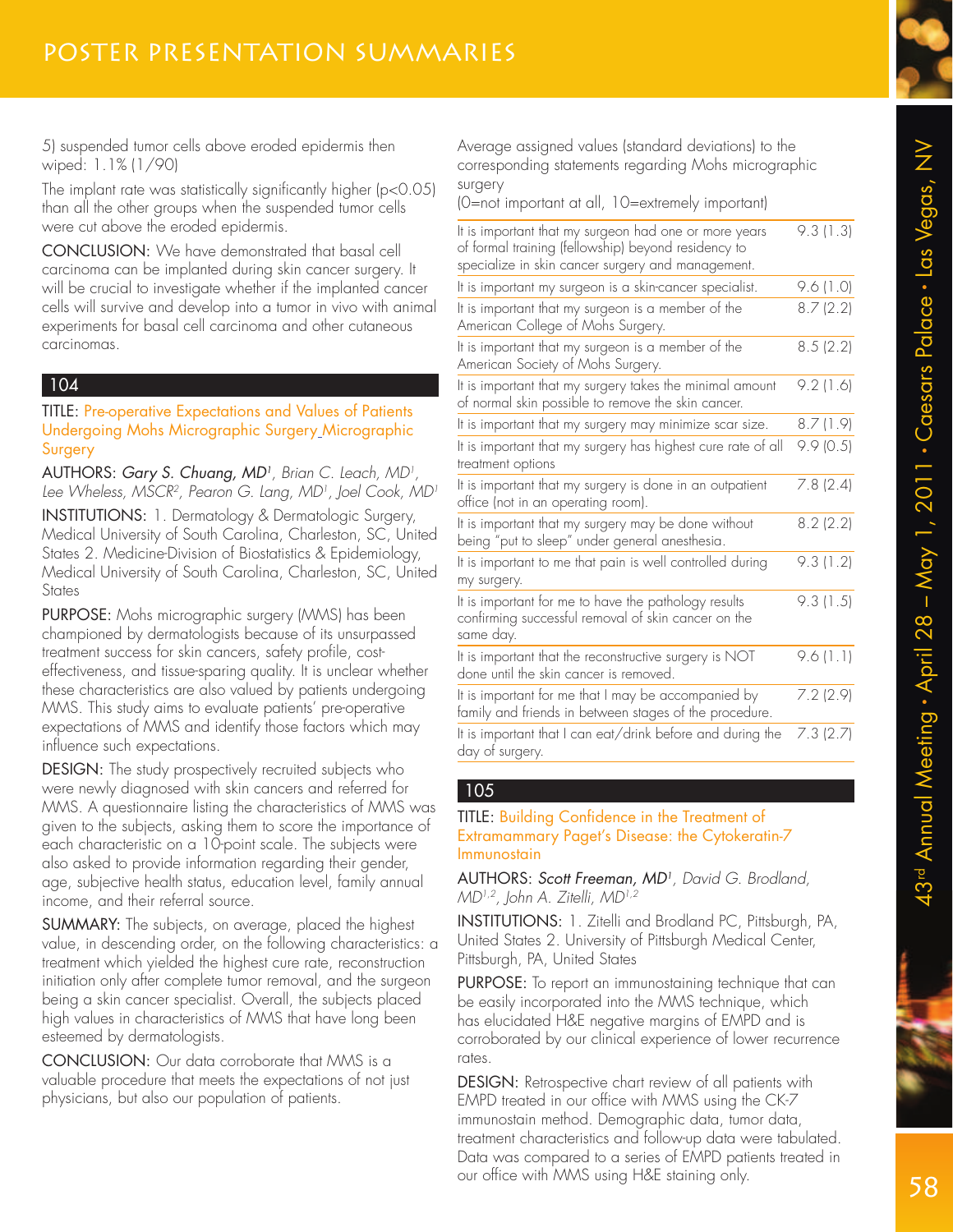5) suspended tumor cells above eroded epidermis then wiped: 1.1% (1/90)

The implant rate was statistically significantly higher ($p<0.05$) than all the other groups when the suspended tumor cells were cut above the eroded epidermis.

CONCLUSION: We have demonstrated that basal cell carcinoma can be implanted during skin cancer surgery. It will be crucial to investigate whether if the implanted cancer cells will survive and develop into a tumor in vivo with animal experiments for basal cell carcinoma and other cutaneous carcinomas.

## 104

TITLE: Pre-operative Expectations and Values of Patients Undergoing Mohs Micrographic Surgery Micrographic Surgery

AUTHORS: *Gary S. Chuang, MD*[1], Brian C. Leach, MD[1], Lee Wheless, MSCR[2], Pearon G. Lang, MD[1], Joel Cook, MD[1]

INSTITUTIONS: 1. Dermatology & Dermatologic Surgery, Medical University of South Carolina, Charleston, SC, United States 2. Medicine-Division of Biostatistics & Epidemiology, Medical University of South Carolina, Charleston, SC, United States

PURPOSE: Mohs micrographic surgery (MMS) has been championed by dermatologists because of its unsurpassed treatment success for skin cancers, safety profile, cost-effectiveness, and tissue-sparing quality. It is unclear whether these characteristics are also valued by patients undergoing MMS. This study aims to evaluate patients' pre-operative expectations of MMS and identify those factors which may influence such expectations.

DESIGN: The study prospectively recruited subjects who were newly diagnosed with skin cancers and referred for MMS. A questionnaire listing the characteristics of MMS was given to the subjects, asking them to score the importance of each characteristic on a 10-point scale. The subjects were also asked to provide information regarding their gender, age, subjective health status, education level, family annual income, and their referral source.

SUMMARY: The subjects, on average, placed the highest value, in descending order, on the following characteristics: a treatment which yielded the highest cure rate, reconstruction initiation only after complete tumor removal, and the surgeon being a skin cancer specialist. Overall, the subjects placed high values in characteristics of MMS that have long been esteemed by dermatologists.

CONCLUSION: Our data corroborate that MMS is a valuable procedure that meets the expectations of not just physicians, but also our population of patients.

Average assigned values (standard deviations) to the corresponding statements regarding Mohs micrographic surgery
(0=not important at all, 10=extremely important)

| Statement | Value |
|---|---|
| It is important that my surgeon had one or more years of formal training (fellowship) beyond residency to specialize in skin cancer surgery and management. | 9.3 (1.3) |
| It is important my surgeon is a skin-cancer specialist. | 9.6 (1.0) |
| It is important that my surgeon is a member of the American College of Mohs Surgery. | 8.7 (2.2) |
| It is important that my surgeon is a member of the American Society of Mohs Surgery. | 8.5 (2.2) |
| It is important that my surgery takes the minimal amount of normal skin possible to remove the skin cancer. | 9.2 (1.6) |
| It is important that my surgery may minimize scar size. | 8.7 (1.9) |
| It is important that my surgery has highest cure rate of all treatment options | 9.9 (0.5) |
| It is important that my surgery is done in an outpatient office (not in an operating room). | 7.8 (2.4) |
| It is important that my surgery may be done without being "put to sleep" under general anesthesia. | 8.2 (2.2) |
| It is important to me that pain is well controlled during my surgery. | 9.3 (1.2) |
| It is important for me to have the pathology results confirming successful removal of skin cancer on the same day. | 9.3 (1.5) |
| It is important that the reconstructive surgery is NOT done until the skin cancer is removed. | 9.6 (1.1) |
| It is important for me that I may be accompanied by family and friends in between stages of the procedure. | 7.2 (2.9) |
| It is important that I can eat/drink before and during the day of surgery. | 7.3 (2.7) |

## 105

TITLE: Building Confidence in the Treatment of Extramammary Paget's Disease: the Cytokeratin-7 Immunostain

AUTHORS: *Scott Freeman, MD*[1], David G. Brodland, MD[1,2], John A. Zitelli, MD[1,2]

INSTITUTIONS: 1. Zitelli and Brodland PC, Pittsburgh, PA, United States 2. University of Pittsburgh Medical Center, Pittsburgh, PA, United States

PURPOSE: To report an immunostaining technique that can be easily incorporated into the MMS technique, which has elucidated H&E negative margins of EMPD and is corroborated by our clinical experience of lower recurrence rates.

DESIGN: Retrospective chart review of all patients with EMPD treated in our office with MMS using the CK-7 immunostain method. Demographic data, tumor data, treatment characteristics and follow-up data were tabulated. Data was compared to a series of EMPD patients treated in our office with MMS using H&E staining only.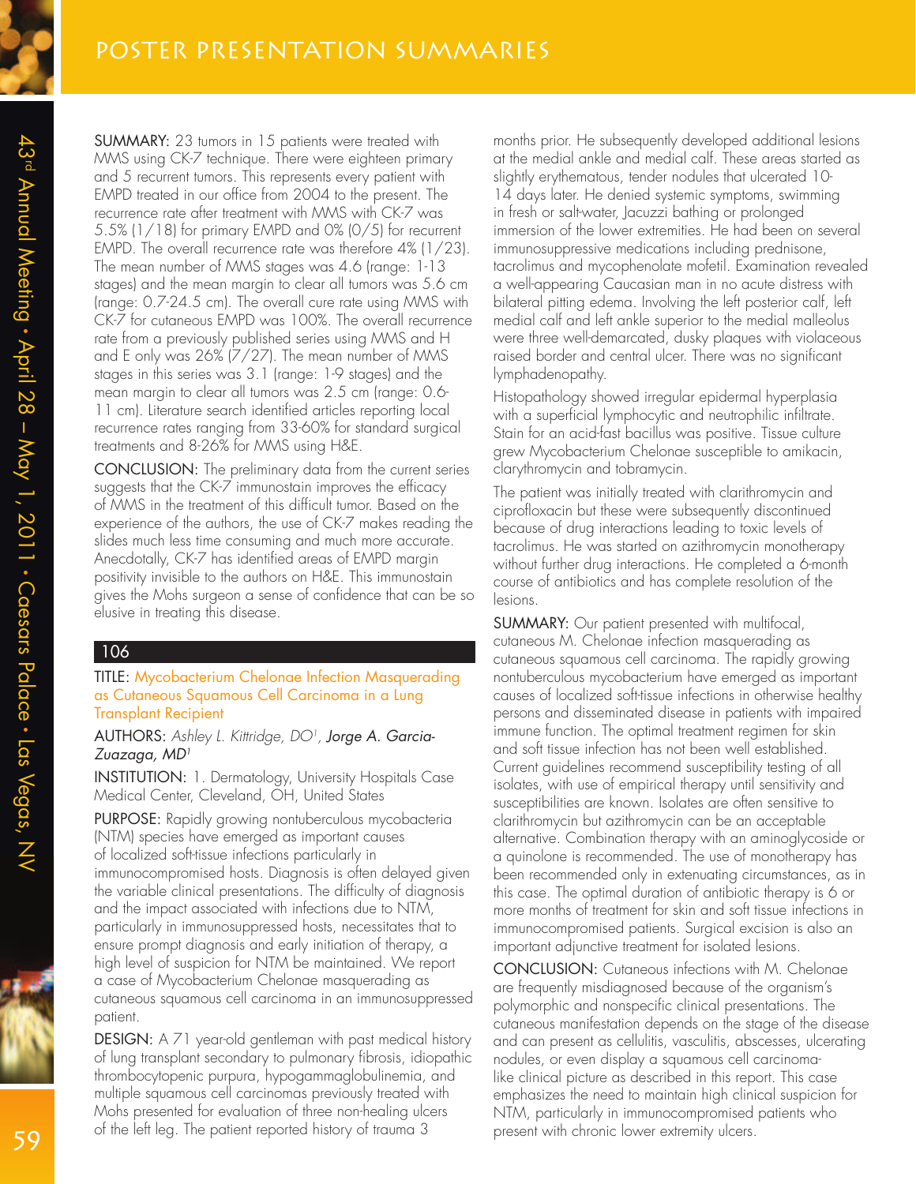**SUMMARY:** 23 tumors in 15 patients were treated with MMS using CK-7 technique. There were eighteen primary and 5 recurrent tumors. This represents every patient with EMPD treated in our office from 2004 to the present. The recurrence rate after treatment with MMS with CK-7 was 5.5% (1/18) for primary EMPD and 0% (0/5) for recurrent EMPD. The overall recurrence rate was therefore 4% (1/23). The mean number of MMS stages was 4.6 (range: 1-13 stages) and the mean margin to clear all tumors was 5.6 cm (range: 0.7-24.5 cm). The overall cure rate using MMS with CK-7 for cutaneous EMPD was 100%. The overall recurrence rate from a previously published series using MMS and H and E only was 26% (7/27). The mean number of MMS stages in this series was 3.1 (range: 1-9 stages) and the mean margin to clear all tumors was 2.5 cm (range: 0.6-11 cm). Literature search identified articles reporting local recurrence rates ranging from 33-60% for standard surgical treatments and 8-26% for MMS using H&E.

**CONCLUSION:** The preliminary data from the current series suggests that the CK-7 immunostain improves the efficacy of MMS in the treatment of this difficult tumor. Based on the experience of the authors, the use of CK-7 makes reading the slides much less time consuming and much more accurate. Anecdotally, CK-7 has identified areas of EMPD margin positivity invisible to the authors on H&E. This immunostain gives the Mohs surgeon a sense of confidence that can be so elusive in treating this disease.

## 106

**TITLE:** Mycobacterium Chelonae Infection Masquerading as Cutaneous Squamous Cell Carcinoma in a Lung Transplant Recipient

**AUTHORS:** *Ashley L. Kittridge, DO*[1], ***Jorge A. Garcia-Zuazaga, MD***[1]

**INSTITUTION:** 1. Dermatology, University Hospitals Case Medical Center, Cleveland, OH, United States

**PURPOSE:** Rapidly growing nontuberculous mycobacteria (NTM) species have emerged as important causes of localized soft-tissue infections particularly in immunocompromised hosts. Diagnosis is often delayed given the variable clinical presentations. The difficulty of diagnosis and the impact associated with infections due to NTM, particularly in immunosuppressed hosts, necessitates that to ensure prompt diagnosis and early initiation of therapy, a high level of suspicion for NTM be maintained. We report a case of Mycobacterium Chelonae masquerading as cutaneous squamous cell carcinoma in an immunosuppressed patient.

**DESIGN:** A 71 year-old gentleman with past medical history of lung transplant secondary to pulmonary fibrosis, idiopathic thrombocytopenic purpura, hypogammaglobulinemia, and multiple squamous cell carcinomas previously treated with Mohs presented for evaluation of three non-healing ulcers of the left leg. The patient reported history of trauma 3 months prior. He subsequently developed additional lesions at the medial ankle and medial calf. These areas started as slightly erythematous, tender nodules that ulcerated 10-14 days later. He denied systemic symptoms, swimming in fresh or salt-water, Jacuzzi bathing or prolonged immersion of the lower extremities. He had been on several immunosuppressive medications including prednisone, tacrolimus and mycophenolate mofetil. Examination revealed a well-appearing Caucasian man in no acute distress with bilateral pitting edema. Involving the left posterior calf, left medial calf and left ankle superior to the medial malleolus were three well-demarcated, dusky plaques with violaceous raised border and central ulcer. There was no significant lymphadenopathy.

Histopathology showed irregular epidermal hyperplasia with a superficial lymphocytic and neutrophilic infiltrate. Stain for an acid-fast bacillus was positive. Tissue culture grew Mycobacterium Chelonae susceptible to amikacin, clarythromycin and tobramycin.

The patient was initially treated with clarithromycin and ciprofloxacin but these were subsequently discontinued because of drug interactions leading to toxic levels of tacrolimus. He was started on azithromycin monotherapy without further drug interactions. He completed a 6-month course of antibiotics and has complete resolution of the lesions.

**SUMMARY:** Our patient presented with multifocal, cutaneous M. Chelonae infection masquerading as cutaneous squamous cell carcinoma. The rapidly growing nontuberculous mycobacterium have emerged as important causes of localized soft-tissue infections in otherwise healthy persons and disseminated disease in patients with impaired immune function. The optimal treatment regimen for skin and soft tissue infection has not been well established. Current guidelines recommend susceptibility testing of all isolates, with use of empirical therapy until sensitivity and susceptibilities are known. Isolates are often sensitive to clarithromycin but azithromycin can be an acceptable alternative. Combination therapy with an aminoglycoside or a quinolone is recommended. The use of monotherapy has been recommended only in extenuating circumstances, as in this case. The optimal duration of antibiotic therapy is 6 or more months of treatment for skin and soft tissue infections in immunocompromised patients. Surgical excision is also an important adjunctive treatment for isolated lesions.

**CONCLUSION:** Cutaneous infections with M. Chelonae are frequently misdiagnosed because of the organism's polymorphic and nonspecific clinical presentations. The cutaneous manifestation depends on the stage of the disease and can present as cellulitis, vasculitis, abscesses, ulcerating nodules, or even display a squamous cell carcinoma-like clinical picture as described in this report. This case emphasizes the need to maintain high clinical suspicion for NTM, particularly in immunocompromised patients who present with chronic lower extremity ulcers.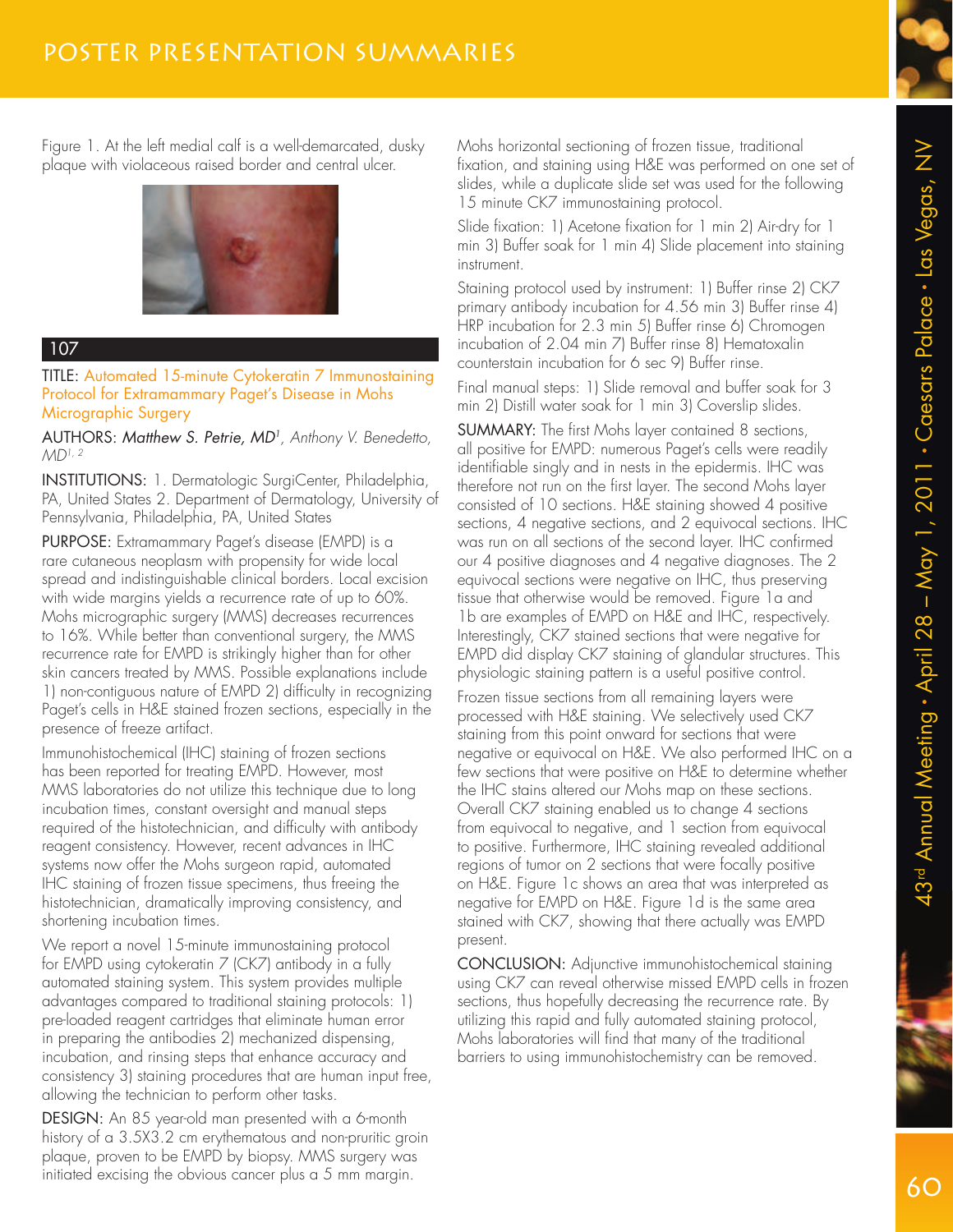Figure 1. At the left medial calf is a well-demarcated, dusky plaque with violaceous raised border and central ulcer.

## 107

**TITLE:** Automated 15-minute Cytokeratin 7 Immunostaining Protocol for Extramammary Paget's Disease in Mohs Micrographic Surgery

**AUTHORS:** *Matthew S. Petrie, MD*[1], *Anthony V. Benedetto, MD*[1, 2]

**INSTITUTIONS:** 1. Dermatologic SurgiCenter, Philadelphia, PA, United States 2. Department of Dermatology, University of Pennsylvania, Philadelphia, PA, United States

**PURPOSE:** Extramammary Paget's disease (EMPD) is a rare cutaneous neoplasm with propensity for wide local spread and indistinguishable clinical borders. Local excision with wide margins yields a recurrence rate of up to 60%. Mohs micrographic surgery (MMS) decreases recurrences to 16%. While better than conventional surgery, the MMS recurrence rate for EMPD is strikingly higher than for other skin cancers treated by MMS. Possible explanations include 1) non-contiguous nature of EMPD 2) difficulty in recognizing Paget's cells in H&E stained frozen sections, especially in the presence of freeze artifact.

Immunohistochemical (IHC) staining of frozen sections has been reported for treating EMPD. However, most MMS laboratories do not utilize this technique due to long incubation times, constant oversight and manual steps required of the histotechnician, and difficulty with antibody reagent consistency. However, recent advances in IHC systems now offer the Mohs surgeon rapid, automated IHC staining of frozen tissue specimens, thus freeing the histotechnician, dramatically improving consistency, and shortening incubation times.

We report a novel 15-minute immunostaining protocol for EMPD using cytokeratin 7 (CK7) antibody in a fully automated staining system. This system provides multiple advantages compared to traditional staining protocols: 1) pre-loaded reagent cartridges that eliminate human error in preparing the antibodies 2) mechanized dispensing, incubation, and rinsing steps that enhance accuracy and consistency 3) staining procedures that are human input free, allowing the technician to perform other tasks.

**DESIGN:** An 85 year-old man presented with a 6-month history of a 3.5X3.2 cm erythematous and non-pruritic groin plaque, proven to be EMPD by biopsy. MMS surgery was initiated excising the obvious cancer plus a 5 mm margin. Mohs horizontal sectioning of frozen tissue, traditional fixation, and staining using H&E was performed on one set of slides, while a duplicate slide set was used for the following 15 minute CK7 immunostaining protocol.

Slide fixation: 1) Acetone fixation for 1 min 2) Air-dry for 1 min 3) Buffer soak for 1 min 4) Slide placement into staining instrument.

Staining protocol used by instrument: 1) Buffer rinse 2) CK7 primary antibody incubation for 4.56 min 3) Buffer rinse 4) HRP incubation for 2.3 min 5) Buffer rinse 6) Chromogen incubation of 2.04 min 7) Buffer rinse 8) Hematoxalin counterstain incubation for 6 sec 9) Buffer rinse.

Final manual steps: 1) Slide removal and buffer soak for 3 min 2) Distill water soak for 1 min 3) Coverslip slides.

**SUMMARY:** The first Mohs layer contained 8 sections, all positive for EMPD: numerous Paget's cells were readily identifiable singly and in nests in the epidermis. IHC was therefore not run on the first layer. The second Mohs layer consisted of 10 sections. H&E staining showed 4 positive sections, 4 negative sections, and 2 equivocal sections. IHC was run on all sections of the second layer. IHC confirmed our 4 positive diagnoses and 4 negative diagnoses. The 2 equivocal sections were negative on IHC, thus preserving tissue that otherwise would be removed. Figure 1a and 1b are examples of EMPD on H&E and IHC, respectively. Interestingly, CK7 stained sections that were negative for EMPD did display CK7 staining of glandular structures. This physiologic staining pattern is a useful positive control.

Frozen tissue sections from all remaining layers were processed with H&E staining. We selectively used CK7 staining from this point onward for sections that were negative or equivocal on H&E. We also performed IHC on a few sections that were positive on H&E to determine whether the IHC stains altered our Mohs map on these sections. Overall CK7 staining enabled us to change 4 sections from equivocal to negative, and 1 section from equivocal to positive. Furthermore, IHC staining revealed additional regions of tumor on 2 sections that were focally positive on H&E. Figure 1c shows an area that was interpreted as negative for EMPD on H&E. Figure 1d is the same area stained with CK7, showing that there actually was EMPD present.

**CONCLUSION:** Adjunctive immunohistochemical staining using CK7 can reveal otherwise missed EMPD cells in frozen sections, thus hopefully decreasing the recurrence rate. By utilizing this rapid and fully automated staining protocol, Mohs laboratories will find that many of the traditional barriers to using immunohistochemistry can be removed.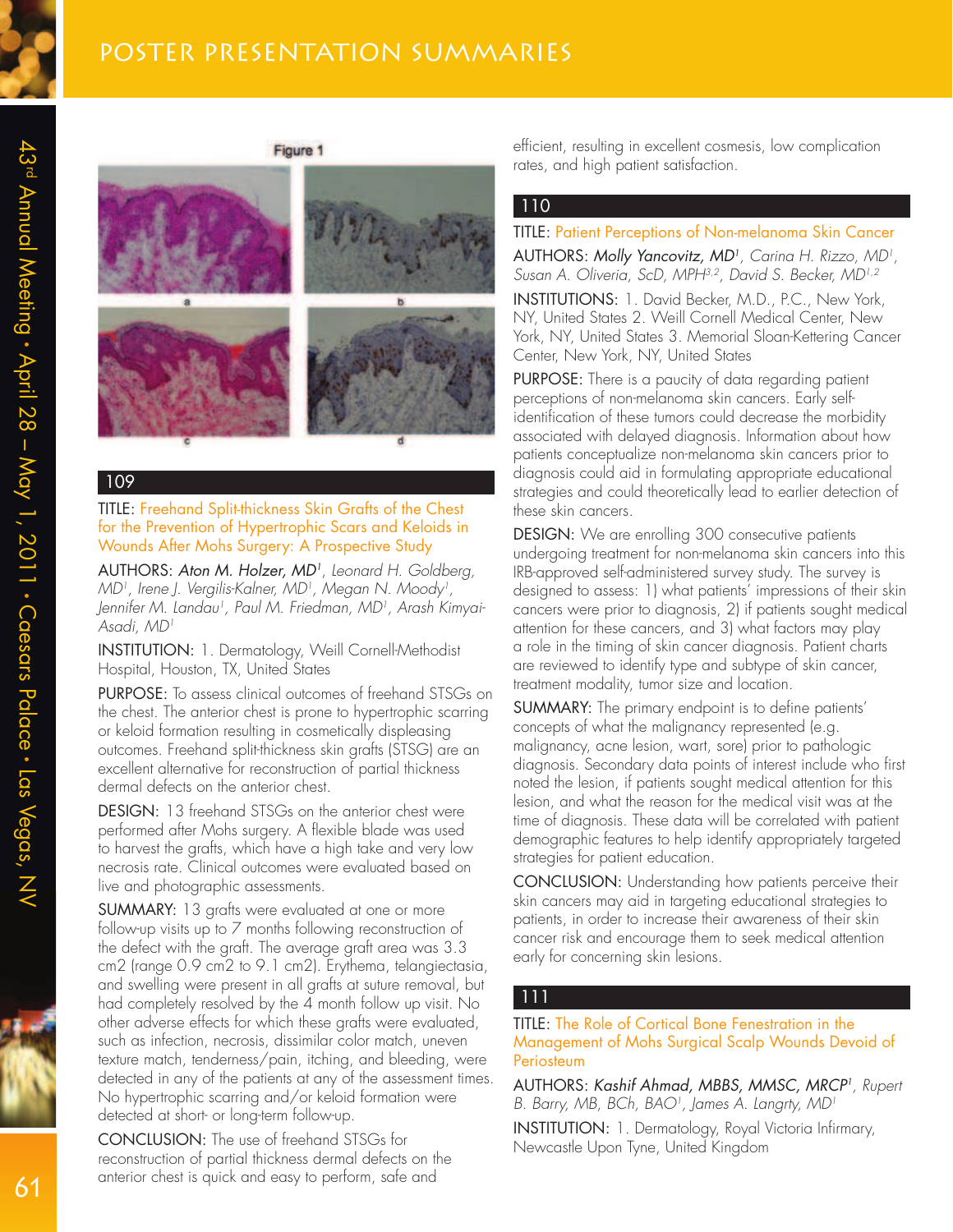Figure 1

a b c d

## 109

TITLE: Freehand Split-thickness Skin Grafts of the Chest for the Prevention of Hypertrophic Scars and Keloids in Wounds After Mohs Surgery: A Prospective Study

AUTHORS: *Aton M. Holzer, MD*[1], *Leonard H. Goldberg, MD*[1], *Irene J. Vergilis-Kalner, MD*[1], *Megan N. Moody*[1], *Jennifer M. Landau*[1], *Paul M. Friedman, MD*[1], *Arash Kimyai-Asadi, MD*[1]

INSTITUTION: 1. Dermatology, Weill Cornell-Methodist Hospital, Houston, TX, United States

PURPOSE: To assess clinical outcomes of freehand STSGs on the chest. The anterior chest is prone to hypertrophic scarring or keloid formation resulting in cosmetically displeasing outcomes. Freehand split-thickness skin grafts (STSG) are an excellent alternative for reconstruction of partial thickness dermal defects on the anterior chest.

DESIGN: 13 freehand STSGs on the anterior chest were performed after Mohs surgery. A flexible blade was used to harvest the grafts, which have a high take and very low necrosis rate. Clinical outcomes were evaluated based on live and photographic assessments.

SUMMARY: 13 grafts were evaluated at one or more follow-up visits up to 7 months following reconstruction of the defect with the graft. The average graft area was 3.3 cm2 (range 0.9 cm2 to 9.1 cm2). Erythema, telangiectasia, and swelling were present in all grafts at suture removal, but had completely resolved by the 4 month follow up visit. No other adverse effects for which these grafts were evaluated, such as infection, necrosis, dissimilar color match, uneven texture match, tenderness/pain, itching, and bleeding, were detected in any of the patients at any of the assessment times. No hypertrophic scarring and/or keloid formation were detected at short- or long-term follow-up.

CONCLUSION: The use of freehand STSGs for reconstruction of partial thickness dermal defects on the anterior chest is quick and easy to perform, safe and efficient, resulting in excellent cosmesis, low complication rates, and high patient satisfaction.

## 110

TITLE: Patient Perceptions of Non-melanoma Skin Cancer

AUTHORS: *Molly Yancovitz, MD*[1], *Carina H. Rizzo, MD*[1], *Susan A. Oliveria, ScD, MPH*[3,2], *David S. Becker, MD*[1,2]

INSTITUTIONS: 1. David Becker, M.D., P.C., New York, NY, United States 2. Weill Cornell Medical Center, New York, NY, United States 3. Memorial Sloan-Kettering Cancer Center, New York, NY, United States

PURPOSE: There is a paucity of data regarding patient perceptions of non-melanoma skin cancers. Early self-identification of these tumors could decrease the morbidity associated with delayed diagnosis. Information about how patients conceptualize non-melanoma skin cancers prior to diagnosis could aid in formulating appropriate educational strategies and could theoretically lead to earlier detection of these skin cancers.

DESIGN: We are enrolling 300 consecutive patients undergoing treatment for non-melanoma skin cancers into this IRB-approved self-administered survey study. The survey is designed to assess: 1) what patients' impressions of their skin cancers were prior to diagnosis, 2) if patients sought medical attention for these cancers, and 3) what factors may play a role in the timing of skin cancer diagnosis. Patient charts are reviewed to identify type and subtype of skin cancer, treatment modality, tumor size and location.

SUMMARY: The primary endpoint is to define patients' concepts of what the malignancy represented (e.g. malignancy, acne lesion, wart, sore) prior to pathologic diagnosis. Secondary data points of interest include who first noted the lesion, if patients sought medical attention for this lesion, and what the reason for the medical visit was at the time of diagnosis. These data will be correlated with patient demographic features to help identify appropriately targeted strategies for patient education.

CONCLUSION: Understanding how patients perceive their skin cancers may aid in targeting educational strategies to patients, in order to increase their awareness of their skin cancer risk and encourage them to seek medical attention early for concerning skin lesions.

## 111

TITLE: The Role of Cortical Bone Fenestration in the Management of Mohs Surgical Scalp Wounds Devoid of Periosteum

AUTHORS: *Kashif Ahmad, MBBS, MMSC, MRCP*[1], *Rupert B. Barry, MB, BCh, BAO*[1], *James A. Langtry, MD*[1]

INSTITUTION: 1. Dermatology, Royal Victoria Infirmary, Newcastle Upon Tyne, United Kingdom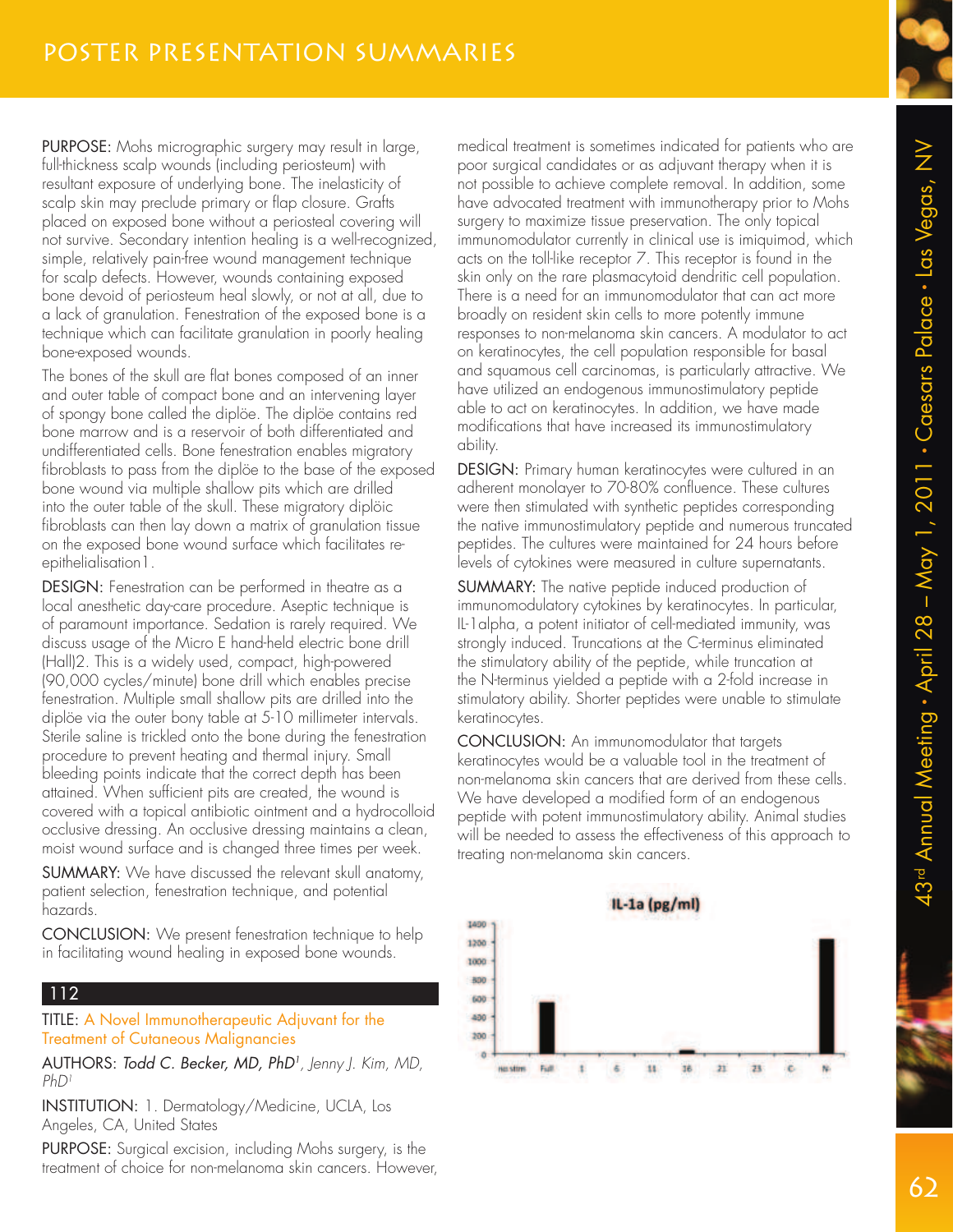PURPOSE: Mohs micrographic surgery may result in large, full-thickness scalp wounds (including periosteum) with resultant exposure of underlying bone. The inelasticity of scalp skin may preclude primary or flap closure. Grafts placed on exposed bone without a periosteal covering will not survive. Secondary intention healing is a well-recognized, simple, relatively pain-free wound management technique for scalp defects. However, wounds containing exposed bone devoid of periosteum heal slowly, or not at all, due to a lack of granulation. Fenestration of the exposed bone is a technique which can facilitate granulation in poorly healing bone-exposed wounds.

The bones of the skull are flat bones composed of an inner and outer table of compact bone and an intervening layer of spongy bone called the diplöe. The diplöe contains red bone marrow and is a reservoir of both differentiated and undifferentiated cells. Bone fenestration enables migratory fibroblasts to pass from the diplöe to the base of the exposed bone wound via multiple shallow pits which are drilled into the outer table of the skull. These migratory diplöic fibroblasts can then lay down a matrix of granulation tissue on the exposed bone wound surface which facilitates re-epithelialisation1.

DESIGN: Fenestration can be performed in theatre as a local anesthetic day-care procedure. Aseptic technique is of paramount importance. Sedation is rarely required. We discuss usage of the Micro E hand-held electric bone drill (Hall)2. This is a widely used, compact, high-powered (90,000 cycles/minute) bone drill which enables precise fenestration. Multiple small shallow pits are drilled into the diplöe via the outer bony table at 5-10 millimeter intervals. Sterile saline is trickled onto the bone during the fenestration procedure to prevent heating and thermal injury. Small bleeding points indicate that the correct depth has been attained. When sufficient pits are created, the wound is covered with a topical antibiotic ointment and a hydrocolloid occlusive dressing. An occlusive dressing maintains a clean, moist wound surface and is changed three times per week.

SUMMARY: We have discussed the relevant skull anatomy, patient selection, fenestration technique, and potential hazards.

CONCLUSION: We present fenestration technique to help in facilitating wound healing in exposed bone wounds.

## 112

TITLE: A Novel Immunotherapeutic Adjuvant for the Treatment of Cutaneous Malignancies

AUTHORS: *Todd C. Becker, MD, PhD*[1], *Jenny J. Kim, MD, PhD*[1]

INSTITUTION: 1. Dermatology/Medicine, UCLA, Los Angeles, CA, United States

PURPOSE: Surgical excision, including Mohs surgery, is the treatment of choice for non-melanoma skin cancers. However, medical treatment is sometimes indicated for patients who are poor surgical candidates or as adjuvant therapy when it is not possible to achieve complete removal. In addition, some have advocated treatment with immunotherapy prior to Mohs surgery to maximize tissue preservation. The only topical immunomodulator currently in clinical use is imiquimod, which acts on the toll-like receptor 7. This receptor is found in the skin only on the rare plasmacytoid dendritic cell population. There is a need for an immunomodulator that can act more broadly on resident skin cells to more potently immune responses to non-melanoma skin cancers. A modulator to act on keratinocytes, the cell population responsible for basal and squamous cell carcinomas, is particularly attractive. We have utilized an endogenous immunostimulatory peptide able to act on keratinocytes. In addition, we have made modifications that have increased its immunostimulatory ability.

DESIGN: Primary human keratinocytes were cultured in an adherent monolayer to 70-80% confluence. These cultures were then stimulated with synthetic peptides corresponding the native immunostimulatory peptide and numerous truncated peptides. The cultures were maintained for 24 hours before levels of cytokines were measured in culture supernatants.

SUMMARY: The native peptide induced production of immunomodulatory cytokines by keratinocytes. In particular, IL-1alpha, a potent initiator of cell-mediated immunity, was strongly induced. Truncations at the C-terminus eliminated the stimulatory ability of the peptide, while truncation at the N-terminus yielded a peptide with a 2-fold increase in stimulatory ability. Shorter peptides were unable to stimulate keratinocytes.

CONCLUSION: An immunomodulator that targets keratinocytes would be a valuable tool in the treatment of non-melanoma skin cancers that are derived from these cells. We have developed a modified form of an endogenous peptide with potent immunostimulatory ability. Animal studies will be needed to assess the effectiveness of this approach to treating non-melanoma skin cancers.

IL-1a (pg/ml)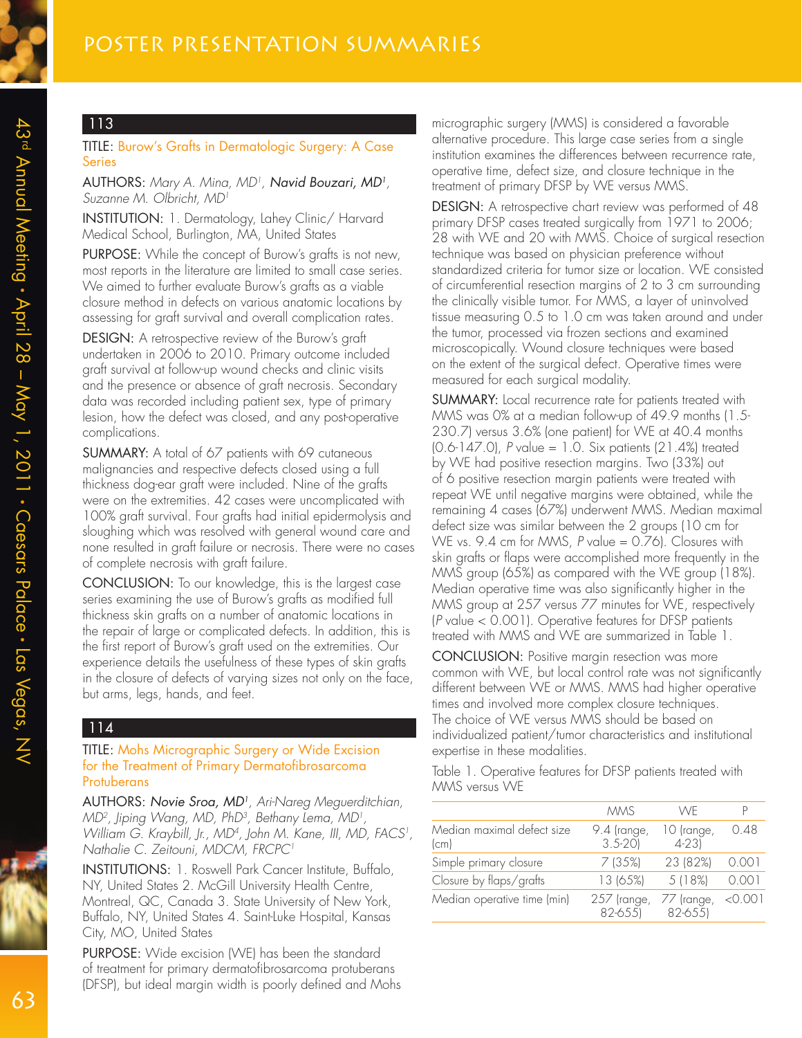## 113

**TITLE:** Burow's Grafts in Dermatologic Surgery: A Case Series

**AUTHORS:** *Mary A. Mina, MD*[1], ***Navid Bouzari, MD***[1], *Suzanne M. Olbricht, MD*[1]

**INSTITUTION:** 1. Dermatology, Lahey Clinic/ Harvard Medical School, Burlington, MA, United States

**PURPOSE:** While the concept of Burow's grafts is not new, most reports in the literature are limited to small case series. We aimed to further evaluate Burow's grafts as a viable closure method in defects on various anatomic locations by assessing for graft survival and overall complication rates.

**DESIGN:** A retrospective review of the Burow's graft undertaken in 2006 to 2010. Primary outcome included graft survival at follow-up wound checks and clinic visits and the presence or absence of graft necrosis. Secondary data was recorded including patient sex, type of primary lesion, how the defect was closed, and any post-operative complications.

**SUMMARY:** A total of 67 patients with 69 cutaneous malignancies and respective defects closed using a full thickness dog-ear graft were included. Nine of the grafts were on the extremities. 42 cases were uncomplicated with 100% graft survival. Four grafts had initial epidermolysis and sloughing which was resolved with general wound care and none resulted in graft failure or necrosis. There were no cases of complete necrosis with graft failure.

**CONCLUSION:** To our knowledge, this is the largest case series examining the use of Burow's grafts as modified full thickness skin grafts on a number of anatomic locations in the repair of large or complicated defects. In addition, this is the first report of Burow's graft used on the extremities. Our experience details the usefulness of these types of skin grafts in the closure of defects of varying sizes not only on the face, but arms, legs, hands, and feet.

## 114

**TITLE:** Mohs Micrographic Surgery or Wide Excision for the Treatment of Primary Dermatofibrosarcoma Protuberans

**AUTHORS:** ***Novie Sroa, MD***[1], *Ari-Nareg Meguerditchian, MD*[2], *Jiping Wang, MD, PhD*[3], *Bethany Lema, MD*[1], *William G. Kraybill, Jr., MD*[4], *John M. Kane, III, MD, FACS*[1], *Nathalie C. Zeitouni, MDCM, FRCPC*[1]

**INSTITUTIONS:** 1. Roswell Park Cancer Institute, Buffalo, NY, United States 2. McGill University Health Centre, Montreal, QC, Canada 3. State University of New York, Buffalo, NY, United States 4. Saint-Luke Hospital, Kansas City, MO, United States

**PURPOSE:** Wide excision (WE) has been the standard of treatment for primary dermatofibrosarcoma protuberans (DFSP), but ideal margin width is poorly defined and Mohs micrographic surgery (MMS) is considered a favorable alternative procedure. This large case series from a single institution examines the differences between recurrence rate, operative time, defect size, and closure technique in the treatment of primary DFSP by WE versus MMS.

**DESIGN:** A retrospective chart review was performed of 48 primary DFSP cases treated surgically from 1971 to 2006; 28 with WE and 20 with MMS. Choice of surgical resection technique was based on physician preference without standardized criteria for tumor size or location. WE consisted of circumferential resection margins of 2 to 3 cm surrounding the clinically visible tumor. For MMS, a layer of uninvolved tissue measuring 0.5 to 1.0 cm was taken around and under the tumor, processed via frozen sections and examined microscopically. Wound closure techniques were based on the extent of the surgical defect. Operative times were measured for each surgical modality.

**SUMMARY:** Local recurrence rate for patients treated with MMS was 0% at a median follow-up of 49.9 months (1.5-230.7) versus 3.6% (one patient) for WE at 40.4 months (0.6-147.0), *P* value = 1.0. Six patients (21.4%) treated by WE had positive resection margins. Two (33%) out of 6 positive resection margin patients were treated with repeat WE until negative margins were obtained, while the remaining 4 cases (67%) underwent MMS. Median maximal defect size was similar between the 2 groups (10 cm for WE vs. 9.4 cm for MMS, *P* value = 0.76). Closures with skin grafts or flaps were accomplished more frequently in the MMS group (65%) as compared with the WE group (18%). Median operative time was also significantly higher in the MMS group at 257 versus 77 minutes for WE, respectively (*P* value < 0.001). Operative features for DFSP patients treated with MMS and WE are summarized in Table 1.

**CONCLUSION:** Positive margin resection was more common with WE, but local control rate was not significantly different between WE or MMS. MMS had higher operative times and involved more complex closure techniques. The choice of WE versus MMS should be based on individualized patient/tumor characteristics and institutional expertise in these modalities.

Table 1. Operative features for DFSP patients treated with MMS versus WE

| | MMS | WE | P |
|---|---|---|---|
| Median maximal defect size (cm) | 9.4 (range, 3.5-20) | 10 (range, 4-23) | 0.48 |
| Simple primary closure | 7 (35%) | 23 (82%) | 0.001 |
| Closure by flaps/grafts | 13 (65%) | 5 (18%) | 0.001 |
| Median operative time (min) | 257 (range, 82-655) | 77 (range, 82-655) | <0.001 |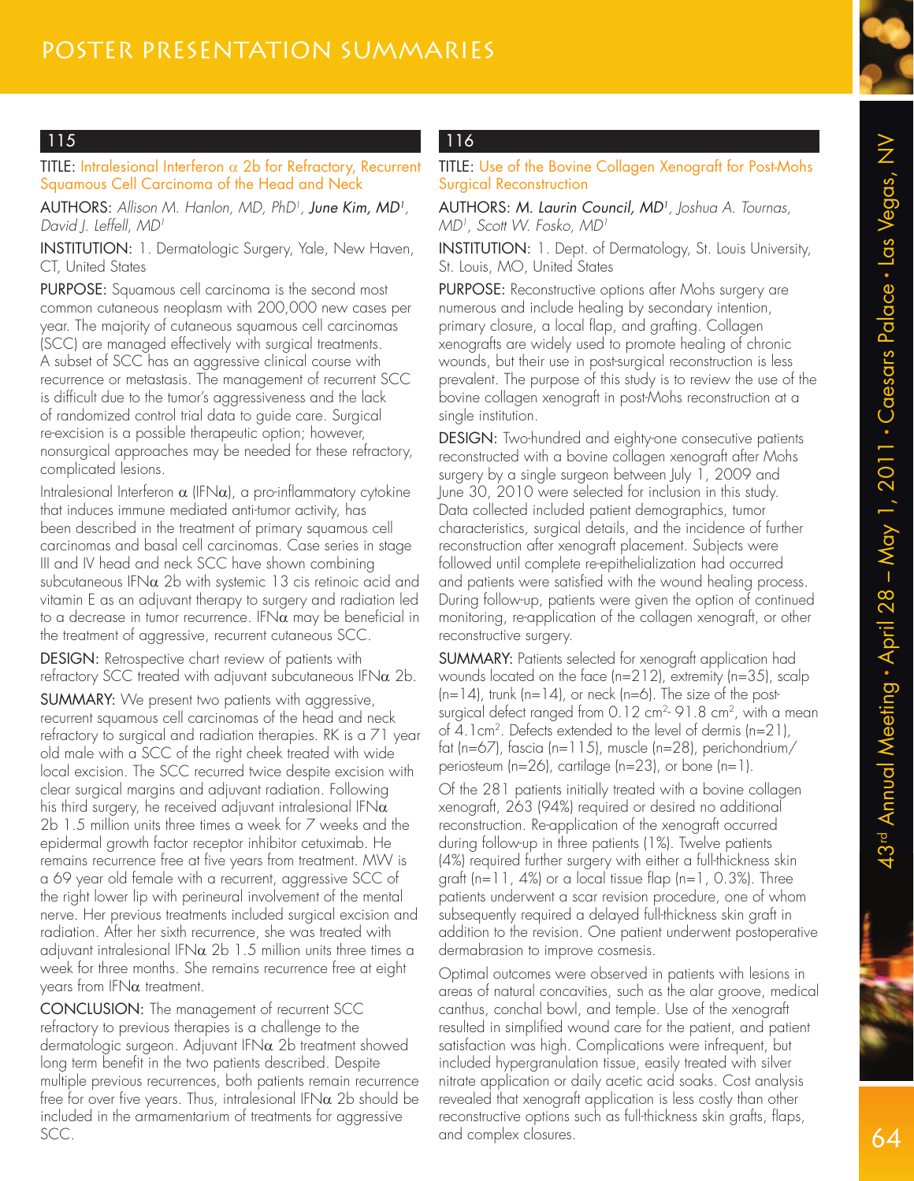# POSTER PRESENTATION SUMMARIES

## 115

**TITLE:** Intralesional Interferon α 2b for Refractory, Recurrent Squamous Cell Carcinoma of the Head and Neck

**AUTHORS:** *Allison M. Hanlon, MD, PhD*[1], **June Kim, MD**[1], *David J. Leffell, MD*[1]

**INSTITUTION:** 1. Dermatologic Surgery, Yale, New Haven, CT, United States

**PURPOSE:** Squamous cell carcinoma is the second most common cutaneous neoplasm with 200,000 new cases per year. The majority of cutaneous squamous cell carcinomas (SCC) are managed effectively with surgical treatments. A subset of SCC has an aggressive clinical course with recurrence or metastasis. The management of recurrent SCC is difficult due to the tumor's aggressiveness and the lack of randomized control trial data to guide care. Surgical re-excision is a possible therapeutic option; however, nonsurgical approaches may be needed for these refractory, complicated lesions.

Intralesional Interferon α (IFNα), a pro-inflammatory cytokine that induces immune mediated anti-tumor activity, has been described in the treatment of primary squamous cell carcinomas and basal cell carcinomas. Case series in stage III and IV head and neck SCC have shown combining subcutaneous IFNα 2b with systemic 13 cis retinoic acid and vitamin E as an adjuvant therapy to surgery and radiation led to a decrease in tumor recurrence. IFNα may be beneficial in the treatment of aggressive, recurrent cutaneous SCC.

**DESIGN:** Retrospective chart review of patients with refractory SCC treated with adjuvant subcutaneous IFNα 2b.

**SUMMARY:** We present two patients with aggressive, recurrent squamous cell carcinomas of the head and neck refractory to surgical and radiation therapies. RK is a 71 year old male with a SCC of the right cheek treated with wide local excision. The SCC recurred twice despite excision with clear surgical margins and adjuvant radiation. Following his third surgery, he received adjuvant intralesional IFNα 2b 1.5 million units three times a week for 7 weeks and the epidermal growth factor receptor inhibitor cetuximab. He remains recurrence free at five years from treatment. MW is a 69 year old female with a recurrent, aggressive SCC of the right lower lip with perineural involvement of the mental nerve. Her previous treatments included surgical excision and radiation. After her sixth recurrence, she was treated with adjuvant intralesional IFNα 2b 1.5 million units three times a week for three months. She remains recurrence free at eight years from IFNα treatment.

**CONCLUSION:** The management of recurrent SCC refractory to previous therapies is a challenge to the dermatologic surgeon. Adjuvant IFNα 2b treatment showed long term benefit in the two patients described. Despite multiple previous recurrences, both patients remain recurrence free for over five years. Thus, intralesional IFNα 2b should be included in the armamentarium of treatments for aggressive SCC.

## 116

**TITLE:** Use of the Bovine Collagen Xenograft for Post-Mohs Surgical Reconstruction

**AUTHORS:** **M. Laurin Council, MD**[1], *Joshua A. Tournas, MD*[1], *Scott W. Fosko, MD*[1]

**INSTITUTION:** 1. Dept. of Dermatology, St. Louis University, St. Louis, MO, United States

**PURPOSE:** Reconstructive options after Mohs surgery are numerous and include healing by secondary intention, primary closure, a local flap, and grafting. Collagen xenografts are widely used to promote healing of chronic wounds, but their use in post-surgical reconstruction is less prevalent. The purpose of this study is to review the use of the bovine collagen xenograft in post-Mohs reconstruction at a single institution.

**DESIGN:** Two-hundred and eighty-one consecutive patients reconstructed with a bovine collagen xenograft after Mohs surgery by a single surgeon between July 1, 2009 and June 30, 2010 were selected for inclusion in this study. Data collected included patient demographics, tumor characteristics, surgical details, and the incidence of further reconstruction after xenograft placement. Subjects were followed until complete re-epithelialization had occurred and patients were satisfied with the wound healing process. During follow-up, patients were given the option of continued monitoring, re-application of the collagen xenograft, or other reconstructive surgery.

**SUMMARY:** Patients selected for xenograft application had wounds located on the face (n=212), extremity (n=35), scalp (n=14), trunk (n=14), or neck (n=6). The size of the post-surgical defect ranged from 0.12 $cm^2$- 91.8 $cm^2$, with a mean of 4.1$cm^2$. Defects extended to the level of dermis (n=21), fat (n=67), fascia (n=115), muscle (n=28), perichondrium/periosteum (n=26), cartilage (n=23), or bone (n=1).

Of the 281 patients initially treated with a bovine collagen xenograft, 263 (94%) required or desired no additional reconstruction. Re-application of the xenograft occurred during follow-up in three patients (1%). Twelve patients (4%) required further surgery with either a full-thickness skin graft (n=11, 4%) or a local tissue flap (n=1, 0.3%). Three patients underwent a scar revision procedure, one of whom subsequently required a delayed full-thickness skin graft in addition to the revision. One patient underwent postoperative dermabrasion to improve cosmesis.

Optimal outcomes were observed in patients with lesions in areas of natural concavities, such as the alar groove, medical canthus, conchal bowl, and temple. Use of the xenograft resulted in simplified wound care for the patient, and patient satisfaction was high. Complications were infrequent, but included hypergranulation tissue, easily treated with silver nitrate application or daily acetic acid soaks. Cost analysis revealed that xenograft application is less costly than other reconstructive options such as full-thickness skin grafts, flaps, and complex closures.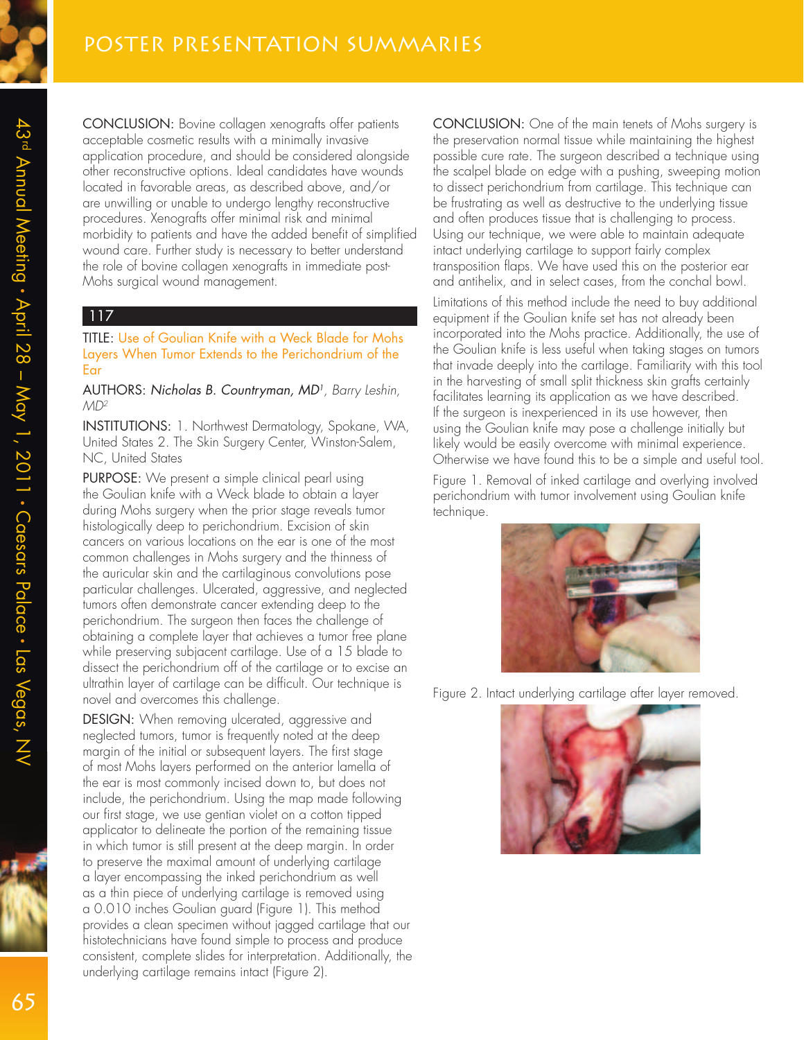CONCLUSION: Bovine collagen xenografts offer patients acceptable cosmetic results with a minimally invasive application procedure, and should be considered alongside other reconstructive options. Ideal candidates have wounds located in favorable areas, as described above, and/or are unwilling or unable to undergo lengthy reconstructive procedures. Xenografts offer minimal risk and minimal morbidity to patients and have the added benefit of simplified wound care. Further study is necessary to better understand the role of bovine collagen xenografts in immediate post-Mohs surgical wound management.

## 117

TITLE: Use of Goulian Knife with a Weck Blade for Mohs Layers When Tumor Extends to the Perichondrium of the Ear

AUTHORS: *Nicholas B. Countryman, MD*[1], *Barry Leshin, MD*[2]

INSTITUTIONS: 1. Northwest Dermatology, Spokane, WA, United States 2. The Skin Surgery Center, Winston-Salem, NC, United States

PURPOSE: We present a simple clinical pearl using the Goulian knife with a Weck blade to obtain a layer during Mohs surgery when the prior stage reveals tumor histologically deep to perichondrium. Excision of skin cancers on various locations on the ear is one of the most common challenges in Mohs surgery and the thinness of the auricular skin and the cartilaginous convolutions pose particular challenges. Ulcerated, aggressive, and neglected tumors often demonstrate cancer extending deep to the perichondrium. The surgeon then faces the challenge of obtaining a complete layer that achieves a tumor free plane while preserving subjacent cartilage. Use of a 15 blade to dissect the perichondrium off of the cartilage or to excise an ultrathin layer of cartilage can be difficult. Our technique is novel and overcomes this challenge.

DESIGN: When removing ulcerated, aggressive and neglected tumors, tumor is frequently noted at the deep margin of the initial or subsequent layers. The first stage of most Mohs layers performed on the anterior lamella of the ear is most commonly incised down to, but does not include, the perichondrium. Using the map made following our first stage, we use gentian violet on a cotton tipped applicator to delineate the portion of the remaining tissue in which tumor is still present at the deep margin. In order to preserve the maximal amount of underlying cartilage a layer encompassing the inked perichondrium as well as a thin piece of underlying cartilage is removed using a 0.010 inches Goulian guard (Figure 1). This method provides a clean specimen without jagged cartilage that our histotechnicians have found simple to process and produce consistent, complete slides for interpretation. Additionally, the underlying cartilage remains intact (Figure 2).

CONCLUSION: One of the main tenets of Mohs surgery is the preservation normal tissue while maintaining the highest possible cure rate. The surgeon described a technique using the scalpel blade on edge with a pushing, sweeping motion to dissect perichondrium from cartilage. This technique can be frustrating as well as destructive to the underlying tissue and often produces tissue that is challenging to process. Using our technique, we were able to maintain adequate intact underlying cartilage to support fairly complex transposition flaps. We have used this on the posterior ear and antihelix, and in select cases, from the conchal bowl.

Limitations of this method include the need to buy additional equipment if the Goulian knife set has not already been incorporated into the Mohs practice. Additionally, the use of the Goulian knife is less useful when taking stages on tumors that invade deeply into the cartilage. Familiarity with this tool in the harvesting of small split thickness skin grafts certainly facilitates learning its application as we have described. If the surgeon is inexperienced in its use however, then using the Goulian knife may pose a challenge initially but likely would be easily overcome with minimal experience. Otherwise we have found this to be a simple and useful tool.

Figure 1. Removal of inked cartilage and overlying involved perichondrium with tumor involvement using Goulian knife technique.

Figure 2. Intact underlying cartilage after layer removed.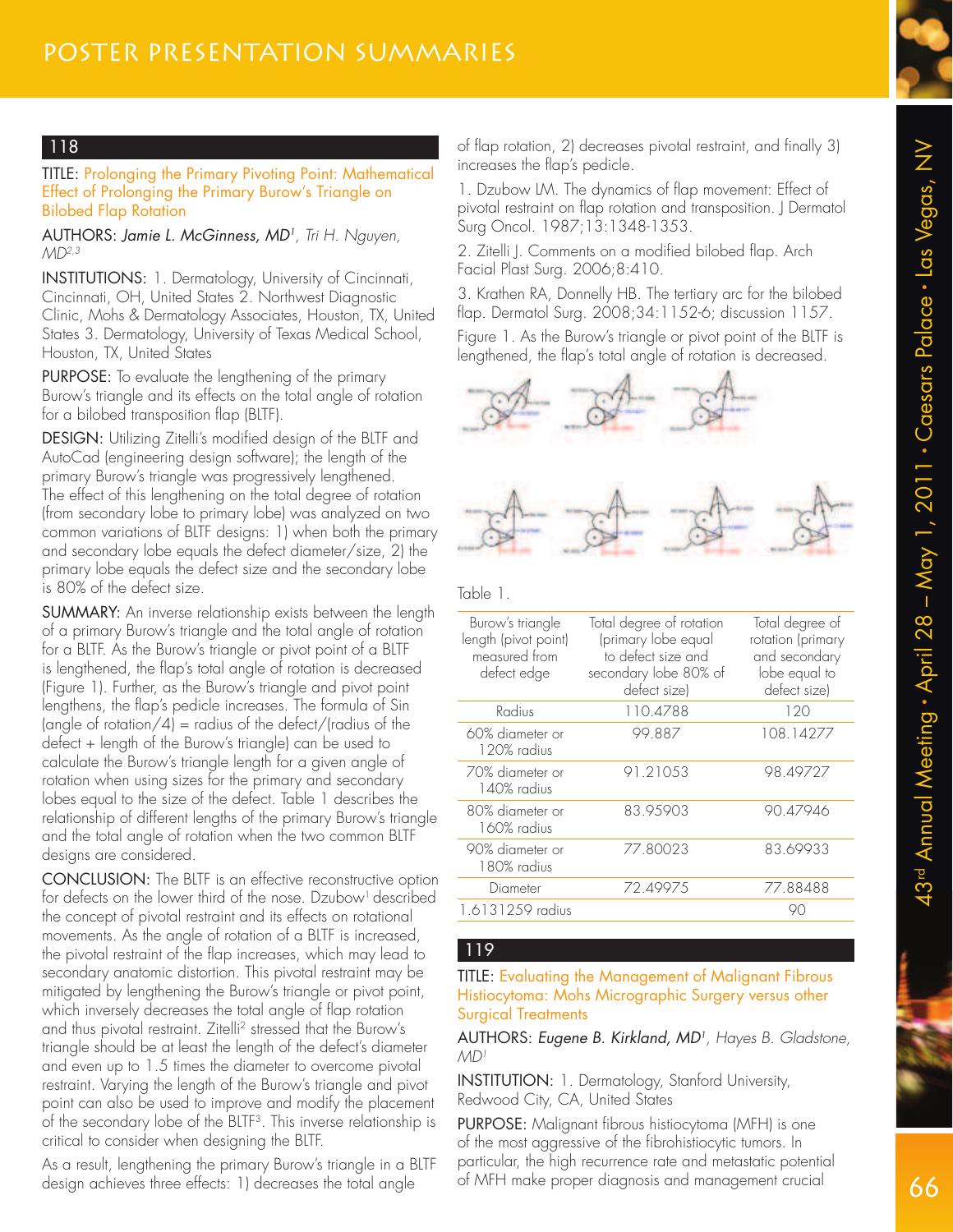## 118

TITLE: Prolonging the Primary Pivoting Point: Mathematical Effect of Prolonging the Primary Burow's Triangle on Bilobed Flap Rotation

AUTHORS: *Jamie L. McGinness, MD*[1], *Tri H. Nguyen, MD*[2,3]

INSTITUTIONS: 1. Dermatology, University of Cincinnati, Cincinnati, OH, United States 2. Northwest Diagnostic Clinic, Mohs & Dermatology Associates, Houston, TX, United States 3. Dermatology, University of Texas Medical School, Houston, TX, United States

PURPOSE: To evaluate the lengthening of the primary Burow's triangle and its effects on the total angle of rotation for a bilobed transposition flap (BLTF).

DESIGN: Utilizing Zitelli's modified design of the BLTF and AutoCad (engineering design software); the length of the primary Burow's triangle was progressively lengthened. The effect of this lengthening on the total degree of rotation (from secondary lobe to primary lobe) was analyzed on two common variations of BLTF designs: 1) when both the primary and secondary lobe equals the defect diameter/size, 2) the primary lobe equals the defect size and the secondary lobe is 80% of the defect size.

SUMMARY: An inverse relationship exists between the length of a primary Burow's triangle and the total angle of rotation for a BLTF. As the Burow's triangle or pivot point of a BLTF is lengthened, the flap's total angle of rotation is decreased (Figure 1). Further, as the Burow's triangle and pivot point lengthens, the flap's pedicle increases. The formula of Sin (angle of rotation/4) = radius of the defect/(radius of the defect + length of the Burow's triangle) can be used to calculate the Burow's triangle length for a given angle of rotation when using sizes for the primary and secondary lobes equal to the size of the defect. Table 1 describes the relationship of different lengths of the primary Burow's triangle and the total angle of rotation when the two common BLTF designs are considered.

CONCLUSION: The BLTF is an effective reconstructive option for defects on the lower third of the nose. Dzubow[1] described the concept of pivotal restraint and its effects on rotational movements. As the angle of rotation of a BLTF is increased, the pivotal restraint of the flap increases, which may lead to secondary anatomic distortion. This pivotal restraint may be mitigated by lengthening the Burow's triangle or pivot point, which inversely decreases the total angle of flap rotation and thus pivotal restraint. Zitelli[2] stressed that the Burow's triangle should be at least the length of the defect's diameter and even up to 1.5 times the diameter to overcome pivotal restraint. Varying the length of the Burow's triangle and pivot point can also be used to improve and modify the placement of the secondary lobe of the BLTF[3]. This inverse relationship is critical to consider when designing the BLTF.

As a result, lengthening the primary Burow's triangle in a BLTF design achieves three effects: 1) decreases the total angle of flap rotation, 2) decreases pivotal restraint, and finally 3) increases the flap's pedicle.

1. Dzubow LM. The dynamics of flap movement: Effect of pivotal restraint on flap rotation and transposition. J Dermatol Surg Oncol. 1987;13:1348-1353.

2. Zitelli J. Comments on a modified bilobed flap. Arch Facial Plast Surg. 2006;8:410.

3. Krathen RA, Donnelly HB. The tertiary arc for the bilobed flap. Dermatol Surg. 2008;34:1152-6; discussion 1157.

Figure 1. As the Burow's triangle or pivot point of the BLTF is lengthened, the flap's total angle of rotation is decreased.

Table 1.

| Burow's triangle length (pivot point) measured from defect edge | Total degree of rotation (primary lobe equal to defect size and secondary lobe 80% of defect size) | Total degree of rotation (primary and secondary lobe equal to defect size) |
|---|---|---|
| Radius | 110.4788 | 120 |
| 60% diameter or 120% radius | 99.887 | 108.14277 |
| 70% diameter or 140% radius | 91.21053 | 98.49727 |
| 80% diameter or 160% radius | 83.95903 | 90.47946 |
| 90% diameter or 180% radius | 77.80023 | 83.69933 |
| Diameter | 72.49975 | 77.88488 |
| 1.6131259 radius | | 90 |

## 119

TITLE: Evaluating the Management of Malignant Fibrous Histiocytoma: Mohs Micrographic Surgery versus other Surgical Treatments

AUTHORS: *Eugene B. Kirkland, MD*[1], *Hayes B. Gladstone, MD*[1]

INSTITUTION: 1. Dermatology, Stanford University, Redwood City, CA, United States

PURPOSE: Malignant fibrous histiocytoma (MFH) is one of the most aggressive of the fibrohistiocytic tumors. In particular, the high recurrence rate and metastatic potential of MFH make proper diagnosis and management crucial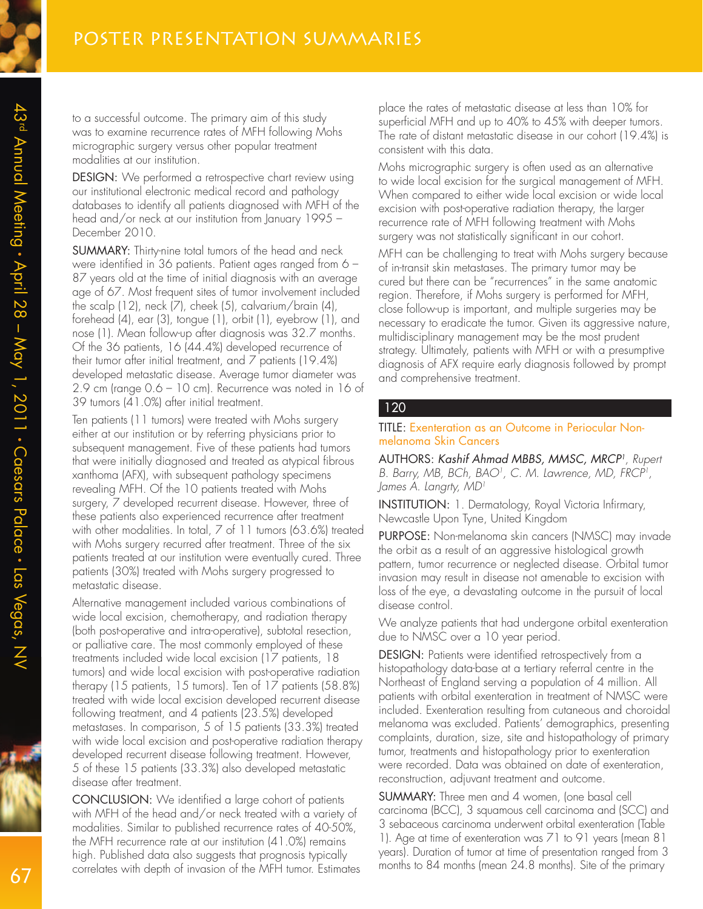to a successful outcome. The primary aim of this study was to examine recurrence rates of MFH following Mohs micrographic surgery versus other popular treatment modalities at our institution.

DESIGN: We performed a retrospective chart review using our institutional electronic medical record and pathology databases to identify all patients diagnosed with MFH of the head and/or neck at our institution from January 1995 – December 2010.

SUMMARY: Thirty-nine total tumors of the head and neck were identified in 36 patients. Patient ages ranged from 6 – 87 years old at the time of initial diagnosis with an average age of 67. Most frequent sites of tumor involvement included the scalp (12), neck (7), cheek (5), calvarium/brain (4), forehead (4), ear (3), tongue (1), orbit (1), eyebrow (1), and nose (1). Mean follow-up after diagnosis was 32.7 months. Of the 36 patients, 16 (44.4%) developed recurrence of their tumor after initial treatment, and 7 patients (19.4%) developed metastatic disease. Average tumor diameter was 2.9 cm (range 0.6 – 10 cm). Recurrence was noted in 16 of 39 tumors (41.0%) after initial treatment.

Ten patients (11 tumors) were treated with Mohs surgery either at our institution or by referring physicians prior to subsequent management. Five of these patients had tumors that were initially diagnosed and treated as atypical fibrous xanthoma (AFX), with subsequent pathology specimens revealing MFH. Of the 10 patients treated with Mohs surgery, 7 developed recurrent disease. However, three of these patients also experienced recurrence after treatment with other modalities. In total, 7 of 11 tumors (63.6%) treated with Mohs surgery recurred after treatment. Three of the six patients treated at our institution were eventually cured. Three patients (30%) treated with Mohs surgery progressed to metastatic disease.

Alternative management included various combinations of wide local excision, chemotherapy, and radiation therapy (both post-operative and intra-operative), subtotal resection, or palliative care. The most commonly employed of these treatments included wide local excision (17 patients, 18 tumors) and wide local excision with post-operative radiation therapy (15 patients, 15 tumors). Ten of 17 patients (58.8%) treated with wide local excision developed recurrent disease following treatment, and 4 patients (23.5%) developed metastases. In comparison, 5 of 15 patients (33.3%) treated with wide local excision and post-operative radiation therapy developed recurrent disease following treatment. However, 5 of these 15 patients (33.3%) also developed metastatic disease after treatment.

CONCLUSION: We identified a large cohort of patients with MFH of the head and/or neck treated with a variety of modalities. Similar to published recurrence rates of 40-50%, the MFH recurrence rate at our institution (41.0%) remains high. Published data also suggests that prognosis typically correlates with depth of invasion of the MFH tumor. Estimates place the rates of metastatic disease at less than 10% for superficial MFH and up to 40% to 45% with deeper tumors. The rate of distant metastatic disease in our cohort (19.4%) is consistent with this data.

Mohs micrographic surgery is often used as an alternative to wide local excision for the surgical management of MFH. When compared to either wide local excision or wide local excision with post-operative radiation therapy, the larger recurrence rate of MFH following treatment with Mohs surgery was not statistically significant in our cohort.

MFH can be challenging to treat with Mohs surgery because of in-transit skin metastases. The primary tumor may be cured but there can be "recurrences" in the same anatomic region. Therefore, if Mohs surgery is performed for MFH, close follow-up is important, and multiple surgeries may be necessary to eradicate the tumor. Given its aggressive nature, multidisciplinary management may be the most prudent strategy. Ultimately, patients with MFH or with a presumptive diagnosis of AFX require early diagnosis followed by prompt and comprehensive treatment.

## 120

TITLE: Exenteration as an Outcome in Periocular Non-melanoma Skin Cancers

AUTHORS: *Kashif Ahmad MBBS, MMSC, MRCP*[1], *Rupert B. Barry, MB, BCh, BAO*[1], *C. M. Lawrence, MD, FRCP*[1], *James A. Langtry, MD*[1]

INSTITUTION: 1. Dermatology, Royal Victoria Infirmary, Newcastle Upon Tyne, United Kingdom

PURPOSE: Non-melanoma skin cancers (NMSC) may invade the orbit as a result of an aggressive histological growth pattern, tumor recurrence or neglected disease. Orbital tumor invasion may result in disease not amenable to excision with loss of the eye, a devastating outcome in the pursuit of local disease control.

We analyze patients that had undergone orbital exenteration due to NMSC over a 10 year period.

DESIGN: Patients were identified retrospectively from a histopathology data-base at a tertiary referral centre in the Northeast of England serving a population of 4 million. All patients with orbital exenteration in treatment of NMSC were included. Exenteration resulting from cutaneous and choroidal melanoma was excluded. Patients' demographics, presenting complaints, duration, size, site and histopathology of primary tumor, treatments and histopathology prior to exenteration were recorded. Data was obtained on date of exenteration, reconstruction, adjuvant treatment and outcome.

SUMMARY: Three men and 4 women, (one basal cell carcinoma (BCC), 3 squamous cell carcinoma and (SCC) and 3 sebaceous carcinoma underwent orbital exenteration (Table 1). Age at time of exenteration was 71 to 91 years (mean 81 years). Duration of tumor at time of presentation ranged from 3 months to 84 months (mean 24.8 months). Site of the primary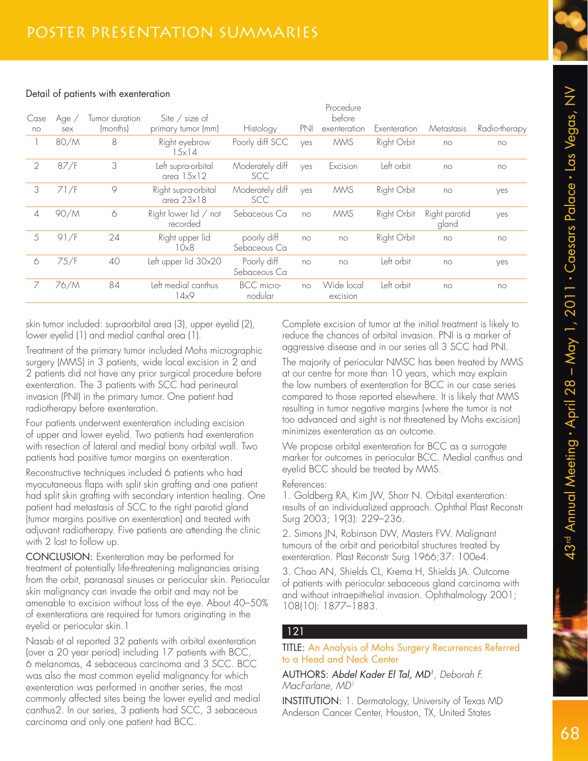Detail of patients with exenteration

| Case no | Age / sex | Tumor duration (months) | Site / size of primary tumor (mm) | Histology | PNI | Procedure before exenteration | Exenteration | Metastasis | Radio-therapy |
|---|---|---|---|---|---|---|---|---|---|
| 1 | 80/M | 8 | Right eyebrow 15x14 | Poorly diff SCC | yes | MMS | Right Orbit | no | no |
| 2 | 87/F | 3 | Left supra-orbital area 15x12 | Moderately diff SCC | yes | Excision | Left orbit | no | no |
| 3 | 71/F | 9 | Right supra-orbital area 23x18 | Moderately diff SCC | yes | MMS | Right Orbit | no | yes |
| 4 | 90/M | 6 | Right lower lid / not recorded | Sebaceous Ca | no | MMS | Right Orbit | Right parotid gland | yes |
| 5 | 91/F | 24 | Right upper lid 10x8 | poorly diff Sebaceous Ca | no | no | Right Orbit | no | no |
| 6 | 75/F | 40 | Left upper lid 30x20 | Poorly diff Sebaceous Ca | no | no | Left orbit | no | yes |
| 7 | 76/M | 84 | Left medial canthus 14x9 | BCC micro-nodular | no | Wide local excision | Left orbit | no | no |

skin tumor included: supraorbital area (3), upper eyelid (2), lower eyelid (1) and medial canthal area (1).

Treatment of the primary tumor included Mohs micrographic surgery (MMS) in 3 patients, wide local excision in 2 and 2 patients did not have any prior surgical procedure before exenteration. The 3 patients with SCC had perineural invasion (PNI) in the primary tumor. One patient had radiotherapy before exenteration.

Four patients underwent exenteration including excision of upper and lower eyelid. Two patients had exenteration with resection of lateral and medial bony orbital wall. Two patients had positive tumor margins on exenteration.

Reconstructive techniques included 6 patients who had myocutaneous flaps with split skin grafting and one patient had split skin grafting with secondary intention healing. One patient had metastasis of SCC to the right parotid gland (tumor margins positive on exenteration) and treated with adjuvant radiotherapy. Five patients are attending the clinic with 2 lost to follow up.

**CONCLUSION:** Exenteration may be performed for treatment of potentially life-threatening malignancies arising from the orbit, paranasal sinuses or periocular skin. Periocular skin malignancy can invade the orbit and may not be amenable to excision without loss of the eye. About 40–50% of exenterations are required for tumors originating in the eyelid or periocular skin.1

Nasab et al reported 32 patients with orbital exenteration (over a 20 year period) including 17 patients with BCC, 6 melanomas, 4 sebaceous carcinoma and 3 SCC. BCC was also the most common eyelid malignancy for which exenteration was performed in another series, the most commonly affected sites being the lower eyelid and medial canthus2. In our series, 3 patients had SCC, 3 sebaceous carcinoma and only one patient had BCC.

Complete excision of tumor at the initial treatment is likely to reduce the chances of orbital invasion. PNI is a marker of aggressive disease and in our series all 3 SCC had PNI.

The majority of periocular NMSC has been treated by MMS at our centre for more than 10 years, which may explain the low numbers of exenteration for BCC in our case series compared to those reported elsewhere. It is likely that MMS resulting in tumor negative margins (where the tumor is not too advanced and sight is not threatened by Mohs excision) minimizes exenteration as an outcome.

We propose orbital exenteration for BCC as a surrogate marker for outcomes in periocular BCC. Medial canthus and eyelid BCC should be treated by MMS.

References:

1. Goldberg RA, Kim JW, Shorr N. Orbital exenteration: results of an individualized approach. Ophthal Plast Reconstr Surg 2003; 19(3): 229–236.

2. Simons JN, Robinson DW, Masters FW. Malignant tumours of the orbit and periorbital structures treated by exenteration. Plast Reconstr Surg 1966;37: 100e4.

3. Chao AN, Shields CL, Krema H, Shields JA. Outcome of patients with periocular sebaceous gland carcinoma with and without intraepithelial invasion. Ophthalmology 2001; 108(10): 1877–1883.

## 121

**TITLE:** An Analysis of Mohs Surgery Recurrences Referred to a Head and Neck Center

**AUTHORS:** *Abdel Kader El Tal, MD[1], Deborah F. MacFarlane, MD[1]*

**INSTITUTION:** 1. Dermatology, University of Texas MD Anderson Cancer Center, Houston, TX, United States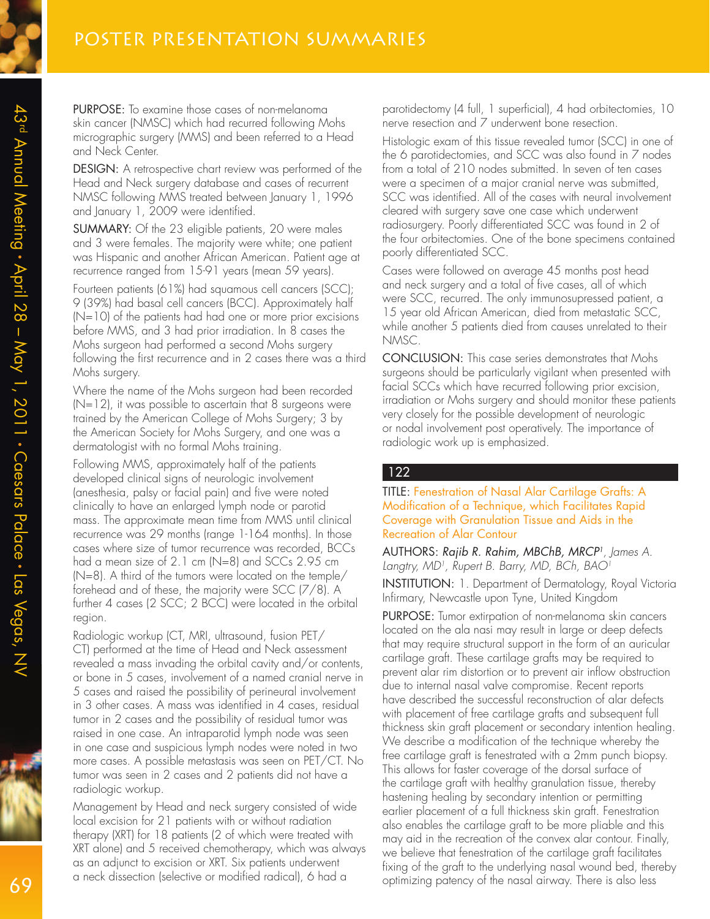**PURPOSE:** To examine those cases of non-melanoma skin cancer (NMSC) which had recurred following Mohs micrographic surgery (MMS) and been referred to a Head and Neck Center.

**DESIGN:** A retrospective chart review was performed of the Head and Neck surgery database and cases of recurrent NMSC following MMS treated between January 1, 1996 and January 1, 2009 were identified.

**SUMMARY:** Of the 23 eligible patients, 20 were males and 3 were females. The majority were white; one patient was Hispanic and another African American. Patient age at recurrence ranged from 15-91 years (mean 59 years).

Fourteen patients (61%) had squamous cell cancers (SCC); 9 (39%) had basal cell cancers (BCC). Approximately half (N=10) of the patients had had one or more prior excisions before MMS, and 3 had prior irradiation. In 8 cases the Mohs surgeon had performed a second Mohs surgery following the first recurrence and in 2 cases there was a third Mohs surgery.

Where the name of the Mohs surgeon had been recorded (N=12), it was possible to ascertain that 8 surgeons were trained by the American College of Mohs Surgery; 3 by the American Society for Mohs Surgery, and one was a dermatologist with no formal Mohs training.

Following MMS, approximately half of the patients developed clinical signs of neurologic involvement (anesthesia, palsy or facial pain) and five were noted clinically to have an enlarged lymph node or parotid mass. The approximate mean time from MMS until clinical recurrence was 29 months (range 1-164 months). In those cases where size of tumor recurrence was recorded, BCCs had a mean size of 2.1 cm (N=8) and SCCs 2.95 cm (N=8). A third of the tumors were located on the temple/forehead and of these, the majority were SCC (7/8). A further 4 cases (2 SCC; 2 BCC) were located in the orbital region.

Radiologic workup (CT, MRI, ultrasound, fusion PET/CT) performed at the time of Head and Neck assessment revealed a mass invading the orbital cavity and/or contents, or bone in 5 cases, involvement of a named cranial nerve in 5 cases and raised the possibility of perineural involvement in 3 other cases. A mass was identified in 4 cases, residual tumor in 2 cases and the possibility of residual tumor was raised in one case. An intraparotid lymph node was seen in one case and suspicious lymph nodes were noted in two more cases. A possible metastasis was seen on PET/CT. No tumor was seen in 2 cases and 2 patients did not have a radiologic workup.

Management by Head and neck surgery consisted of wide local excision for 21 patients with or without radiation therapy (XRT) for 18 patients (2 of which were treated with XRT alone) and 5 received chemotherapy, which was always as an adjunct to excision or XRT. Six patients underwent a neck dissection (selective or modified radical), 6 had a parotidectomy (4 full, 1 superficial), 4 had orbitectomies, 10 nerve resection and 7 underwent bone resection.

Histologic exam of this tissue revealed tumor (SCC) in one of the 6 parotidectomies, and SCC was also found in 7 nodes from a total of 210 nodes submitted. In seven of ten cases were a specimen of a major cranial nerve was submitted, SCC was identified. All of the cases with neural involvement cleared with surgery save one case which underwent radiosurgery. Poorly differentiated SCC was found in 2 of the four orbitectomies. One of the bone specimens contained poorly differentiated SCC.

Cases were followed on average 45 months post head and neck surgery and a total of five cases, all of which were SCC, recurred. The only immunosupressed patient, a 15 year old African American, died from metastatic SCC, while another 5 patients died from causes unrelated to their NMSC.

**CONCLUSION:** This case series demonstrates that Mohs surgeons should be particularly vigilant when presented with facial SCCs which have recurred following prior excision, irradiation or Mohs surgery and should monitor these patients very closely for the possible development of neurologic or nodal involvement post operatively. The importance of radiologic work up is emphasized.

## 122

**TITLE:** Fenestration of Nasal Alar Cartilage Grafts: A Modification of a Technique, which Facilitates Rapid Coverage with Granulation Tissue and Aids in the Recreation of Alar Contour

**AUTHORS:** *Rajib R. Rahim, MBChB, MRCP*[1], *James A. Langtry, MD*[1], *Rupert B. Barry, MD, BCh, BAO*[1]

**INSTITUTION:** 1. Department of Dermatology, Royal Victoria Infirmary, Newcastle upon Tyne, United Kingdom

**PURPOSE:** Tumor extirpation of non-melanoma skin cancers located on the ala nasi may result in large or deep defects that may require structural support in the form of an auricular cartilage graft. These cartilage grafts may be required to prevent alar rim distortion or to prevent air inflow obstruction due to internal nasal valve compromise. Recent reports have described the successful reconstruction of alar defects with placement of free cartilage grafts and subsequent full thickness skin graft placement or secondary intention healing. We describe a modification of the technique whereby the free cartilage graft is fenestrated with a 2mm punch biopsy. This allows for faster coverage of the dorsal surface of the cartilage graft with healthy granulation tissue, thereby hastening healing by secondary intention or permitting earlier placement of a full thickness skin graft. Fenestration also enables the cartilage graft to be more pliable and this may aid in the recreation of the convex alar contour. Finally, we believe that fenestration of the cartilage graft facilitates fixing of the graft to the underlying nasal wound bed, thereby optimizing patency of the nasal airway. There is also less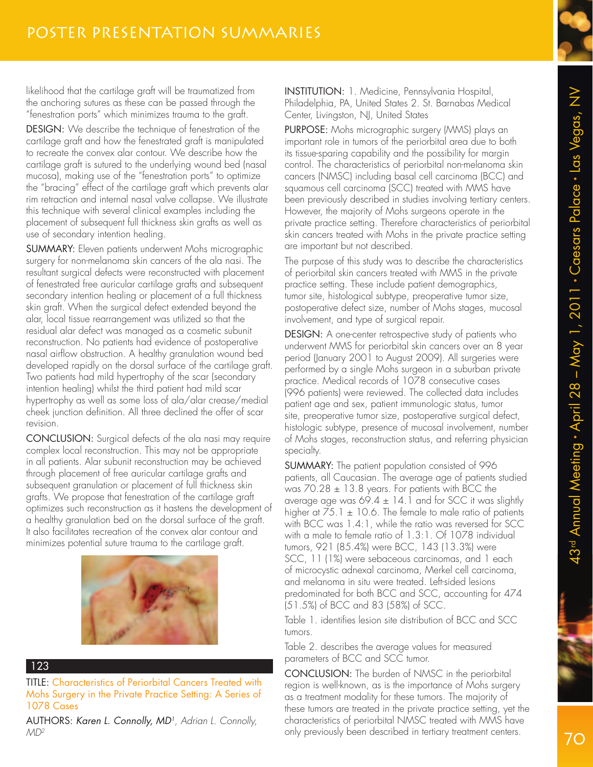likelihood that the cartilage graft will be traumatized from the anchoring sutures as these can be passed through the "fenestration ports" which minimizes trauma to the graft.

DESIGN: We describe the technique of fenestration of the cartilage graft and how the fenestrated graft is manipulated to recreate the convex alar contour. We describe how the cartilage graft is sutured to the underlying wound bed (nasal mucosa), making use of the "fenestration ports" to optimize the "bracing" effect of the cartilage graft which prevents alar rim retraction and internal nasal valve collapse. We illustrate this technique with several clinical examples including the placement of subsequent full thickness skin grafts as well as use of secondary intention healing.

SUMMARY: Eleven patients underwent Mohs micrographic surgery for non-melanoma skin cancers of the ala nasi. The resultant surgical defects were reconstructed with placement of fenestrated free auricular cartilage grafts and subsequent secondary intention healing or placement of a full thickness skin graft. When the surgical defect extended beyond the alar, local tissue rearrangement was utilized so that the residual alar defect was managed as a cosmetic subunit reconstruction. No patients had evidence of postoperative nasal airflow obstruction. A healthy granulation wound bed developed rapidly on the dorsal surface of the cartilage graft. Two patients had mild hypertrophy of the scar (secondary intention healing) whilst the third patient had mild scar hypertrophy as well as some loss of ala/alar crease/medial cheek junction definition. All three declined the offer of scar revision.

CONCLUSION: Surgical defects of the ala nasi may require complex local reconstruction. This may not be appropriate in all patients. Alar subunit reconstruction may be achieved through placement of free auricular cartilage grafts and subsequent granulation or placement of full thickness skin grafts. We propose that fenestration of the cartilage graft optimizes such reconstruction as it hastens the development of a healthy granulation bed on the dorsal surface of the graft. It also facilitates recreation of the convex alar contour and minimizes potential suture trauma to the cartilage graft.

## 123

TITLE: Characteristics of Periorbital Cancers Treated with Mohs Surgery in the Private Practice Setting: A Series of 1078 Cases

AUTHORS: *Karen L. Connolly, MD*[1], *Adrian L. Connolly, MD*[2]

INSTITUTION: 1. Medicine, Pennsylvania Hospital, Philadelphia, PA, United States 2. St. Barnabas Medical Center, Livingston, NJ, United States

PURPOSE: Mohs micrographic surgery (MMS) plays an important role in tumors of the periorbital area due to both its tissue-sparing capability and the possibility for margin control. The characteristics of periorbital non-melanoma skin cancers (NMSC) including basal cell carcinoma (BCC) and squamous cell carcinoma (SCC) treated with MMS have been previously described in studies involving tertiary centers. However, the majority of Mohs surgeons operate in the private practice setting. Therefore characteristics of periorbital skin cancers treated with Mohs in the private practice setting are important but not described.

The purpose of this study was to describe the characteristics of periorbital skin cancers treated with MMS in the private practice setting. These include patient demographics, tumor site, histological subtype, preoperative tumor size, postoperative defect size, number of Mohs stages, mucosal involvement, and type of surgical repair.

DESIGN: A one-center retrospective study of patients who underwent MMS for periorbital skin cancers over an 8 year period (January 2001 to August 2009). All surgeries were performed by a single Mohs surgeon in a suburban private practice. Medical records of 1078 consecutive cases (996 patients) were reviewed. The collected data includes patient age and sex, patient immunologic status, tumor site, preoperative tumor size, postoperative surgical defect, histologic subtype, presence of mucosal involvement, number of Mohs stages, reconstruction status, and referring physician specialty.

SUMMARY: The patient population consisted of 996 patients, all Caucasian. The average age of patients studied was 70.28 ± 13.8 years. For patients with BCC the average age was 69.4 ± 14.1 and for SCC it was slightly higher at 75.1 ± 10.6. The female to male ratio of patients with BCC was 1.4:1, while the ratio was reversed for SCC with a male to female ratio of 1.3:1. Of 1078 individual tumors, 921 (85.4%) were BCC, 143 (13.3%) were SCC, 11 (1%) were sebaceous carcinomas, and 1 each of microcystic adnexal carcinoma, Merkel cell carcinoma, and melanoma in situ were treated. Left-sided lesions predominated for both BCC and SCC, accounting for 474 (51.5%) of BCC and 83 (58%) of SCC.

Table 1. identifies lesion site distribution of BCC and SCC tumors.

Table 2. describes the average values for measured parameters of BCC and SCC tumor.

CONCLUSION: The burden of NMSC in the periorbital region is well-known, as is the importance of Mohs surgery as a treatment modality for these tumors. The majority of these tumors are treated in the private practice setting, yet the characteristics of periorbital NMSC treated with MMS have only previously been described in tertiary treatment centers.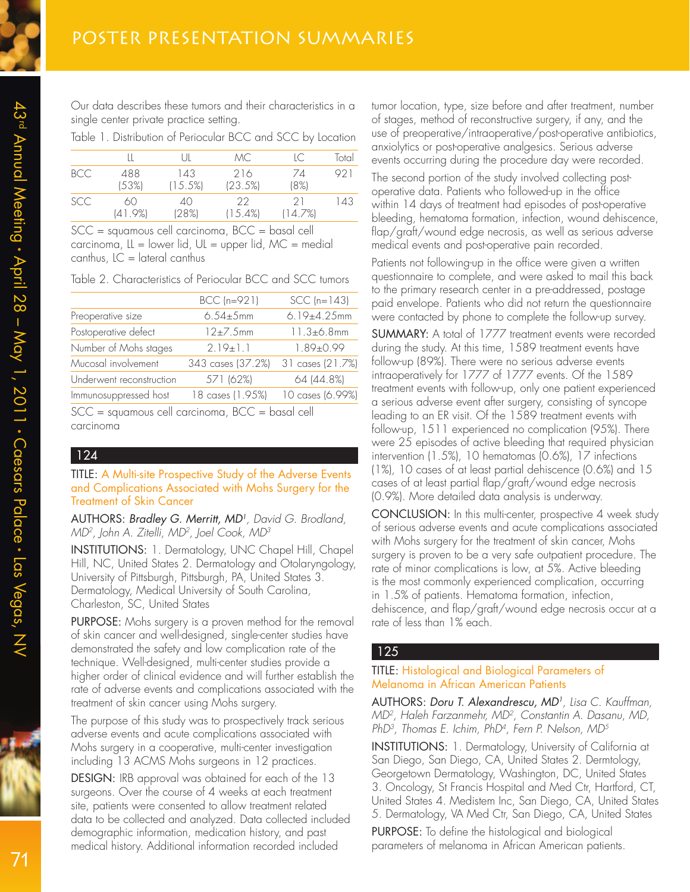Our data describes these tumors and their characteristics in a single center private practice setting.

Table 1. Distribution of Periocular BCC and SCC by Location

| | LL | UL | MC | LC | Total |
|---|---|---|---|---|---|
| BCC | 488 (53%) | 143 (15.5%) | 216 (23.5%) | 74 (8%) | 921 |
| SCC | 60 (41.9%) | 40 (28%) | 22 (15.4%) | 21 (14.7%) | 143 |

SCC = squamous cell carcinoma, BCC = basal cell carcinoma, LL = lower lid, UL = upper lid, MC = medial canthus, LC = lateral canthus

Table 2. Characteristics of Periocular BCC and SCC tumors

| | BCC (n=921) | SCC (n=143) |
|---|---|---|
| Preoperative size | 6.54±5mm | 6.19±4.25mm |
| Postoperative defect | 12±7.5mm | 11.3±6.8mm |
| Number of Mohs stages | 2.19±1.1 | 1.89±0.99 |
| Mucosal involvement | 343 cases (37.2%) | 31 cases (21.7%) |
| Underwent reconstruction | 571 (62%) | 64 (44.8%) |
| Immunosuppressed host | 18 cases (1.95%) | 10 cases (6.99%) |

SCC = squamous cell carcinoma, BCC = basal cell carcinoma

## 124

TITLE: A Multi-site Prospective Study of the Adverse Events and Complications Associated with Mohs Surgery for the Treatment of Skin Cancer

AUTHORS: *Bradley G. Merritt, MD*[1], *David G. Brodland, MD*[2], *John A. Zitelli, MD*[2], *Joel Cook, MD*[3]

INSTITUTIONS: 1. Dermatology, UNC Chapel Hill, Chapel Hill, NC, United States 2. Dermatology and Otolaryngology, University of Pittsburgh, Pittsburgh, PA, United States 3. Dermatology, Medical University of South Carolina, Charleston, SC, United States

PURPOSE: Mohs surgery is a proven method for the removal of skin cancer and well-designed, single-center studies have demonstrated the safety and low complication rate of the technique. Well-designed, multi-center studies provide a higher order of clinical evidence and will further establish the rate of adverse events and complications associated with the treatment of skin cancer using Mohs surgery.

The purpose of this study was to prospectively track serious adverse events and acute complications associated with Mohs surgery in a cooperative, multi-center investigation including 13 ACMS Mohs surgeons in 12 practices.

DESIGN: IRB approval was obtained for each of the 13 surgeons. Over the course of 4 weeks at each treatment site, patients were consented to allow treatment related data to be collected and analyzed. Data collected included demographic information, medication history, and past medical history. Additional information recorded included tumor location, type, size before and after treatment, number of stages, method of reconstructive surgery, if any, and the use of preoperative/intraoperative/post-operative antibiotics, anxiolytics or post-operative analgesics. Serious adverse events occurring during the procedure day were recorded.

The second portion of the study involved collecting post-operative data. Patients who followed-up in the office within 14 days of treatment had episodes of post-operative bleeding, hematoma formation, infection, wound dehiscence, flap/graft/wound edge necrosis, as well as serious adverse medical events and post-operative pain recorded.

Patients not following-up in the office were given a written questionnaire to complete, and were asked to mail this back to the primary research center in a pre-addressed, postage paid envelope. Patients who did not return the questionnaire were contacted by phone to complete the follow-up survey.

SUMMARY: A total of 1777 treatment events were recorded during the study. At this time, 1589 treatment events have follow-up (89%). There were no serious adverse events intraoperatively for 1777 of 1777 events. Of the 1589 treatment events with follow-up, only one patient experienced a serious adverse event after surgery, consisting of syncope leading to an ER visit. Of the 1589 treatment events with follow-up, 1511 experienced no complication (95%). There were 25 episodes of active bleeding that required physician intervention (1.5%), 10 hematomas (0.6%), 17 infections (1%), 10 cases of at least partial dehiscence (0.6%) and 15 cases of at least partial flap/graft/wound edge necrosis (0.9%). More detailed data analysis is underway.

CONCLUSION: In this multi-center, prospective 4 week study of serious adverse events and acute complications associated with Mohs surgery for the treatment of skin cancer, Mohs surgery is proven to be a very safe outpatient procedure. The rate of minor complications is low, at 5%. Active bleeding is the most commonly experienced complication, occurring in 1.5% of patients. Hematoma formation, infection, dehiscence, and flap/graft/wound edge necrosis occur at a rate of less than 1% each.

## 125

TITLE: Histological and Biological Parameters of Melanoma in African American Patients

AUTHORS: *Doru T. Alexandrescu, MD*[1], *Lisa C. Kauffman, MD*[2], *Haleh Farzanmehr, MD*[2], *Constantin A. Dasanu, MD, PhD*[3], *Thomas E. Ichim, PhD*[4], *Fern P. Nelson, MD*[5]

INSTITUTIONS: 1. Dermatology, University of California at San Diego, San Diego, CA, United States 2. Dermtology, Georgetown Dermatology, Washington, DC, United States 3. Oncology, St Francis Hospital and Med Ctr, Hartford, CT, United States 4. Medistem Inc, San Diego, CA, United States 5. Dermatology, VA Med Ctr, San Diego, CA, United States

PURPOSE: To define the histological and biological parameters of melanoma in African American patients.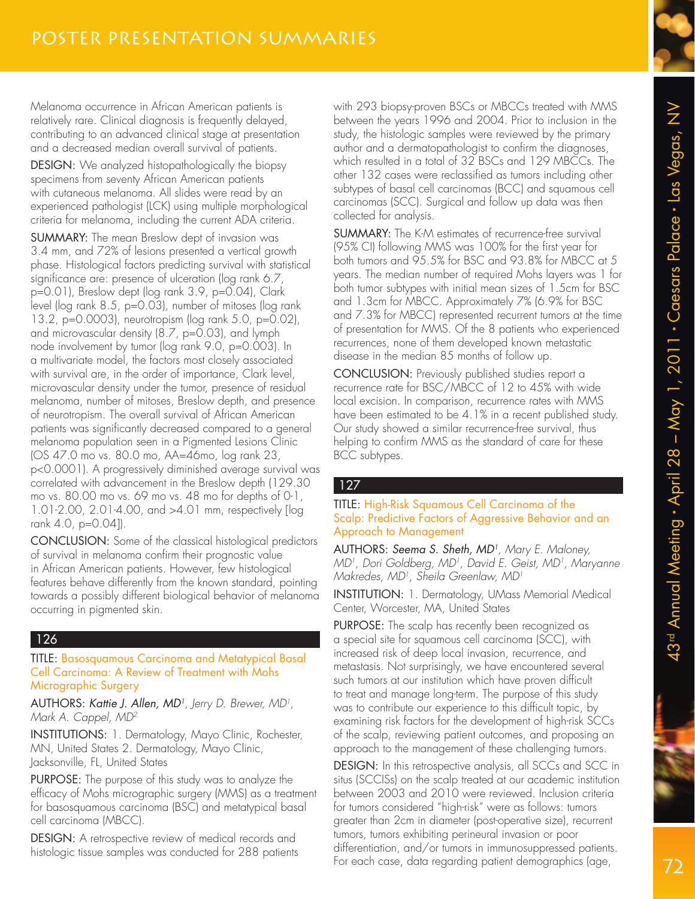Melanoma occurrence in African American patients is relatively rare. Clinical diagnosis is frequently delayed, contributing to an advanced clinical stage at presentation and a decreased median overall survival of patients.

DESIGN: We analyzed histopathologically the biopsy specimens from seventy African American patients with cutaneous melanoma. All slides were read by an experienced pathologist (LCK) using multiple morphological criteria for melanoma, including the current ADA criteria.

SUMMARY: The mean Breslow dept of invasion was 3.4 mm, and 72% of lesions presented a vertical growth phase. Histological factors predicting survival with statistical significance are: presence of ulceration (log rank 6.7, p=0.01), Breslow dept (log rank 3.9, p=0.04), Clark level (log rank 8.5, p=0.03), number of mitoses (log rank 13.2, p=0.0003), neurotropism (log rank 5.0, p=0.02), and microvascular density (8.7, p=0.03), and lymph node involvement by tumor (log rank 9.0, p=0.003). In a multivariate model, the factors most closely associated with survival are, in the order of importance, Clark level, microvascular density under the tumor, presence of residual melanoma, number of mitoses, Breslow depth, and presence of neurotropism. The overall survival of African American patients was significantly decreased compared to a general melanoma population seen in a Pigmented Lesions Clinic (OS 47.0 mo vs. 80.0 mo, AA=46mo, log rank 23, p<0.0001). A progressively diminished average survival was correlated with advancement in the Breslow depth (129.30 mo vs. 80.00 mo vs. 69 mo vs. 48 mo for depths of 0-1, 1.01-2.00, 2.01-4.00, and >4.01 mm, respectively [log rank 4.0, p=0.04]).

CONCLUSION: Some of the classical histological predictors of survival in melanoma confirm their prognostic value in African American patients. However, few histological features behave differently from the known standard, pointing towards a possibly different biological behavior of melanoma occurring in pigmented skin.

## 126

TITLE: Basosquamous Carcinoma and Metatypical Basal Cell Carcinoma: A Review of Treatment with Mohs Micrographic Surgery

AUTHORS: ***Kattie J. Allen, MD***[1], *Jerry D. Brewer, MD*[1], *Mark A. Cappel, MD*[2]

INSTITUTIONS: 1. Dermatology, Mayo Clinic, Rochester, MN, United States 2. Dermatology, Mayo Clinic, Jacksonville, FL, United States

PURPOSE: The purpose of this study was to analyze the efficacy of Mohs micrographic surgery (MMS) as a treatment for basosquamous carcinoma (BSC) and metatypical basal cell carcinoma (MBCC).

DESIGN: A retrospective review of medical records and histologic tissue samples was conducted for 288 patients with 293 biopsy-proven BSCs or MBCCs treated with MMS between the years 1996 and 2004. Prior to inclusion in the study, the histologic samples were reviewed by the primary author and a dermatopathologist to confirm the diagnoses, which resulted in a total of 32 BSCs and 129 MBCCs. The other 132 cases were reclassified as tumors including other subtypes of basal cell carcinomas (BCC) and squamous cell carcinomas (SCC). Surgical and follow up data was then collected for analysis.

SUMMARY: The K-M estimates of recurrence-free survival (95% CI) following MMS was 100% for the first year for both tumors and 95.5% for BSC and 93.8% for MBCC at 5 years. The median number of required Mohs layers was 1 for both tumor subtypes with initial mean sizes of 1.5cm for BSC and 1.3cm for MBCC. Approximately 7% (6.9% for BSC and 7.3% for MBCC) represented recurrent tumors at the time of presentation for MMS. Of the 8 patients who experienced recurrences, none of them developed known metastatic disease in the median 85 months of follow up.

CONCLUSION: Previously published studies report a recurrence rate for BSC/MBCC of 12 to 45% with wide local excision. In comparison, recurrence rates with MMS have been estimated to be 4.1% in a recent published study. Our study showed a similar recurrence-free survival, thus helping to confirm MMS as the standard of care for these BCC subtypes.

## 127

TITLE: High-Risk Squamous Cell Carcinoma of the Scalp: Predictive Factors of Aggressive Behavior and an Approach to Management

AUTHORS: ***Seema S. Sheth, MD***[1], *Mary E. Maloney, MD*[1], *Dori Goldberg, MD*[1], *David E. Geist, MD*[1], *Maryanne Makredes, MD*[1], *Sheila Greenlaw, MD*[1]

INSTITUTION: 1. Dermatology, UMass Memorial Medical Center, Worcester, MA, United States

PURPOSE: The scalp has recently been recognized as a special site for squamous cell carcinoma (SCC), with increased risk of deep local invasion, recurrence, and metastasis. Not surprisingly, we have encountered several such tumors at our institution which have proven difficult to treat and manage long-term. The purpose of this study was to contribute our experience to this difficult topic, by examining risk factors for the development of high-risk SCCs of the scalp, reviewing patient outcomes, and proposing an approach to the management of these challenging tumors.

DESIGN: In this retrospective analysis, all SCCs and SCC in situs (SCCISs) on the scalp treated at our academic institution between 2003 and 2010 were reviewed. Inclusion criteria for tumors considered "high-risk" were as follows: tumors greater than 2cm in diameter (post-operative size), recurrent tumors, tumors exhibiting perineural invasion or poor differentiation, and/or tumors in immunosuppressed patients. For each case, data regarding patient demographics (age,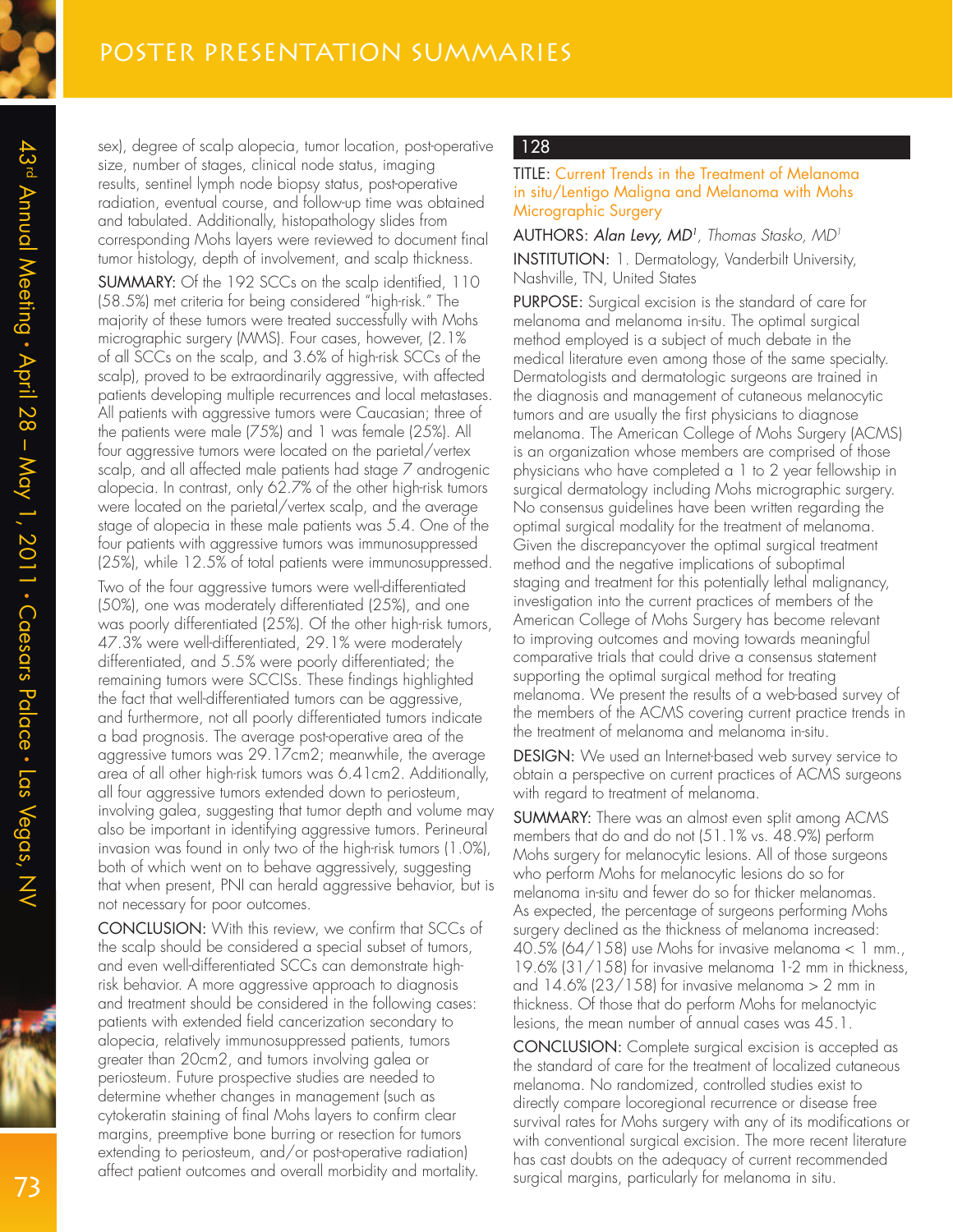sex), degree of scalp alopecia, tumor location, post-operative size, number of stages, clinical node status, imaging results, sentinel lymph node biopsy status, post-operative radiation, eventual course, and follow-up time was obtained and tabulated. Additionally, histopathology slides from corresponding Mohs layers were reviewed to document final tumor histology, depth of involvement, and scalp thickness.

SUMMARY: Of the 192 SCCs on the scalp identified, 110 (58.5%) met criteria for being considered "high-risk." The majority of these tumors were treated successfully with Mohs micrographic surgery (MMS). Four cases, however, (2.1% of all SCCs on the scalp, and 3.6% of high-risk SCCs of the scalp), proved to be extraordinarily aggressive, with affected patients developing multiple recurrences and local metastases. All patients with aggressive tumors were Caucasian; three of the patients were male (75%) and 1 was female (25%). All four aggressive tumors were located on the parietal/vertex scalp, and all affected male patients had stage 7 androgenic alopecia. In contrast, only 62.7% of the other high-risk tumors were located on the parietal/vertex scalp, and the average stage of alopecia in these male patients was 5.4. One of the four patients with aggressive tumors was immunosuppressed (25%), while 12.5% of total patients were immunosuppressed.

Two of the four aggressive tumors were well-differentiated (50%), one was moderately differentiated (25%), and one was poorly differentiated (25%). Of the other high-risk tumors, 47.3% were well-differentiated, 29.1% were moderately differentiated, and 5.5% were poorly differentiated; the remaining tumors were SCCISs. These findings highlighted the fact that well-differentiated tumors can be aggressive, and furthermore, not all poorly differentiated tumors indicate a bad prognosis. The average post-operative area of the aggressive tumors was 29.17cm2; meanwhile, the average area of all other high-risk tumors was 6.41cm2. Additionally, all four aggressive tumors extended down to periosteum, involving galea, suggesting that tumor depth and volume may also be important in identifying aggressive tumors. Perineural invasion was found in only two of the high-risk tumors (1.0%), both of which went on to behave aggressively, suggesting that when present, PNI can herald aggressive behavior, but is not necessary for poor outcomes.

CONCLUSION: With this review, we confirm that SCCs of the scalp should be considered a special subset of tumors, and even well-differentiated SCCs can demonstrate high-risk behavior. A more aggressive approach to diagnosis and treatment should be considered in the following cases: patients with extended field cancerization secondary to alopecia, relatively immunosuppressed patients, tumors greater than 20cm2, and tumors involving galea or periosteum. Future prospective studies are needed to determine whether changes in management (such as cytokeratin staining of final Mohs layers to confirm clear margins, preemptive bone burring or resection for tumors extending to periosteum, and/or post-operative radiation) affect patient outcomes and overall morbidity and mortality.

## 128

TITLE: Current Trends in the Treatment of Melanoma in situ/Lentigo Maligna and Melanoma with Mohs Micrographic Surgery

AUTHORS: *Alan Levy, MD*[1], Thomas Stasko, MD[1]

INSTITUTION: 1. Dermatology, Vanderbilt University, Nashville, TN, United States

PURPOSE: Surgical excision is the standard of care for melanoma and melanoma in-situ. The optimal surgical method employed is a subject of much debate in the medical literature even among those of the same specialty. Dermatologists and dermatologic surgeons are trained in the diagnosis and management of cutaneous melanocytic tumors and are usually the first physicians to diagnose melanoma. The American College of Mohs Surgery (ACMS) is an organization whose members are comprised of those physicians who have completed a 1 to 2 year fellowship in surgical dermatology including Mohs micrographic surgery. No consensus guidelines have been written regarding the optimal surgical modality for the treatment of melanoma. Given the discrepancyover the optimal surgical treatment method and the negative implications of suboptimal staging and treatment for this potentially lethal malignancy, investigation into the current practices of members of the American College of Mohs Surgery has become relevant to improving outcomes and moving towards meaningful comparative trials that could drive a consensus statement supporting the optimal surgical method for treating melanoma. We present the results of a web-based survey of the members of the ACMS covering current practice trends in the treatment of melanoma and melanoma in-situ.

DESIGN: We used an Internet-based web survey service to obtain a perspective on current practices of ACMS surgeons with regard to treatment of melanoma.

SUMMARY: There was an almost even split among ACMS members that do and do not (51.1% vs. 48.9%) perform Mohs surgery for melanocytic lesions. All of those surgeons who perform Mohs for melanocytic lesions do so for melanoma in-situ and fewer do so for thicker melanomas. As expected, the percentage of surgeons performing Mohs surgery declined as the thickness of melanoma increased: 40.5% (64/158) use Mohs for invasive melanoma < 1 mm., 19.6% (31/158) for invasive melanoma 1-2 mm in thickness, and 14.6% (23/158) for invasive melanoma > 2 mm in thickness. Of those that do perform Mohs for melanoctyic lesions, the mean number of annual cases was 45.1.

CONCLUSION: Complete surgical excision is accepted as the standard of care for the treatment of localized cutaneous melanoma. No randomized, controlled studies exist to directly compare locoregional recurrence or disease free survival rates for Mohs surgery with any of its modifications or with conventional surgical excision. The more recent literature has cast doubts on the adequacy of current recommended surgical margins, particularly for melanoma in situ.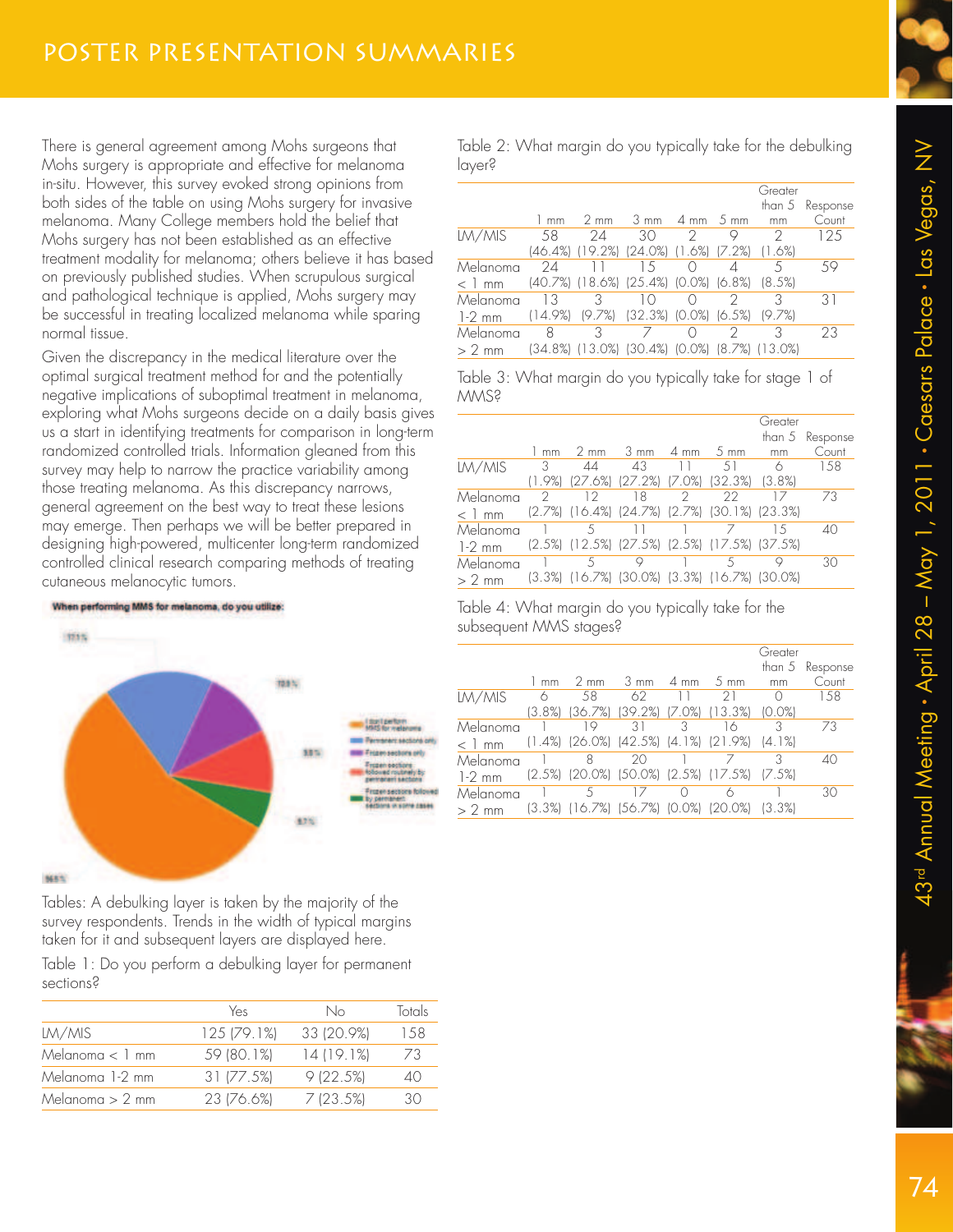There is general agreement among Mohs surgeons that Mohs surgery is appropriate and effective for melanoma in-situ. However, this survey evoked strong opinions from both sides of the table on using Mohs surgery for invasive melanoma. Many College members hold the belief that Mohs surgery has not been established as an effective treatment modality for melanoma; others believe it has based on previously published studies. When scrupulous surgical and pathological technique is applied, Mohs surgery may be successful in treating localized melanoma while sparing normal tissue.

Given the discrepancy in the medical literature over the optimal surgical treatment method for and the potentially negative implications of suboptimal treatment in melanoma, exploring what Mohs surgeons decide on a daily basis gives us a start in identifying treatments for comparison in long-term randomized controlled trials. Information gleaned from this survey may help to narrow the practice variability among those treating melanoma. As this discrepancy narrows, general agreement on the best way to treat these lesions may emerge. Then perhaps we will be better prepared in designing high-powered, multicenter long-term randomized controlled clinical research comparing methods of treating cutaneous melanocytic tumors.

**When performing MMS for melanoma, do you utilize:**

Legend: I don't perform MMS for melanoma; Permanent sections only; Frozen sections only; Frozen sections followed routinely by permanent sections; Frozen sections followed by permanent sections in some cases

Tables: A debulking layer is taken by the majority of the survey respondents. Trends in the width of typical margins taken for it and subsequent layers are displayed here.

Table 1: Do you perform a debulking layer for permanent sections?

| | Yes | No | Totals |
|---|---|---|---|
| LM/MIS | 125 (79.1%) | 33 (20.9%) | 158 |
| Melanoma < 1 mm | 59 (80.1%) | 14 (19.1%) | 73 |
| Melanoma 1-2 mm | 31 (77.5%) | 9 (22.5%) | 40 |
| Melanoma > 2 mm | 23 (76.6%) | 7 (23.5%) | 30 |

Table 2: What margin do you typically take for the debulking layer?

| | 1 mm | 2 mm | 3 mm | 4 mm | 5 mm | Greater than 5 mm | Response Count |
|---|---|---|---|---|---|---|---|
| LM/MIS | 58 (46.4%) | 24 (19.2%) | 30 (24.0%) | 2 (1.6%) | 9 (7.2%) | 2 (1.6%) | 125 |
| Melanoma < 1 mm | 24 (40.7%) | 11 (18.6%) | 15 (25.4%) | 0 (0.0%) | 4 (6.8%) | 5 (8.5%) | 59 |
| Melanoma 1-2 mm | 13 (14.9%) | 3 (9.7%) | 10 (32.3%) | 0 (0.0%) | 2 (6.5%) | 3 (9.7%) | 31 |
| Melanoma > 2 mm | 8 (34.8%) | 3 (13.0%) | 7 (30.4%) | 0 (0.0%) | 2 (8.7%) | 3 (13.0%) | 23 |

Table 3: What margin do you typically take for stage 1 of MMS?

| | 1 mm | 2 mm | 3 mm | 4 mm | 5 mm | Greater than 5 mm | Response Count |
|---|---|---|---|---|---|---|---|
| LM/MIS | 3 (1.9%) | 44 (27.6%) | 43 (27.2%) | 11 (7.0%) | 51 (32.3%) | 6 (3.8%) | 158 |
| Melanoma < 1 mm | 2 (2.7%) | 12 (16.4%) | 18 (24.7%) | 2 (2.7%) | 22 (30.1%) | 17 (23.3%) | 73 |
| Melanoma 1-2 mm | 1 (2.5%) | 5 (12.5%) | 11 (27.5%) | 1 (2.5%) | 7 (17.5%) | 15 (37.5%) | 40 |
| Melanoma > 2 mm | 1 (3.3%) | 5 (16.7%) | 9 (30.0%) | 1 (3.3%) | 5 (16.7%) | 9 (30.0%) | 30 |

Table 4: What margin do you typically take for the subsequent MMS stages?

| | 1 mm | 2 mm | 3 mm | 4 mm | 5 mm | Greater than 5 mm | Response Count |
|---|---|---|---|---|---|---|---|
| LM/MIS | 6 (3.8%) | 58 (36.7%) | 62 (39.2%) | 11 (7.0%) | 21 (13.3%) | 0 (0.0%) | 158 |
| Melanoma < 1 mm | 1 (1.4%) | 19 (26.0%) | 31 (42.5%) | 3 (4.1%) | 16 (21.9%) | 3 (4.1%) | 73 |
| Melanoma 1-2 mm | 1 (2.5%) | 8 (20.0%) | 20 (50.0%) | 1 (2.5%) | 7 (17.5%) | 3 (7.5%) | 40 |
| Melanoma > 2 mm | 1 (3.3%) | 5 (16.7%) | 17 (56.7%) | 0 (0.0%) | 6 (20.0%) | 1 (3.3%) | 30 |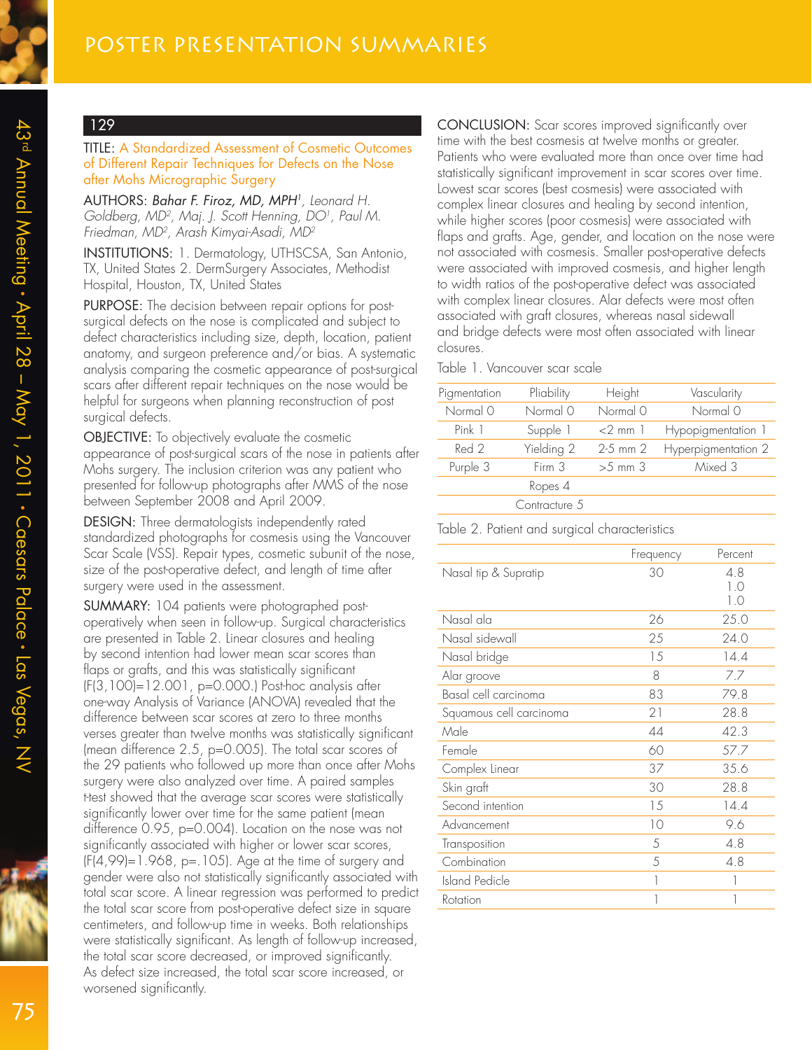## 129

**TITLE:** A Standardized Assessment of Cosmetic Outcomes of Different Repair Techniques for Defects on the Nose after Mohs Micrographic Surgery

**AUTHORS:** *Bahar F. Firoz, MD, MPH*[1], *Leonard H. Goldberg, MD*[2], *Maj. J. Scott Henning, DO*[1], *Paul M. Friedman, MD*[2], *Arash Kimyai-Asadi, MD*[2]

**INSTITUTIONS:** 1. Dermatology, UTHSCSA, San Antonio, TX, United States 2. DermSurgery Associates, Methodist Hospital, Houston, TX, United States

**PURPOSE:** The decision between repair options for post-surgical defects on the nose is complicated and subject to defect characteristics including size, depth, location, patient anatomy, and surgeon preference and/or bias. A systematic analysis comparing the cosmetic appearance of post-surgical scars after different repair techniques on the nose would be helpful for surgeons when planning reconstruction of post surgical defects.

**OBJECTIVE:** To objectively evaluate the cosmetic appearance of post-surgical scars of the nose in patients after Mohs surgery. The inclusion criterion was any patient who presented for follow-up photographs after MMS of the nose between September 2008 and April 2009.

**DESIGN:** Three dermatologists independently rated standardized photographs for cosmesis using the Vancouver Scar Scale (VSS). Repair types, cosmetic subunit of the nose, size of the post-operative defect, and length of time after surgery were used in the assessment.

**SUMMARY:** 104 patients were photographed post-operatively when seen in follow-up. Surgical characteristics are presented in Table 2. Linear closures and healing by second intention had lower mean scar scores than flaps or grafts, and this was statistically significant ($F(3,100)=12.001$, $p=0.000$.) Post-hoc analysis after one-way Analysis of Variance (ANOVA) revealed that the difference between scar scores at zero to three months verses greater than twelve months was statistically significant (mean difference 2.5, $p=0.005$). The total scar scores of the 29 patients who followed up more than once after Mohs surgery were also analyzed over time. A paired samples t-test showed that the average scar scores were statistically significantly lower over time for the same patient (mean difference 0.95, $p=0.004$). Location on the nose was not significantly associated with higher or lower scar scores, ($F(4,99)=1.968$, $p=.105$). Age at the time of surgery and gender were also not statistically significantly associated with total scar score. A linear regression was performed to predict the total scar score from post-operative defect size in square centimeters, and follow-up time in weeks. Both relationships were statistically significant. As length of follow-up increased, the total scar score decreased, or improved significantly. As defect size increased, the total scar score increased, or worsened significantly.

**CONCLUSION:** Scar scores improved significantly over time with the best cosmesis at twelve months or greater. Patients who were evaluated more than once over time had statistically significant improvement in scar scores over time. Lowest scar scores (best cosmesis) were associated with complex linear closures and healing by second intention, while higher scores (poor cosmesis) were associated with flaps and grafts. Age, gender, and location on the nose were not associated with cosmesis. Smaller post-operative defects were associated with improved cosmesis, and higher length to width ratios of the post-operative defect was associated with complex linear closures. Alar defects were most often associated with graft closures, whereas nasal sidewall and bridge defects were most often associated with linear closures.

Table 1. Vancouver scar scale

| Pigmentation | Pliability | Height | Vascularity |
|---|---|---|---|
| Normal 0 | Normal 0 | Normal 0 | Normal 0 |
| Pink 1 | Supple 1 | <2 mm 1 | Hypopigmentation 1 |
| Red 2 | Yielding 2 | 2-5 mm 2 | Hyperpigmentation 2 |
| Purple 3 | Firm 3 | >5 mm 3 | Mixed 3 |
| | Ropes 4 | | |
| | Contracture 5 | | |

Table 2. Patient and surgical characteristics

| | Frequency | Percent |
|---|---|---|
| Nasal tip & Supratip | 30 | 4.8<br>1.0<br>1.0 |
| Nasal ala | 26 | 25.0 |
| Nasal sidewall | 25 | 24.0 |
| Nasal bridge | 15 | 14.4 |
| Alar groove | 8 | 7.7 |
| Basal cell carcinoma | 83 | 79.8 |
| Squamous cell carcinoma | 21 | 28.8 |
| Male | 44 | 42.3 |
| Female | 60 | 57.7 |
| Complex Linear | 37 | 35.6 |
| Skin graft | 30 | 28.8 |
| Second intention | 15 | 14.4 |
| Advancement | 10 | 9.6 |
| Transposition | 5 | 4.8 |
| Combination | 5 | 4.8 |
| Island Pedicle | 1 | 1 |
| Rotation | 1 | 1 |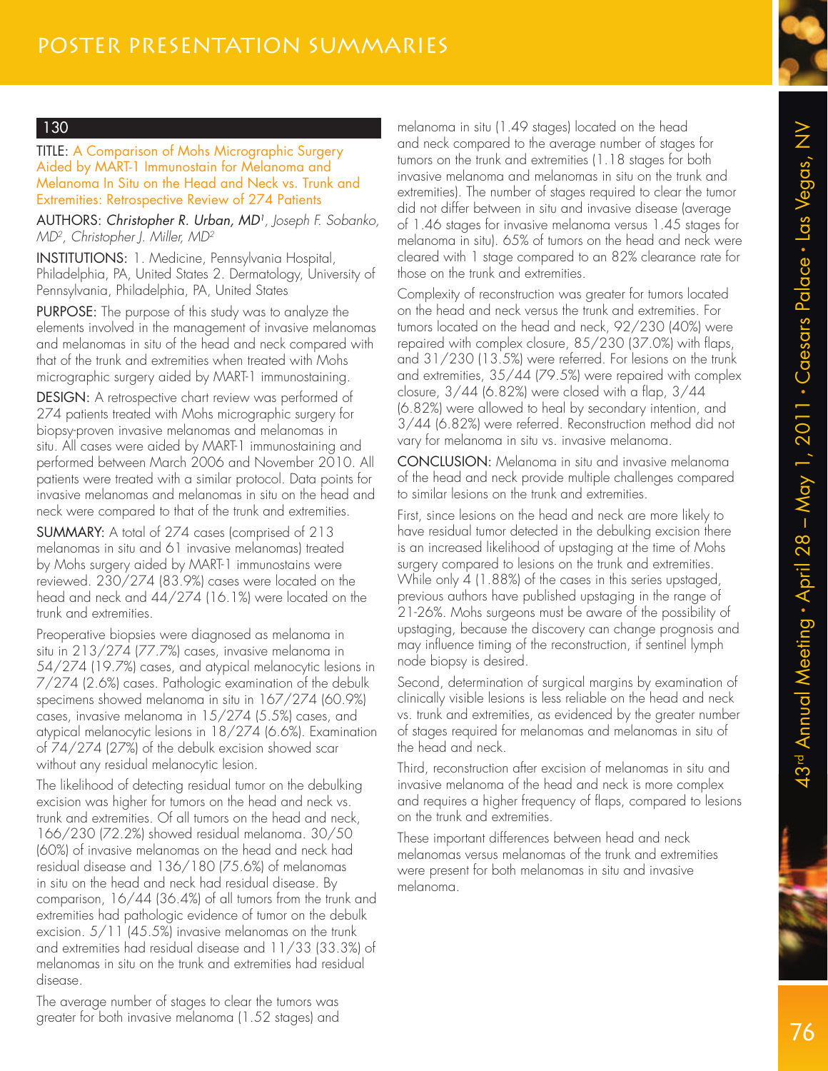## 130

**TITLE:** A Comparison of Mohs Micrographic Surgery Aided by MART-1 Immunostain for Melanoma and Melanoma In Situ on the Head and Neck vs. Trunk and Extremities: Retrospective Review of 274 Patients

**AUTHORS:** *Christopher R. Urban, MD*[1], *Joseph F. Sobanko, MD*[2], *Christopher J. Miller, MD*[2]

**INSTITUTIONS:** 1. Medicine, Pennsylvania Hospital, Philadelphia, PA, United States 2. Dermatology, University of Pennsylvania, Philadelphia, PA, United States

**PURPOSE:** The purpose of this study was to analyze the elements involved in the management of invasive melanomas and melanomas in situ of the head and neck compared with that of the trunk and extremities when treated with Mohs micrographic surgery aided by MART-1 immunostaining.

**DESIGN:** A retrospective chart review was performed of 274 patients treated with Mohs micrographic surgery for biopsy-proven invasive melanomas and melanomas in situ. All cases were aided by MART-1 immunostaining and performed between March 2006 and November 2010. All patients were treated with a similar protocol. Data points for invasive melanomas and melanomas in situ on the head and neck were compared to that of the trunk and extremities.

**SUMMARY:** A total of 274 cases (comprised of 213 melanomas in situ and 61 invasive melanomas) treated by Mohs surgery aided by MART-1 immunostains were reviewed. 230/274 (83.9%) cases were located on the head and neck and 44/274 (16.1%) were located on the trunk and extremities.

Preoperative biopsies were diagnosed as melanoma in situ in 213/274 (77.7%) cases, invasive melanoma in 54/274 (19.7%) cases, and atypical melanocytic lesions in 7/274 (2.6%) cases. Pathologic examination of the debulk specimens showed melanoma in situ in 167/274 (60.9%) cases, invasive melanoma in 15/274 (5.5%) cases, and atypical melanocytic lesions in 18/274 (6.6%). Examination of 74/274 (27%) of the debulk excision showed scar without any residual melanocytic lesion.

The likelihood of detecting residual tumor on the debulking excision was higher for tumors on the head and neck vs. trunk and extremities. Of all tumors on the head and neck, 166/230 (72.2%) showed residual melanoma. 30/50 (60%) of invasive melanomas on the head and neck had residual disease and 136/180 (75.6%) of melanomas in situ on the head and neck had residual disease. By comparison, 16/44 (36.4%) of all tumors from the trunk and extremities had pathologic evidence of tumor on the debulk excision. 5/11 (45.5%) invasive melanomas on the trunk and extremities had residual disease and 11/33 (33.3%) of melanomas in situ on the trunk and extremities had residual disease.

The average number of stages to clear the tumors was greater for both invasive melanoma (1.52 stages) and melanoma in situ (1.49 stages) located on the head and neck compared to the average number of stages for tumors on the trunk and extremities (1.18 stages for both invasive melanoma and melanomas in situ on the trunk and extremities). The number of stages required to clear the tumor did not differ between in situ and invasive disease (average of 1.46 stages for invasive melanoma versus 1.45 stages for melanoma in situ). 65% of tumors on the head and neck were cleared with 1 stage compared to an 82% clearance rate for those on the trunk and extremities.

Complexity of reconstruction was greater for tumors located on the head and neck versus the trunk and extremities. For tumors located on the head and neck, 92/230 (40%) were repaired with complex closure, 85/230 (37.0%) with flaps, and 31/230 (13.5%) were referred. For lesions on the trunk and extremities, 35/44 (79.5%) were repaired with complex closure, 3/44 (6.82%) were closed with a flap, 3/44 (6.82%) were allowed to heal by secondary intention, and 3/44 (6.82%) were referred. Reconstruction method did not vary for melanoma in situ vs. invasive melanoma.

**CONCLUSION:** Melanoma in situ and invasive melanoma of the head and neck provide multiple challenges compared to similar lesions on the trunk and extremities.

First, since lesions on the head and neck are more likely to have residual tumor detected in the debulking excision there is an increased likelihood of upstaging at the time of Mohs surgery compared to lesions on the trunk and extremities. While only 4 (1.88%) of the cases in this series upstaged, previous authors have published upstaging in the range of 21-26%. Mohs surgeons must be aware of the possibility of upstaging, because the discovery can change prognosis and may influence timing of the reconstruction, if sentinel lymph node biopsy is desired.

Second, determination of surgical margins by examination of clinically visible lesions is less reliable on the head and neck vs. trunk and extremities, as evidenced by the greater number of stages required for melanomas and melanomas in situ of the head and neck.

Third, reconstruction after excision of melanomas in situ and invasive melanoma of the head and neck is more complex and requires a higher frequency of flaps, compared to lesions on the trunk and extremities.

These important differences between head and neck melanomas versus melanomas of the trunk and extremities were present for both melanomas in situ and invasive melanoma.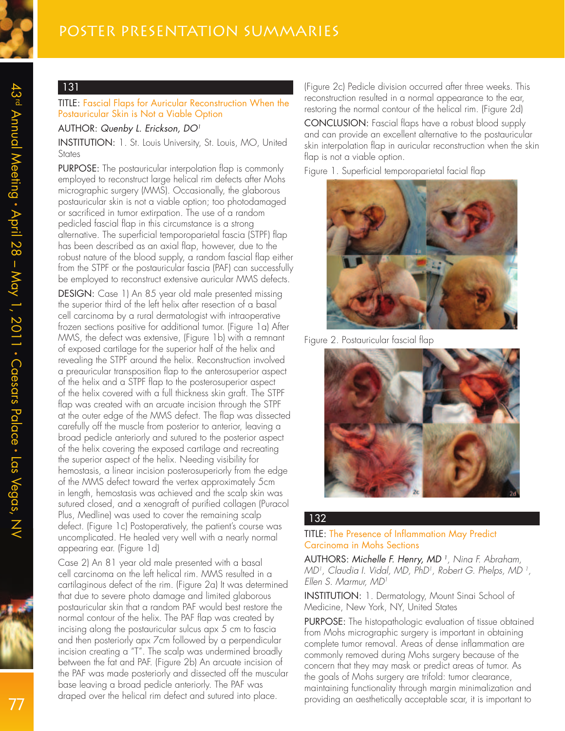## 131

TITLE: Fascial Flaps for Auricular Reconstruction When the Postauricular Skin is Not a Viable Option

AUTHOR: *Quenby L. Erickson, DO*[1]

INSTITUTION: 1. St. Louis University, St. Louis, MO, United States

PURPOSE: The postauricular interpolation flap is commonly employed to reconstruct large helical rim defects after Mohs micrographic surgery (MMS). Occasionally, the glaborous postauricular skin is not a viable option; too photodamaged or sacrificed in tumor extirpation. The use of a random pedicled fascial flap in this circumstance is a strong alternative. The superficial temporoparietal fascia (STPF) flap has been described as an axial flap, however, due to the robust nature of the blood supply, a random fascial flap either from the STPF or the postauricular fascia (PAF) can successfully be employed to reconstruct extensive auricular MMS defects.

DESIGN: Case 1) An 85 year old male presented missing the superior third of the left helix after resection of a basal cell carcinoma by a rural dermatologist with intraoperative frozen sections positive for additional tumor. (Figure 1a) After MMS, the defect was extensive, (Figure 1b) with a remnant of exposed cartilage for the superior half of the helix and revealing the STPF around the helix. Reconstruction involved a preauricular transposition flap to the anterosuperior aspect of the helix and a STPF flap to the posterosuperior aspect of the helix covered with a full thickness skin graft. The STPF flap was created with an arcuate incision through the STPF at the outer edge of the MMS defect. The flap was dissected carefully off the muscle from posterior to anterior, leaving a broad pedicle anteriorly and sutured to the posterior aspect of the helix covering the exposed cartilage and recreating the superior aspect of the helix. Needing visibility for hemostasis, a linear incision posterosuperiorly from the edge of the MMS defect toward the vertex approximately 5cm in length, hemostasis was achieved and the scalp skin was sutured closed, and a xenograft of purified collagen (Puracol Plus, Medline) was used to cover the remaining scalp defect. (Figure 1c) Postoperatively, the patient's course was uncomplicated. He healed very well with a nearly normal appearing ear. (Figure 1d)

Case 2) An 81 year old male presented with a basal cell carcinoma on the left helical rim. MMS resulted in a cartilaginous defect of the rim. (Figure 2a) It was determined that due to severe photo damage and limited glaborous postauricular skin that a random PAF would best restore the normal contour of the helix. The PAF flap was created by incising along the postauricular sulcus apx 5 cm to fascia and then posteriorly apx 7cm followed by a perpendicular incision creating a "T". The scalp was undermined broadly between the fat and PAF. (Figure 2b) An arcuate incision of the PAF was made posteriorly and dissected off the muscular base leaving a broad pedicle anteriorly. The PAF was draped over the helical rim defect and sutured into place. (Figure 2c) Pedicle division occurred after three weeks. This reconstruction resulted in a normal appearance to the ear, restoring the normal contour of the helical rim. (Figure 2d)

CONCLUSION: Fascial flaps have a robust blood supply and can provide an excellent alternative to the postauricular skin interpolation flap in auricular reconstruction when the skin flap is not a viable option.

Figure 1. Superficial temporoparietal facial flap

Figure 2. Postauricular fascial flap

## 132

TITLE: The Presence of Inflammation May Predict Carcinoma in Mohs Sections

AUTHORS: *Michelle F. Henry, MD*[1], *Nina F. Abraham, MD*[1], *Claudia I. Vidal, MD, PhD*[1], *Robert G. Phelps, MD*[1], *Ellen S. Marmur, MD*[1]

INSTITUTION: 1. Dermatology, Mount Sinai School of Medicine, New York, NY, United States

PURPOSE: The histopathologic evaluation of tissue obtained from Mohs micrographic surgery is important in obtaining complete tumor removal. Areas of dense inflammation are commonly removed during Mohs surgery because of the concern that they may mask or predict areas of tumor. As the goals of Mohs surgery are trifold: tumor clearance, maintaining functionality through margin minimalization and providing an aesthetically acceptable scar, it is important to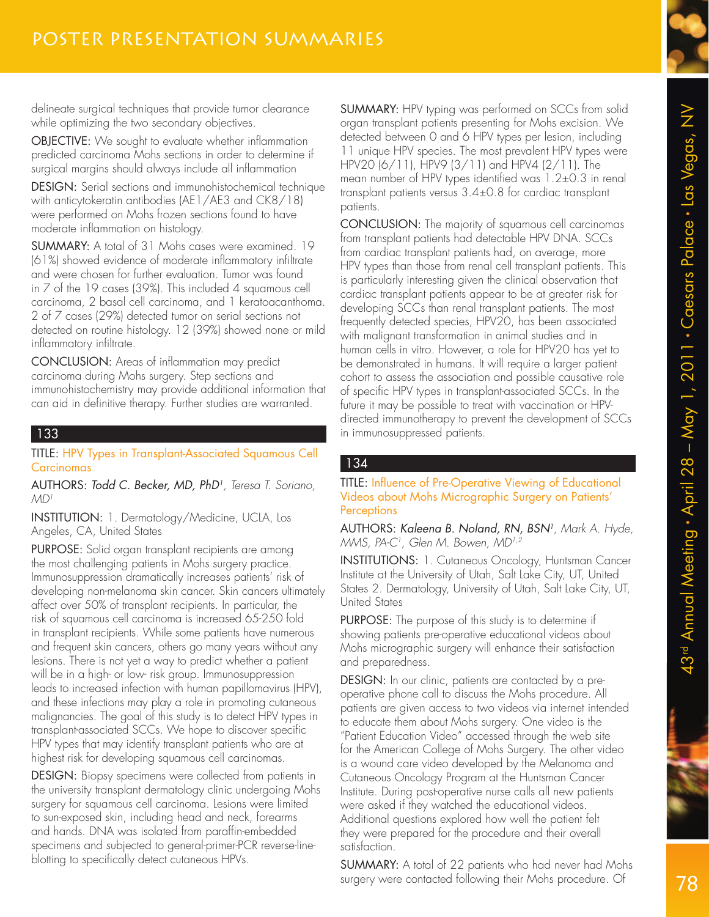delineate surgical techniques that provide tumor clearance while optimizing the two secondary objectives.

OBJECTIVE: We sought to evaluate whether inflammation predicted carcinoma Mohs sections in order to determine if surgical margins should always include all inflammation

DESIGN: Serial sections and immunohistochemical technique with anticytokeratin antibodies (AE1/AE3 and CK8/18) were performed on Mohs frozen sections found to have moderate inflammation on histology.

SUMMARY: A total of 31 Mohs cases were examined. 19 (61%) showed evidence of moderate inflammatory infiltrate and were chosen for further evaluation. Tumor was found in 7 of the 19 cases (39%). This included 4 squamous cell carcinoma, 2 basal cell carcinoma, and 1 keratoacanthoma. 2 of 7 cases (29%) detected tumor on serial sections not detected on routine histology. 12 (39%) showed none or mild inflammatory infiltrate.

CONCLUSION: Areas of inflammation may predict carcinoma during Mohs surgery. Step sections and immunohistochemistry may provide additional information that can aid in definitive therapy. Further studies are warranted.

## 133

TITLE: HPV Types in Transplant-Associated Squamous Cell Carcinomas

AUTHORS: *Todd C. Becker, MD, PhD*[1], *Teresa T. Soriano, MD*[1]

INSTITUTION: 1. Dermatology/Medicine, UCLA, Los Angeles, CA, United States

PURPOSE: Solid organ transplant recipients are among the most challenging patients in Mohs surgery practice. Immunosuppression dramatically increases patients' risk of developing non-melanoma skin cancer. Skin cancers ultimately affect over 50% of transplant recipients. In particular, the risk of squamous cell carcinoma is increased 65-250 fold in transplant recipients. While some patients have numerous and frequent skin cancers, others go many years without any lesions. There is not yet a way to predict whether a patient will be in a high- or low- risk group. Immunosuppression leads to increased infection with human papillomavirus (HPV), and these infections may play a role in promoting cutaneous malignancies. The goal of this study is to detect HPV types in transplant-associated SCCs. We hope to discover specific HPV types that may identify transplant patients who are at highest risk for developing squamous cell carcinomas.

DESIGN: Biopsy specimens were collected from patients in the university transplant dermatology clinic undergoing Mohs surgery for squamous cell carcinoma. Lesions were limited to sun-exposed skin, including head and neck, forearms and hands. DNA was isolated from paraffin-embedded specimens and subjected to general-primer-PCR reverse-line-blotting to specifically detect cutaneous HPVs.

SUMMARY: HPV typing was performed on SCCs from solid organ transplant patients presenting for Mohs excision. We detected between 0 and 6 HPV types per lesion, including 11 unique HPV species. The most prevalent HPV types were HPV20 (6/11), HPV9 (3/11) and HPV4 (2/11). The mean number of HPV types identified was 1.2±0.3 in renal transplant patients versus 3.4±0.8 for cardiac transplant patients.

CONCLUSION: The majority of squamous cell carcinomas from transplant patients had detectable HPV DNA. SCCs from cardiac transplant patients had, on average, more HPV types than those from renal cell transplant patients. This is particularly interesting given the clinical observation that cardiac transplant patients appear to be at greater risk for developing SCCs than renal transplant patients. The most frequently detected species, HPV20, has been associated with malignant transformation in animal studies and in human cells in vitro. However, a role for HPV20 has yet to be demonstrated in humans. It will require a larger patient cohort to assess the association and possible causative role of specific HPV types in transplant-associated SCCs. In the future it may be possible to treat with vaccination or HPV-directed immunotherapy to prevent the development of SCCs in immunosuppressed patients.

## 134

TITLE: Influence of Pre-Operative Viewing of Educational Videos about Mohs Micrographic Surgery on Patients' Perceptions

AUTHORS: *Kaleena B. Noland, RN, BSN*[1], *Mark A. Hyde, MMS, PA-C*[1], *Glen M. Bowen, MD*[1,2]

INSTITUTIONS: 1. Cutaneous Oncology, Huntsman Cancer Institute at the University of Utah, Salt Lake City, UT, United States 2. Dermatology, University of Utah, Salt Lake City, UT, United States

PURPOSE: The purpose of this study is to determine if showing patients pre-operative educational videos about Mohs micrographic surgery will enhance their satisfaction and preparedness.

DESIGN: In our clinic, patients are contacted by a pre-operative phone call to discuss the Mohs procedure. All patients are given access to two videos via internet intended to educate them about Mohs surgery. One video is the "Patient Education Video" accessed through the web site for the American College of Mohs Surgery. The other video is a wound care video developed by the Melanoma and Cutaneous Oncology Program at the Huntsman Cancer Institute. During post-operative nurse calls all new patients were asked if they watched the educational videos. Additional questions explored how well the patient felt they were prepared for the procedure and their overall satisfaction.

SUMMARY: A total of 22 patients who had never had Mohs surgery were contacted following their Mohs procedure. Of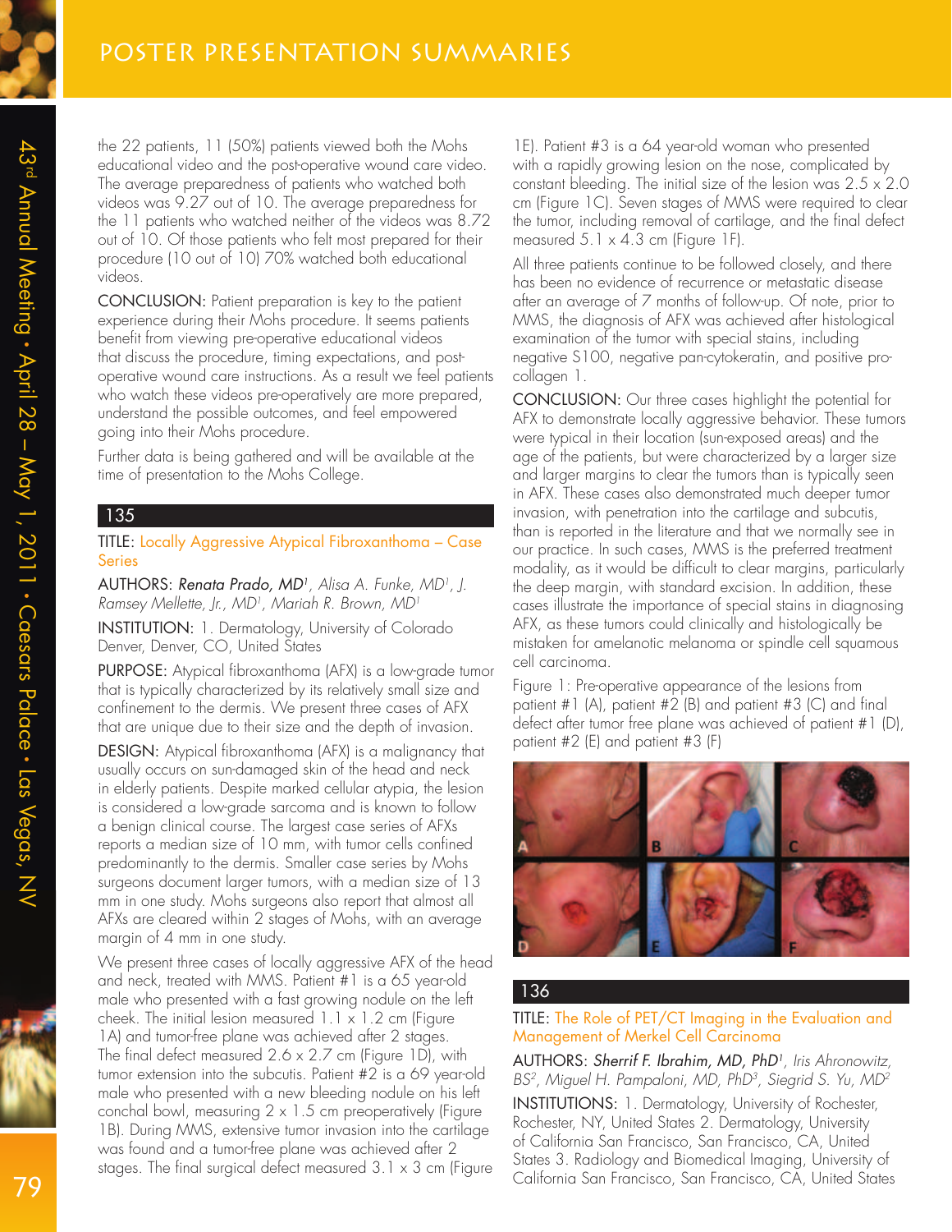the 22 patients, 11 (50%) patients viewed both the Mohs educational video and the post-operative wound care video. The average preparedness of patients who watched both videos was 9.27 out of 10. The average preparedness for the 11 patients who watched neither of the videos was 8.72 out of 10. Of those patients who felt most prepared for their procedure (10 out of 10) 70% watched both educational videos.

CONCLUSION: Patient preparation is key to the patient experience during their Mohs procedure. It seems patients benefit from viewing pre-operative educational videos that discuss the procedure, timing expectations, and post-operative wound care instructions. As a result we feel patients who watch these videos pre-operatively are more prepared, understand the possible outcomes, and feel empowered going into their Mohs procedure.

Further data is being gathered and will be available at the time of presentation to the Mohs College.

## 135

TITLE: Locally Aggressive Atypical Fibroxanthoma – Case Series

AUTHORS: ***Renata Prado, MD***[1], *Alisa A. Funke, MD*[1], *J. Ramsey Mellette, Jr., MD*[1], *Mariah R. Brown, MD*[1]

INSTITUTION: 1. Dermatology, University of Colorado Denver, Denver, CO, United States

PURPOSE: Atypical fibroxanthoma (AFX) is a low-grade tumor that is typically characterized by its relatively small size and confinement to the dermis. We present three cases of AFX that are unique due to their size and the depth of invasion.

DESIGN: Atypical fibroxanthoma (AFX) is a malignancy that usually occurs on sun-damaged skin of the head and neck in elderly patients. Despite marked cellular atypia, the lesion is considered a low-grade sarcoma and is known to follow a benign clinical course. The largest case series of AFXs reports a median size of 10 mm, with tumor cells confined predominantly to the dermis. Smaller case series by Mohs surgeons document larger tumors, with a median size of 13 mm in one study. Mohs surgeons also report that almost all AFXs are cleared within 2 stages of Mohs, with an average margin of 4 mm in one study.

We present three cases of locally aggressive AFX of the head and neck, treated with MMS. Patient #1 is a 65 year-old male who presented with a fast growing nodule on the left cheek. The initial lesion measured 1.1 x 1.2 cm (Figure 1A) and tumor-free plane was achieved after 2 stages. The final defect measured 2.6 x 2.7 cm (Figure 1D), with tumor extension into the subcutis. Patient #2 is a 69 year-old male who presented with a new bleeding nodule on his left conchal bowl, measuring 2 x 1.5 cm preoperatively (Figure 1B). During MMS, extensive tumor invasion into the cartilage was found and a tumor-free plane was achieved after 2 stages. The final surgical defect measured 3.1 x 3 cm (Figure 1E). Patient #3 is a 64 year-old woman who presented with a rapidly growing lesion on the nose, complicated by constant bleeding. The initial size of the lesion was 2.5 x 2.0 cm (Figure 1C). Seven stages of MMS were required to clear the tumor, including removal of cartilage, and the final defect measured 5.1 x 4.3 cm (Figure 1F).

All three patients continue to be followed closely, and there has been no evidence of recurrence or metastatic disease after an average of 7 months of follow-up. Of note, prior to MMS, the diagnosis of AFX was achieved after histological examination of the tumor with special stains, including negative S100, negative pan-cytokeratin, and positive pro-collagen 1.

CONCLUSION: Our three cases highlight the potential for AFX to demonstrate locally aggressive behavior. These tumors were typical in their location (sun-exposed areas) and the age of the patients, but were characterized by a larger size and larger margins to clear the tumors than is typically seen in AFX. These cases also demonstrated much deeper tumor invasion, with penetration into the cartilage and subcutis, than is reported in the literature and that we normally see in our practice. In such cases, MMS is the preferred treatment modality, as it would be difficult to clear margins, particularly the deep margin, with standard excision. In addition, these cases illustrate the importance of special stains in diagnosing AFX, as these tumors could clinically and histologically be mistaken for amelanotic melanoma or spindle cell squamous cell carcinoma.

Figure 1: Pre-operative appearance of the lesions from patient #1 (A), patient #2 (B) and patient #3 (C) and final defect after tumor free plane was achieved of patient #1 (D), patient #2 (E) and patient #3 (F)

## 136

TITLE: The Role of PET/CT Imaging in the Evaluation and Management of Merkel Cell Carcinoma

AUTHORS: ***Sherrif F. Ibrahim, MD, PhD***[1], *Iris Ahronowitz, BS*[2], *Miguel H. Pampaloni, MD, PhD*[3], *Siegrid S. Yu, MD*[2]

INSTITUTIONS: 1. Dermatology, University of Rochester, Rochester, NY, United States 2. Dermatology, University of California San Francisco, San Francisco, CA, United States 3. Radiology and Biomedical Imaging, University of California San Francisco, San Francisco, CA, United States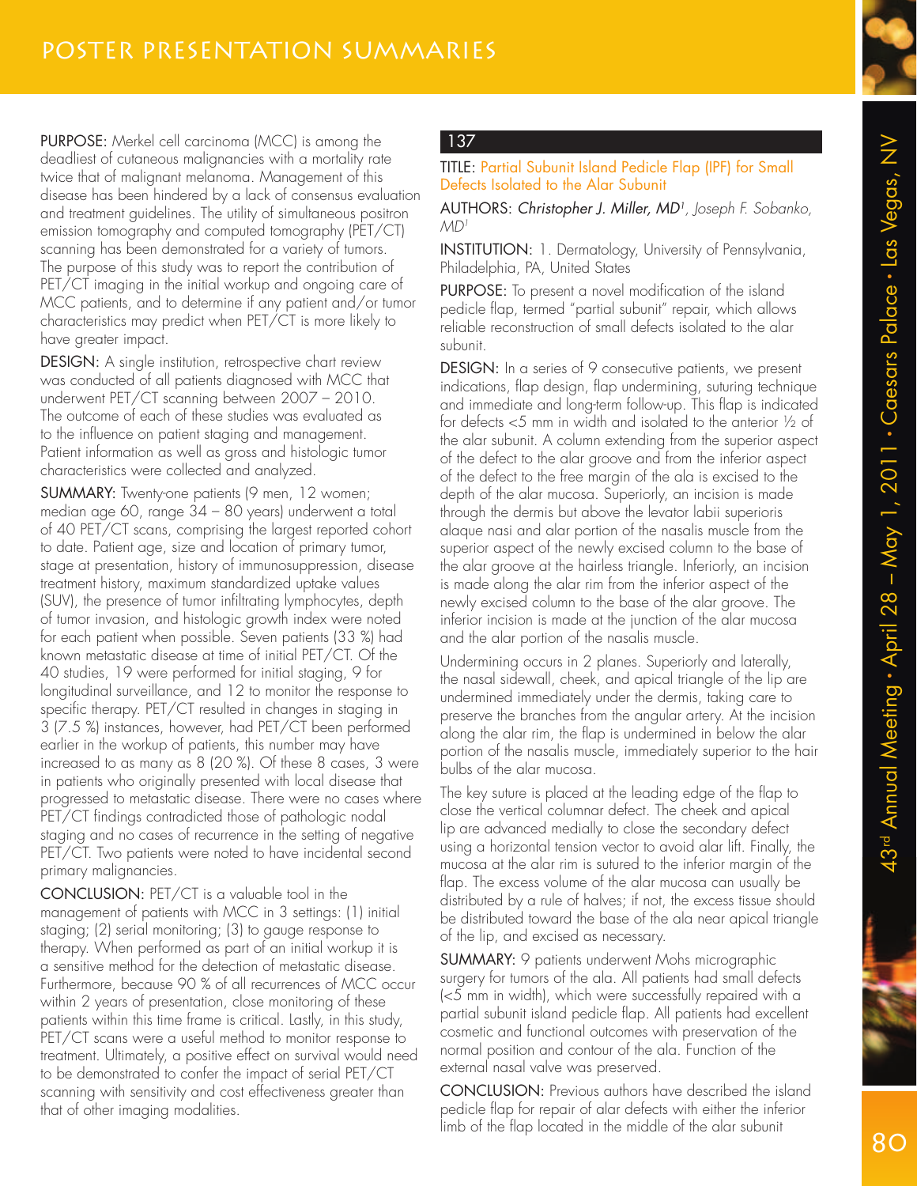PURPOSE: Merkel cell carcinoma (MCC) is among the deadliest of cutaneous malignancies with a mortality rate twice that of malignant melanoma. Management of this disease has been hindered by a lack of consensus evaluation and treatment guidelines. The utility of simultaneous positron emission tomography and computed tomography (PET/CT) scanning has been demonstrated for a variety of tumors. The purpose of this study was to report the contribution of PET/CT imaging in the initial workup and ongoing care of MCC patients, and to determine if any patient and/or tumor characteristics may predict when PET/CT is more likely to have greater impact.

DESIGN: A single institution, retrospective chart review was conducted of all patients diagnosed with MCC that underwent PET/CT scanning between 2007 – 2010. The outcome of each of these studies was evaluated as to the influence on patient staging and management. Patient information as well as gross and histologic tumor characteristics were collected and analyzed.

SUMMARY: Twenty-one patients (9 men, 12 women; median age 60, range 34 – 80 years) underwent a total of 40 PET/CT scans, comprising the largest reported cohort to date. Patient age, size and location of primary tumor, stage at presentation, history of immunosuppression, disease treatment history, maximum standardized uptake values (SUV), the presence of tumor infiltrating lymphocytes, depth of tumor invasion, and histologic growth index were noted for each patient when possible. Seven patients (33 %) had known metastatic disease at time of initial PET/CT. Of the 40 studies, 19 were performed for initial staging, 9 for longitudinal surveillance, and 12 to monitor the response to specific therapy. PET/CT resulted in changes in staging in 3 (7.5 %) instances, however, had PET/CT been performed earlier in the workup of patients, this number may have increased to as many as 8 (20 %). Of these 8 cases, 3 were in patients who originally presented with local disease that progressed to metastatic disease. There were no cases where PET/CT findings contradicted those of pathologic nodal staging and no cases of recurrence in the setting of negative PET/CT. Two patients were noted to have incidental second primary malignancies.

CONCLUSION: PET/CT is a valuable tool in the management of patients with MCC in 3 settings: (1) initial staging; (2) serial monitoring; (3) to gauge response to therapy. When performed as part of an initial workup it is a sensitive method for the detection of metastatic disease. Furthermore, because 90 % of all recurrences of MCC occur within 2 years of presentation, close monitoring of these patients within this time frame is critical. Lastly, in this study, PET/CT scans were a useful method to monitor response to treatment. Ultimately, a positive effect on survival would need to be demonstrated to confer the impact of serial PET/CT scanning with sensitivity and cost effectiveness greater than that of other imaging modalities.

## 137

TITLE: Partial Subunit Island Pedicle Flap (IPF) for Small Defects Isolated to the Alar Subunit

AUTHORS: *Christopher J. Miller, MD*[1], *Joseph F. Sobanko, MD*[1]

INSTITUTION: 1. Dermatology, University of Pennsylvania, Philadelphia, PA, United States

PURPOSE: To present a novel modification of the island pedicle flap, termed "partial subunit" repair, which allows reliable reconstruction of small defects isolated to the alar subunit.

DESIGN: In a series of 9 consecutive patients, we present indications, flap design, flap undermining, suturing technique and immediate and long-term follow-up. This flap is indicated for defects <5 mm in width and isolated to the anterior ½ of the alar subunit. A column extending from the superior aspect of the defect to the alar groove and from the inferior aspect of the defect to the free margin of the ala is excised to the depth of the alar mucosa. Superiorly, an incision is made through the dermis but above the levator labii superioris alaque nasi and alar portion of the nasalis muscle from the superior aspect of the newly excised column to the base of the alar groove at the hairless triangle. Inferiorly, an incision is made along the alar rim from the inferior aspect of the newly excised column to the base of the alar groove. The inferior incision is made at the junction of the alar mucosa and the alar portion of the nasalis muscle.

Undermining occurs in 2 planes. Superiorly and laterally, the nasal sidewall, cheek, and apical triangle of the lip are undermined immediately under the dermis, taking care to preserve the branches from the angular artery. At the incision along the alar rim, the flap is undermined in below the alar portion of the nasalis muscle, immediately superior to the hair bulbs of the alar mucosa.

The key suture is placed at the leading edge of the flap to close the vertical columnar defect. The cheek and apical lip are advanced medially to close the secondary defect using a horizontal tension vector to avoid alar lift. Finally, the mucosa at the alar rim is sutured to the inferior margin of the flap. The excess volume of the alar mucosa can usually be distributed by a rule of halves; if not, the excess tissue should be distributed toward the base of the ala near apical triangle of the lip, and excised as necessary.

SUMMARY: 9 patients underwent Mohs micrographic surgery for tumors of the ala. All patients had small defects (<5 mm in width), which were successfully repaired with a partial subunit island pedicle flap. All patients had excellent cosmetic and functional outcomes with preservation of the normal position and contour of the ala. Function of the external nasal valve was preserved.

CONCLUSION: Previous authors have described the island pedicle flap for repair of alar defects with either the inferior limb of the flap located in the middle of the alar subunit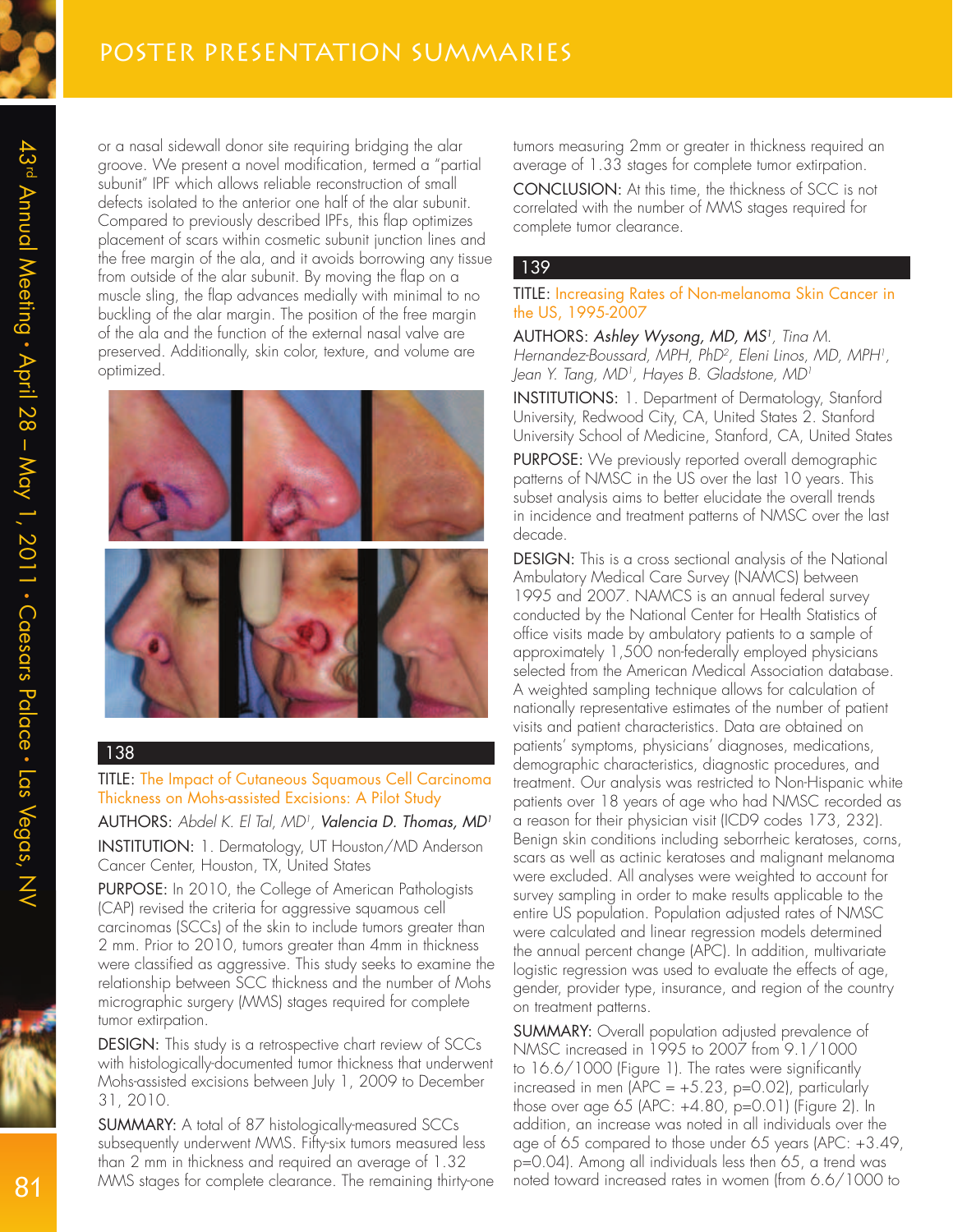or a nasal sidewall donor site requiring bridging the alar groove. We present a novel modification, termed a "partial subunit" IPF which allows reliable reconstruction of small defects isolated to the anterior one half of the alar subunit. Compared to previously described IPFs, this flap optimizes placement of scars within cosmetic subunit junction lines and the free margin of the ala, and it avoids borrowing any tissue from outside of the alar subunit. By moving the flap on a muscle sling, the flap advances medially with minimal to no buckling of the alar margin. The position of the free margin of the ala and the function of the external nasal valve are preserved. Additionally, skin color, texture, and volume are optimized.

## 138

TITLE: The Impact of Cutaneous Squamous Cell Carcinoma Thickness on Mohs-assisted Excisions: A Pilot Study

AUTHORS: *Abdel K. El Tal, MD[1]*, ***Valencia D. Thomas, MD[1]***

INSTITUTION: 1. Dermatology, UT Houston/MD Anderson Cancer Center, Houston, TX, United States

PURPOSE: In 2010, the College of American Pathologists (CAP) revised the criteria for aggressive squamous cell carcinomas (SCCs) of the skin to include tumors greater than 2 mm. Prior to 2010, tumors greater than 4mm in thickness were classified as aggressive. This study seeks to examine the relationship between SCC thickness and the number of Mohs micrographic surgery (MMS) stages required for complete tumor extirpation.

DESIGN: This study is a retrospective chart review of SCCs with histologically-documented tumor thickness that underwent Mohs-assisted excisions between July 1, 2009 to December 31, 2010.

SUMMARY: A total of 87 histologically-measured SCCs subsequently underwent MMS. Fifty-six tumors measured less than 2 mm in thickness and required an average of 1.32 MMS stages for complete clearance. The remaining thirty-one tumors measuring 2mm or greater in thickness required an average of 1.33 stages for complete tumor extirpation.

CONCLUSION: At this time, the thickness of SCC is not correlated with the number of MMS stages required for complete tumor clearance.

## 139

TITLE: Increasing Rates of Non-melanoma Skin Cancer in the US, 1995-2007

AUTHORS: ***Ashley Wysong, MD, MS[1]***, *Tina M. Hernandez-Boussard, MPH, PhD[2], Eleni Linos, MD, MPH[1], Jean Y. Tang, MD[1], Hayes B. Gladstone, MD[1]*

INSTITUTIONS: 1. Department of Dermatology, Stanford University, Redwood City, CA, United States 2. Stanford University School of Medicine, Stanford, CA, United States

PURPOSE: We previously reported overall demographic patterns of NMSC in the US over the last 10 years. This subset analysis aims to better elucidate the overall trends in incidence and treatment patterns of NMSC over the last decade.

DESIGN: This is a cross sectional analysis of the National Ambulatory Medical Care Survey (NAMCS) between 1995 and 2007. NAMCS is an annual federal survey conducted by the National Center for Health Statistics of office visits made by ambulatory patients to a sample of approximately 1,500 non-federally employed physicians selected from the American Medical Association database. A weighted sampling technique allows for calculation of nationally representative estimates of the number of patient visits and patient characteristics. Data are obtained on patients' symptoms, physicians' diagnoses, medications, demographic characteristics, diagnostic procedures, and treatment. Our analysis was restricted to Non-Hispanic white patients over 18 years of age who had NMSC recorded as a reason for their physician visit (ICD9 codes 173, 232). Benign skin conditions including seborrheic keratoses, corns, scars as well as actinic keratoses and malignant melanoma were excluded. All analyses were weighted to account for survey sampling in order to make results applicable to the entire US population. Population adjusted rates of NMSC were calculated and linear regression models determined the annual percent change (APC). In addition, multivariate logistic regression was used to evaluate the effects of age, gender, provider type, insurance, and region of the country on treatment patterns.

SUMMARY: Overall population adjusted prevalence of NMSC increased in 1995 to 2007 from 9.1/1000 to 16.6/1000 (Figure 1). The rates were significantly increased in men (APC = +5.23, $p=0.02$), particularly those over age 65 (APC: +4.80, $p=0.01$) (Figure 2). In addition, an increase was noted in all individuals over the age of 65 compared to those under 65 years (APC: +3.49, $p=0.04$). Among all individuals less then 65, a trend was noted toward increased rates in women (from 6.6/1000 to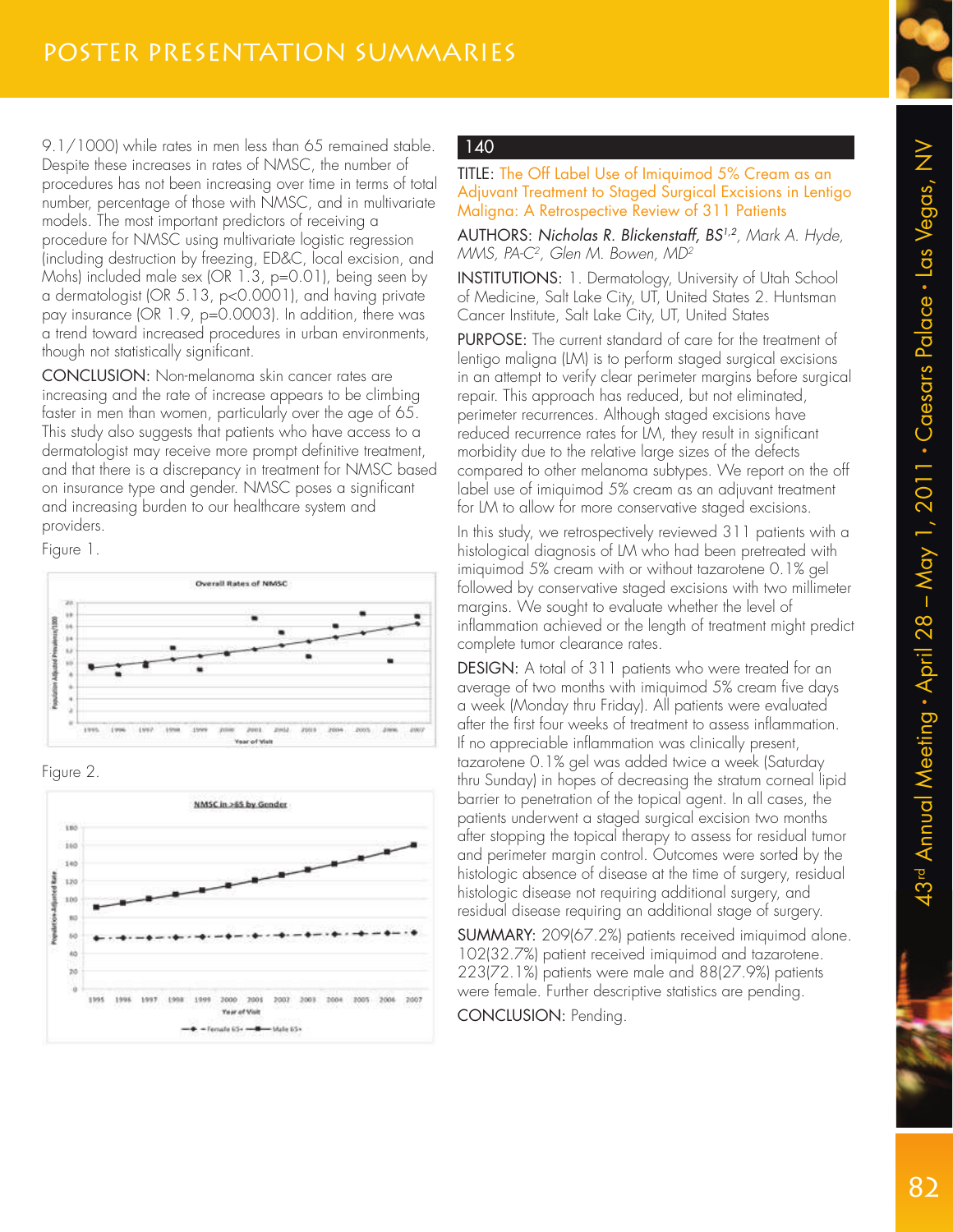9.1/1000) while rates in men less than 65 remained stable. Despite these increases in rates of NMSC, the number of procedures has not been increasing over time in terms of total number, percentage of those with NMSC, and in multivariate models. The most important predictors of receiving a procedure for NMSC using multivariate logistic regression (including destruction by freezing, ED&C, local excision, and Mohs) included male sex (OR 1.3, p=0.01), being seen by a dermatologist (OR 5.13, p<0.0001), and having private pay insurance (OR 1.9, p=0.0003). In addition, there was a trend toward increased procedures in urban environments, though not statistically significant.

CONCLUSION: Non-melanoma skin cancer rates are increasing and the rate of increase appears to be climbing faster in men than women, particularly over the age of 65. This study also suggests that patients who have access to a dermatologist may receive more prompt definitive treatment, and that there is a discrepancy in treatment for NMSC based on insurance type and gender. NMSC poses a significant and increasing burden to our healthcare system and providers.

Figure 1.

Figure 2.

## 140

TITLE: The Off Label Use of Imiquimod 5% Cream as an Adjuvant Treatment to Staged Surgical Excisions in Lentigo Maligna: A Retrospective Review of 311 Patients

AUTHORS: *Nicholas R. Blickenstaff, BS*[1,2], Mark A. Hyde, MMS, PA-C[2], Glen M. Bowen, MD[2]

INSTITUTIONS: 1. Dermatology, University of Utah School of Medicine, Salt Lake City, UT, United States 2. Huntsman Cancer Institute, Salt Lake City, UT, United States

PURPOSE: The current standard of care for the treatment of lentigo maligna (LM) is to perform staged surgical excisions in an attempt to verify clear perimeter margins before surgical repair. This approach has reduced, but not eliminated, perimeter recurrences. Although staged excisions have reduced recurrence rates for LM, they result in significant morbidity due to the relative large sizes of the defects compared to other melanoma subtypes. We report on the off label use of imiquimod 5% cream as an adjuvant treatment for LM to allow for more conservative staged excisions.

In this study, we retrospectively reviewed 311 patients with a histological diagnosis of LM who had been pretreated with imiquimod 5% cream with or without tazarotene 0.1% gel followed by conservative staged excisions with two millimeter margins. We sought to evaluate whether the level of inflammation achieved or the length of treatment might predict complete tumor clearance rates.

DESIGN: A total of 311 patients who were treated for an average of two months with imiquimod 5% cream five days a week (Monday thru Friday). All patients were evaluated after the first four weeks of treatment to assess inflammation. If no appreciable inflammation was clinically present, tazarotene 0.1% gel was added twice a week (Saturday thru Sunday) in hopes of decreasing the stratum corneal lipid barrier to penetration of the topical agent. In all cases, the patients underwent a staged surgical excision two months after stopping the topical therapy to assess for residual tumor and perimeter margin control. Outcomes were sorted by the histologic absence of disease at the time of surgery, residual histologic disease not requiring additional surgery, and residual disease requiring an additional stage of surgery.

SUMMARY: 209(67.2%) patients received imiquimod alone. 102(32.7%) patient received imiquimod and tazarotene. 223(72.1%) patients were male and 88(27.9%) patients were female. Further descriptive statistics are pending.

CONCLUSION: Pending.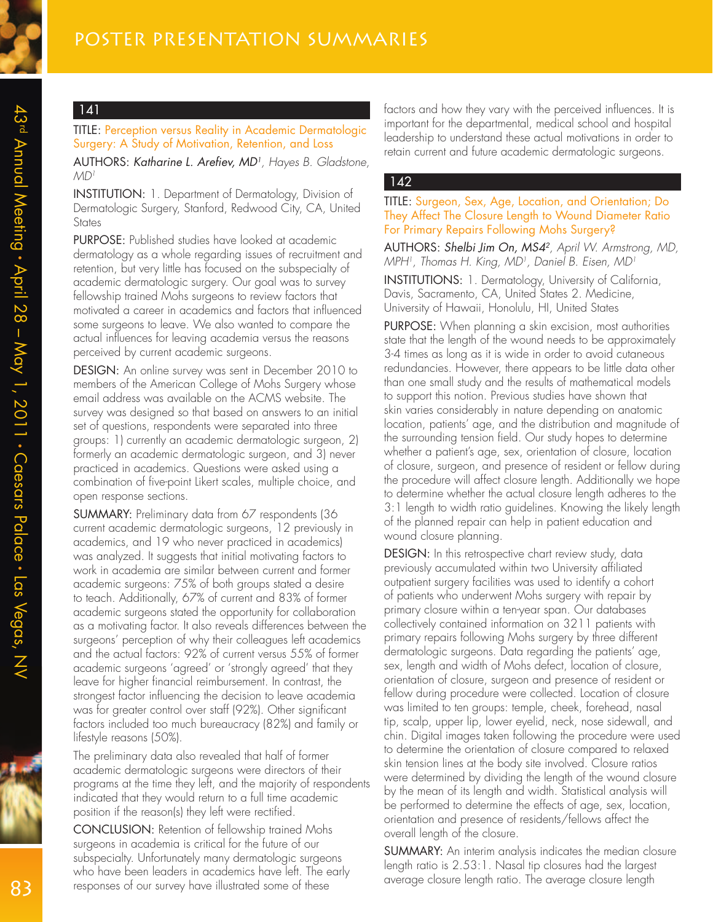## 141

**TITLE:** Perception versus Reality in Academic Dermatologic Surgery: A Study of Motivation, Retention, and Loss

**AUTHORS:** *Katharine L. Arefiev, MD*[1], Hayes B. Gladstone, MD[1]

**INSTITUTION:** 1. Department of Dermatology, Division of Dermatologic Surgery, Stanford, Redwood City, CA, United States

**PURPOSE:** Published studies have looked at academic dermatology as a whole regarding issues of recruitment and retention, but very little has focused on the subspecialty of academic dermatologic surgery. Our goal was to survey fellowship trained Mohs surgeons to review factors that motivated a career in academics and factors that influenced some surgeons to leave. We also wanted to compare the actual influences for leaving academia versus the reasons perceived by current academic surgeons.

**DESIGN:** An online survey was sent in December 2010 to members of the American College of Mohs Surgery whose email address was available on the ACMS website. The survey was designed so that based on answers to an initial set of questions, respondents were separated into three groups: 1) currently an academic dermatologic surgeon, 2) formerly an academic dermatologic surgeon, and 3) never practiced in academics. Questions were asked using a combination of five-point Likert scales, multiple choice, and open response sections.

**SUMMARY:** Preliminary data from 67 respondents (36 current academic dermatologic surgeons, 12 previously in academics, and 19 who never practiced in academics) was analyzed. It suggests that initial motivating factors to work in academia are similar between current and former academic surgeons: 75% of both groups stated a desire to teach. Additionally, 67% of current and 83% of former academic surgeons stated the opportunity for collaboration as a motivating factor. It also reveals differences between the surgeons' perception of why their colleagues left academics and the actual factors: 92% of current versus 55% of former academic surgeons 'agreed' or 'strongly agreed' that they leave for higher financial reimbursement. In contrast, the strongest factor influencing the decision to leave academia was for greater control over staff (92%). Other significant factors included too much bureaucracy (82%) and family or lifestyle reasons (50%).

The preliminary data also revealed that half of former academic dermatologic surgeons were directors of their programs at the time they left, and the majority of respondents indicated that they would return to a full time academic position if the reason(s) they left were rectified.

**CONCLUSION:** Retention of fellowship trained Mohs surgeons in academia is critical for the future of our subspecialty. Unfortunately many dermatologic surgeons who have been leaders in academics have left. The early responses of our survey have illustrated some of these factors and how they vary with the perceived influences. It is important for the departmental, medical school and hospital leadership to understand these actual motivations in order to retain current and future academic dermatologic surgeons.

## 142

**TITLE:** Surgeon, Sex, Age, Location, and Orientation; Do They Affect The Closure Length to Wound Diameter Ratio For Primary Repairs Following Mohs Surgery?

**AUTHORS:** *Shelbi Jim On, MS4*[2], April W. Armstrong, MD, MPH[1], Thomas H. King, MD[1], Daniel B. Eisen, MD[1]

**INSTITUTIONS:** 1. Dermatology, University of California, Davis, Sacramento, CA, United States 2. Medicine, University of Hawaii, Honolulu, HI, United States

**PURPOSE:** When planning a skin excision, most authorities state that the length of the wound needs to be approximately 3-4 times as long as it is wide in order to avoid cutaneous redundancies. However, there appears to be little data other than one small study and the results of mathematical models to support this notion. Previous studies have shown that skin varies considerably in nature depending on anatomic location, patients' age, and the distribution and magnitude of the surrounding tension field. Our study hopes to determine whether a patient's age, sex, orientation of closure, location of closure, surgeon, and presence of resident or fellow during the procedure will affect closure length. Additionally we hope to determine whether the actual closure length adheres to the 3:1 length to width ratio guidelines. Knowing the likely length of the planned repair can help in patient education and wound closure planning.

**DESIGN:** In this retrospective chart review study, data previously accumulated within two University affiliated outpatient surgery facilities was used to identify a cohort of patients who underwent Mohs surgery with repair by primary closure within a ten-year span. Our databases collectively contained information on 3211 patients with primary repairs following Mohs surgery by three different dermatologic surgeons. Data regarding the patients' age, sex, length and width of Mohs defect, location of closure, orientation of closure, surgeon and presence of resident or fellow during procedure were collected. Location of closure was limited to ten groups: temple, cheek, forehead, nasal tip, scalp, upper lip, lower eyelid, neck, nose sidewall, and chin. Digital images taken following the procedure were used to determine the orientation of closure compared to relaxed skin tension lines at the body site involved. Closure ratios were determined by dividing the length of the wound closure by the mean of its length and width. Statistical analysis will be performed to determine the effects of age, sex, location, orientation and presence of residents/fellows affect the overall length of the closure.

**SUMMARY:** An interim analysis indicates the median closure length ratio is 2.53:1. Nasal tip closures had the largest average closure length ratio. The average closure length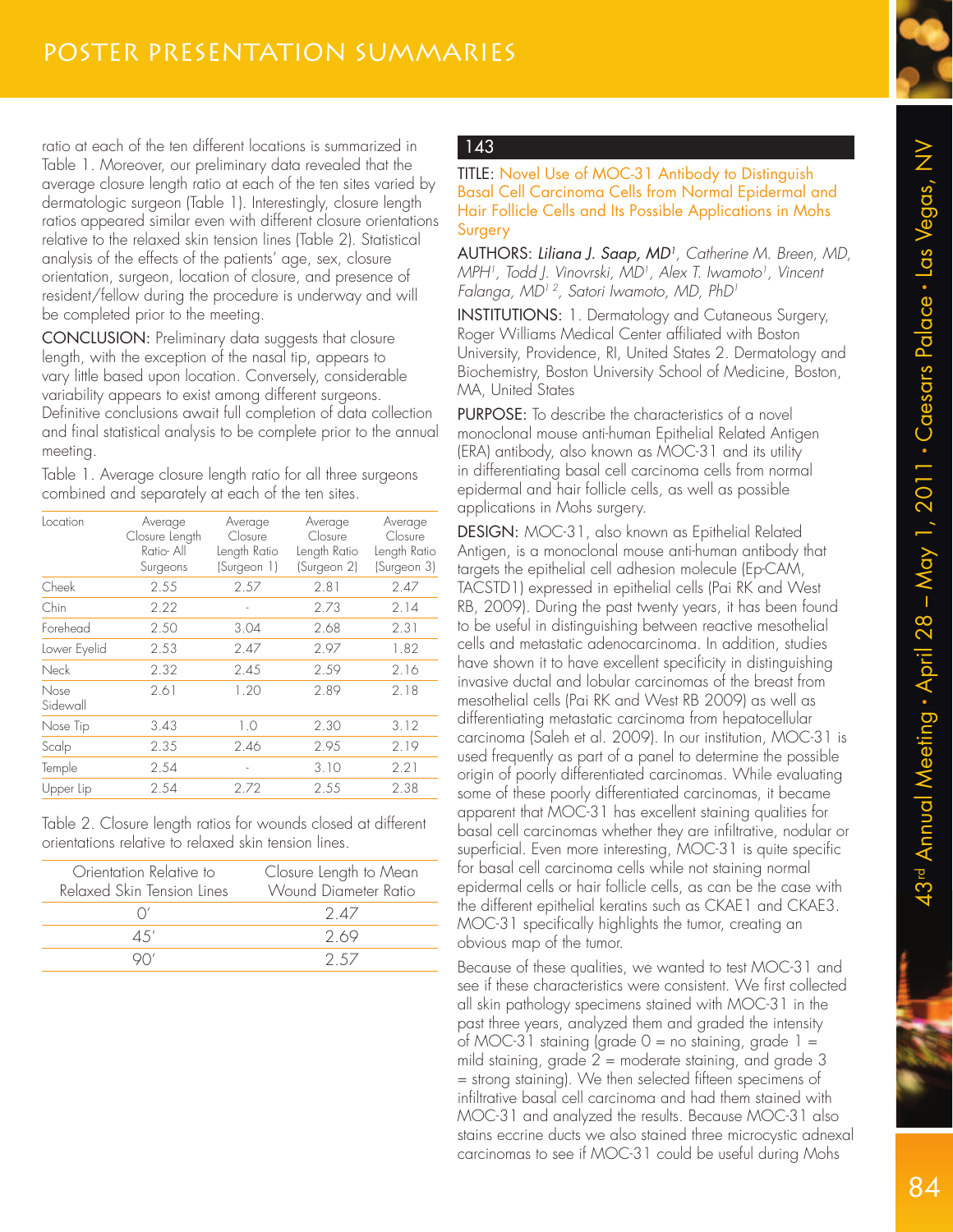ratio at each of the ten different locations is summarized in Table 1. Moreover, our preliminary data revealed that the average closure length ratio at each of the ten sites varied by dermatologic surgeon (Table 1). Interestingly, closure length ratios appeared similar even with different closure orientations relative to the relaxed skin tension lines (Table 2). Statistical analysis of the effects of the patients' age, sex, closure orientation, surgeon, location of closure, and presence of resident/fellow during the procedure is underway and will be completed prior to the meeting.

**CONCLUSION:** Preliminary data suggests that closure length, with the exception of the nasal tip, appears to vary little based upon location. Conversely, considerable variability appears to exist among different surgeons. Definitive conclusions await full completion of data collection and final statistical analysis to be complete prior to the annual meeting.

Table 1. Average closure length ratio for all three surgeons combined and separately at each of the ten sites.

| Location | Average Closure Length Ratio- All Surgeons | Average Closure Length Ratio (Surgeon 1) | Average Closure Length Ratio (Surgeon 2) | Average Closure Length Ratio (Surgeon 3) |
|---|---|---|---|---|
| Cheek | 2.55 | 2.57 | 2.81 | 2.47 |
| Chin | 2.22 | - | 2.73 | 2.14 |
| Forehead | 2.50 | 3.04 | 2.68 | 2.31 |
| Lower Eyelid | 2.53 | 2.47 | 2.97 | 1.82 |
| Neck | 2.32 | 2.45 | 2.59 | 2.16 |
| Nose Sidewall | 2.61 | 1.20 | 2.89 | 2.18 |
| Nose Tip | 3.43 | 1.0 | 2.30 | 3.12 |
| Scalp | 2.35 | 2.46 | 2.95 | 2.19 |
| Temple | 2.54 | - | 3.10 | 2.21 |
| Upper Lip | 2.54 | 2.72 | 2.55 | 2.38 |

Table 2. Closure length ratios for wounds closed at different orientations relative to relaxed skin tension lines.

| Orientation Relative to Relaxed Skin Tension Lines | Closure Length to Mean Wound Diameter Ratio |
|---|---|
| 0' | 2.47 |
| 45' | 2.69 |
| 90' | 2.57 |

## 143

**TITLE:** Novel Use of MOC-31 Antibody to Distinguish Basal Cell Carcinoma Cells from Normal Epidermal and Hair Follicle Cells and Its Possible Applications in Mohs Surgery

**AUTHORS:** ***Liliana J. Saap, MD***[1], *Catherine M. Breen, MD, MPH*[1], *Todd J. Vinovrski, MD*[1], *Alex T. Iwamoto*[1], *Vincent Falanga, MD*[1 2], *Satori Iwamoto, MD, PhD*[1]

**INSTITUTIONS:** 1. Dermatology and Cutaneous Surgery, Roger Williams Medical Center affiliated with Boston University, Providence, RI, United States 2. Dermatology and Biochemistry, Boston University School of Medicine, Boston, MA, United States

**PURPOSE:** To describe the characteristics of a novel monoclonal mouse anti-human Epithelial Related Antigen (ERA) antibody, also known as MOC-31 and its utility in differentiating basal cell carcinoma cells from normal epidermal and hair follicle cells, as well as possible applications in Mohs surgery.

**DESIGN:** MOC-31, also known as Epithelial Related Antigen, is a monoclonal mouse anti-human antibody that targets the epithelial cell adhesion molecule (Ep-CAM, TACSTD1) expressed in epithelial cells (Pai RK and West RB, 2009). During the past twenty years, it has been found to be useful in distinguishing between reactive mesothelial cells and metastatic adenocarcinoma. In addition, studies have shown it to have excellent specificity in distinguishing invasive ductal and lobular carcinomas of the breast from mesothelial cells (Pai RK and West RB 2009) as well as differentiating metastatic carcinoma from hepatocellular carcinoma (Saleh et al. 2009). In our institution, MOC-31 is used frequently as part of a panel to determine the possible origin of poorly differentiated carcinomas. While evaluating some of these poorly differentiated carcinomas, it became apparent that MOC-31 has excellent staining qualities for basal cell carcinomas whether they are infiltrative, nodular or superficial. Even more interesting, MOC-31 is quite specific for basal cell carcinoma cells while not staining normal epidermal cells or hair follicle cells, as can be the case with the different epithelial keratins such as CKAE1 and CKAE3. MOC-31 specifically highlights the tumor, creating an obvious map of the tumor.

Because of these qualities, we wanted to test MOC-31 and see if these characteristics were consistent. We first collected all skin pathology specimens stained with MOC-31 in the past three years, analyzed them and graded the intensity of MOC-31 staining (grade 0 = no staining, grade 1 = mild staining, grade 2 = moderate staining, and grade 3 = strong staining). We then selected fifteen specimens of infiltrative basal cell carcinoma and had them stained with MOC-31 and analyzed the results. Because MOC-31 also stains eccrine ducts we also stained three microcystic adnexal carcinomas to see if MOC-31 could be useful during Mohs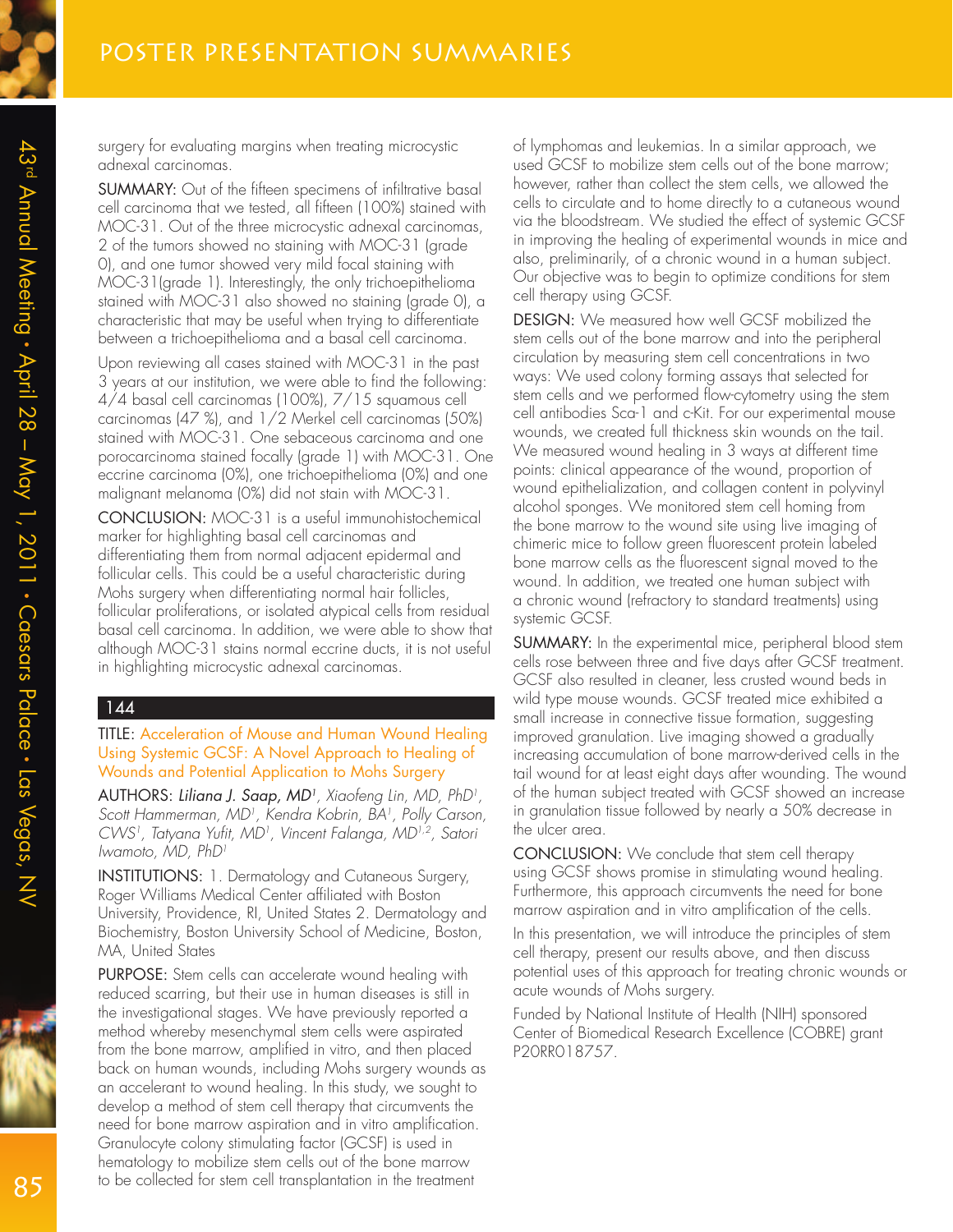surgery for evaluating margins when treating microcystic adnexal carcinomas.

SUMMARY: Out of the fifteen specimens of infiltrative basal cell carcinoma that we tested, all fifteen (100%) stained with MOC-31. Out of the three microcystic adnexal carcinomas, 2 of the tumors showed no staining with MOC-31 (grade 0), and one tumor showed very mild focal staining with MOC-31(grade 1). Interestingly, the only trichoepithelioma stained with MOC-31 also showed no staining (grade 0), a characteristic that may be useful when trying to differentiate between a trichoepithelioma and a basal cell carcinoma.

Upon reviewing all cases stained with MOC-31 in the past 3 years at our institution, we were able to find the following: 4/4 basal cell carcinomas (100%), 7/15 squamous cell carcinomas (47 %), and 1/2 Merkel cell carcinomas (50%) stained with MOC-31. One sebaceous carcinoma and one porocarcinoma stained focally (grade 1) with MOC-31. One eccrine carcinoma (0%), one trichoepithelioma (0%) and one malignant melanoma (0%) did not stain with MOC-31.

CONCLUSION: MOC-31 is a useful immunohistochemical marker for highlighting basal cell carcinomas and differentiating them from normal adjacent epidermal and follicular cells. This could be a useful characteristic during Mohs surgery when differentiating normal hair follicles, follicular proliferations, or isolated atypical cells from residual basal cell carcinoma. In addition, we were able to show that although MOC-31 stains normal eccrine ducts, it is not useful in highlighting microcystic adnexal carcinomas.

## 144

TITLE: Acceleration of Mouse and Human Wound Healing Using Systemic GCSF: A Novel Approach to Healing of Wounds and Potential Application to Mohs Surgery

AUTHORS: *Liliana J. Saap, MD[1], Xiaofeng Lin, MD, PhD[1], Scott Hammerman, MD[1], Kendra Kobrin, BA[1], Polly Carson, CWS[1], Tatyana Yufit, MD[1], Vincent Falanga, MD[1,2], Satori Iwamoto, MD, PhD[1]*

INSTITUTIONS: 1. Dermatology and Cutaneous Surgery, Roger Williams Medical Center affiliated with Boston University, Providence, RI, United States 2. Dermatology and Biochemistry, Boston University School of Medicine, Boston, MA, United States

PURPOSE: Stem cells can accelerate wound healing with reduced scarring, but their use in human diseases is still in the investigational stages. We have previously reported a method whereby mesenchymal stem cells were aspirated from the bone marrow, amplified in vitro, and then placed back on human wounds, including Mohs surgery wounds as an accelerant to wound healing. In this study, we sought to develop a method of stem cell therapy that circumvents the need for bone marrow aspiration and in vitro amplification. Granulocyte colony stimulating factor (GCSF) is used in hematology to mobilize stem cells out of the bone marrow to be collected for stem cell transplantation in the treatment of lymphomas and leukemias. In a similar approach, we used GCSF to mobilize stem cells out of the bone marrow; however, rather than collect the stem cells, we allowed the cells to circulate and to home directly to a cutaneous wound via the bloodstream. We studied the effect of systemic GCSF in improving the healing of experimental wounds in mice and also, preliminarily, of a chronic wound in a human subject. Our objective was to begin to optimize conditions for stem cell therapy using GCSF.

DESIGN: We measured how well GCSF mobilized the stem cells out of the bone marrow and into the peripheral circulation by measuring stem cell concentrations in two ways: We used colony forming assays that selected for stem cells and we performed flow-cytometry using the stem cell antibodies Sca-1 and c-Kit. For our experimental mouse wounds, we created full thickness skin wounds on the tail. We measured wound healing in 3 ways at different time points: clinical appearance of the wound, proportion of wound epithelialization, and collagen content in polyvinyl alcohol sponges. We monitored stem cell homing from the bone marrow to the wound site using live imaging of chimeric mice to follow green fluorescent protein labeled bone marrow cells as the fluorescent signal moved to the wound. In addition, we treated one human subject with a chronic wound (refractory to standard treatments) using systemic GCSF.

SUMMARY: In the experimental mice, peripheral blood stem cells rose between three and five days after GCSF treatment. GCSF also resulted in cleaner, less crusted wound beds in wild type mouse wounds. GCSF treated mice exhibited a small increase in connective tissue formation, suggesting improved granulation. Live imaging showed a gradually increasing accumulation of bone marrow-derived cells in the tail wound for at least eight days after wounding. The wound of the human subject treated with GCSF showed an increase in granulation tissue followed by nearly a 50% decrease in the ulcer area.

CONCLUSION: We conclude that stem cell therapy using GCSF shows promise in stimulating wound healing. Furthermore, this approach circumvents the need for bone marrow aspiration and in vitro amplification of the cells.

In this presentation, we will introduce the principles of stem cell therapy, present our results above, and then discuss potential uses of this approach for treating chronic wounds or acute wounds of Mohs surgery.

Funded by National Institute of Health (NIH) sponsored Center of Biomedical Research Excellence (COBRE) grant P20RR018757.